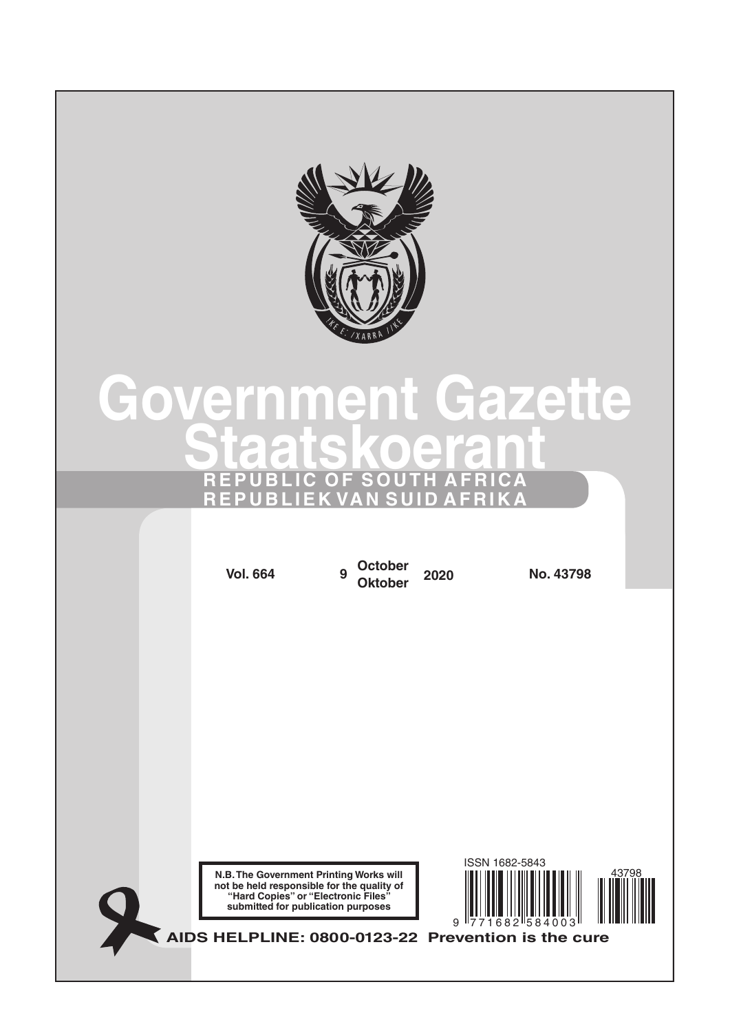# Government Gazette
# Staatskoerant

**REPUBLIC OF SOUTH AFRICA**
**REPUBLIEK VAN SUID AFRIKA**

**Vol. 664** **9** **October / Oktober** **2020** **No. 43798**

**N.B. The Government Printing Works will not be held responsible for the quality of "Hard Copies" or "Electronic Files" submitted for publication purposes**

ISSN 1682-5843

9 771682 584003

43798

**AIDS HELPLINE: 0800-0123-22 Prevention is the cure**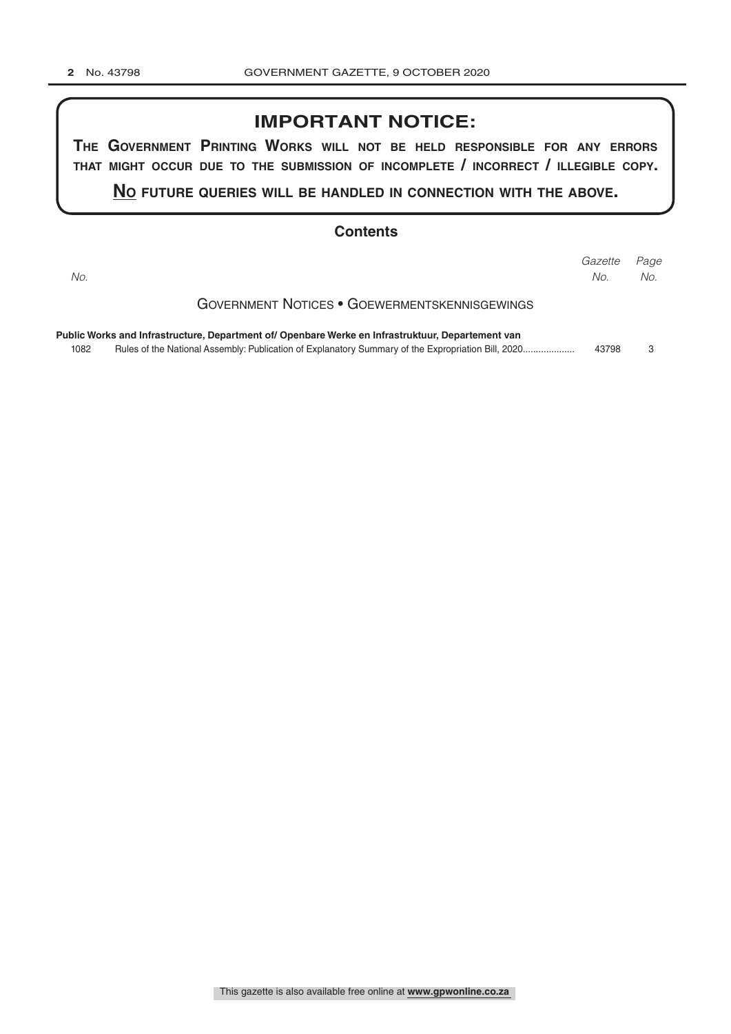## IMPORTANT NOTICE:

**THE GOVERNMENT PRINTING WORKS WILL NOT BE HELD RESPONSIBLE FOR ANY ERRORS THAT MIGHT OCCUR DUE TO THE SUBMISSION OF INCOMPLETE / INCORRECT / ILLEGIBLE COPY.**

**NO FUTURE QUERIES WILL BE HANDLED IN CONNECTION WITH THE ABOVE.**

## Contents

| *No.* | | *Gazette No.* | *Page No.* |
|---|---|---|---|
| | GOVERNMENT NOTICES • GOEWERMENTSKENNISGEWINGS | | |
| | **Public Works and Infrastructure, Department of/ Openbare Werke en Infrastruktuur, Departement van** | | |
| 1082 | Rules of the National Assembly: Publication of Explanatory Summary of the Expropriation Bill, 2020.................... | 43798 | 3 |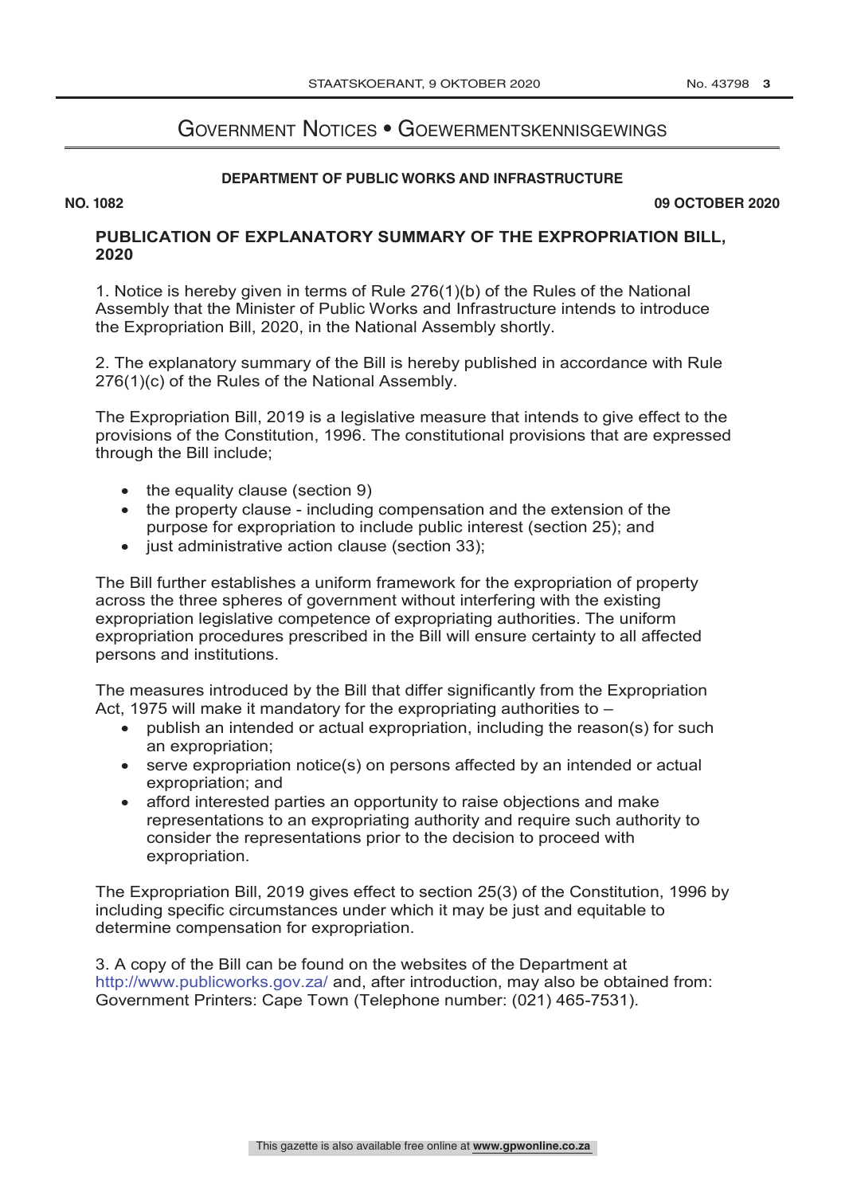# Government Notices • Goewermentskennisgewings

## DEPARTMENT OF PUBLIC WORKS AND INFRASTRUCTURE

**NO. 1082** **09 OCTOBER 2020**

### PUBLICATION OF EXPLANATORY SUMMARY OF THE EXPROPRIATION BILL, 2020

1. Notice is hereby given in terms of Rule 276(1)(b) of the Rules of the National Assembly that the Minister of Public Works and Infrastructure intends to introduce the Expropriation Bill, 2020, in the National Assembly shortly.

2. The explanatory summary of the Bill is hereby published in accordance with Rule 276(1)(c) of the Rules of the National Assembly.

The Expropriation Bill, 2019 is a legislative measure that intends to give effect to the provisions of the Constitution, 1996. The constitutional provisions that are expressed through the Bill include;

- the equality clause (section 9)
- the property clause - including compensation and the extension of the purpose for expropriation to include public interest (section 25); and
- just administrative action clause (section 33);

The Bill further establishes a uniform framework for the expropriation of property across the three spheres of government without interfering with the existing expropriation legislative competence of expropriating authorities. The uniform expropriation procedures prescribed in the Bill will ensure certainty to all affected persons and institutions.

The measures introduced by the Bill that differ significantly from the Expropriation Act, 1975 will make it mandatory for the expropriating authorities to –

- publish an intended or actual expropriation, including the reason(s) for such an expropriation;
- serve expropriation notice(s) on persons affected by an intended or actual expropriation; and
- afford interested parties an opportunity to raise objections and make representations to an expropriating authority and require such authority to consider the representations prior to the decision to proceed with expropriation.

The Expropriation Bill, 2019 gives effect to section 25(3) of the Constitution, 1996 by including specific circumstances under which it may be just and equitable to determine compensation for expropriation.

3. A copy of the Bill can be found on the websites of the Department at http://www.publicworks.gov.za/ and, after introduction, may also be obtained from: Government Printers: Cape Town (Telephone number: (021) 465-7531).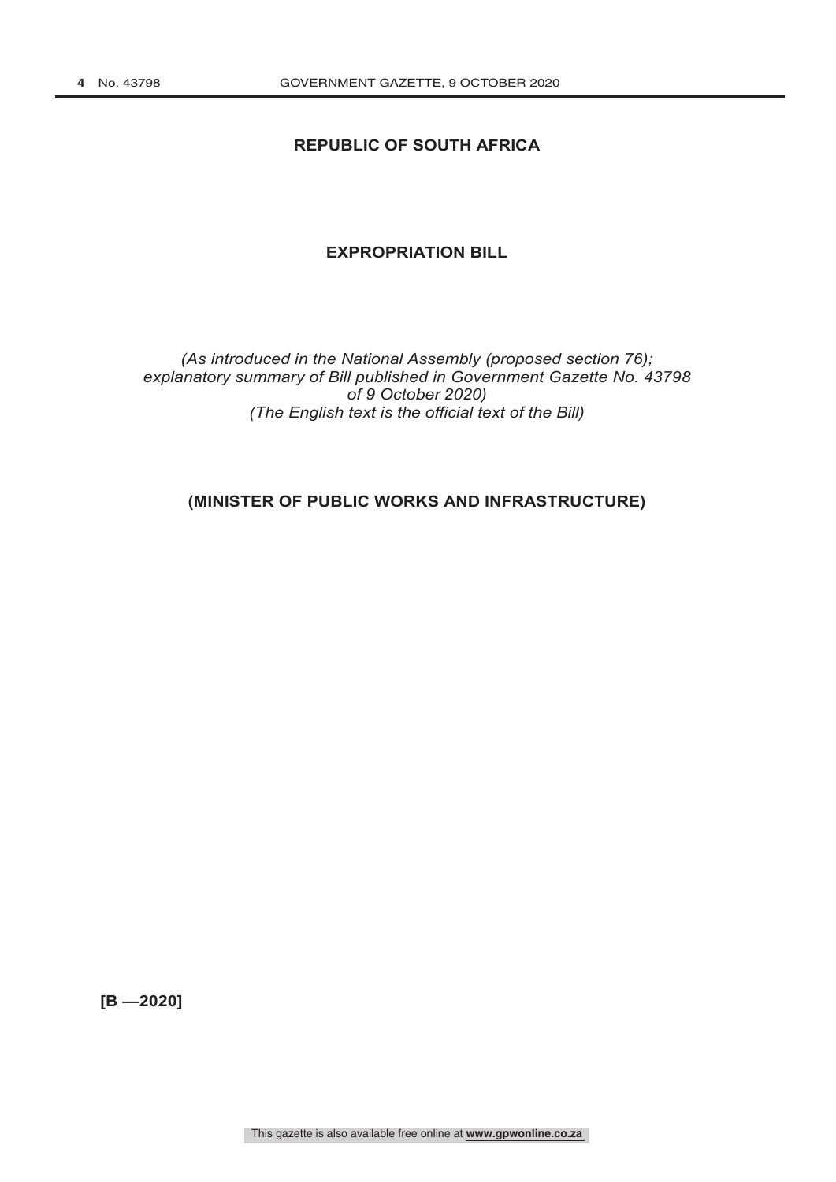**REPUBLIC OF SOUTH AFRICA**

# EXPROPRIATION BILL

*(As introduced in the National Assembly (proposed section 76); explanatory summary of Bill published in Government Gazette No. 43798 of 9 October 2020)*
*(The English text is the official text of the Bill)*

**(MINISTER OF PUBLIC WORKS AND INFRASTRUCTURE)**

**[B —2020]**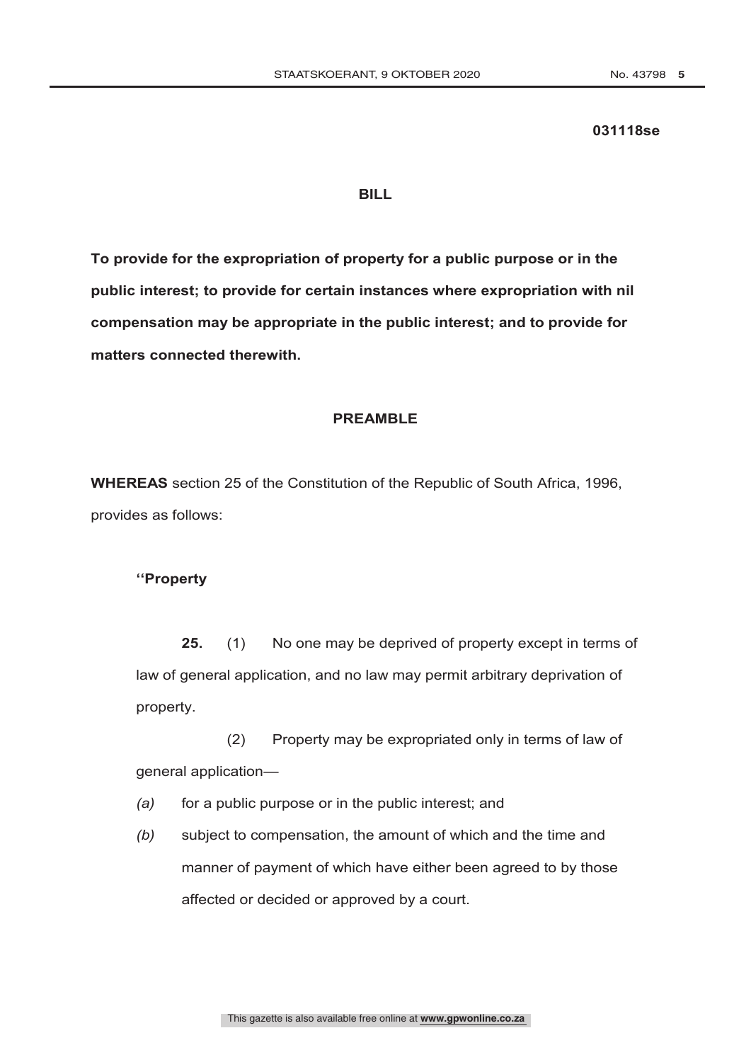**031118se**

## BILL

**To provide for the expropriation of property for a public purpose or in the public interest; to provide for certain instances where expropriation with nil compensation may be appropriate in the public interest; and to provide for matters connected therewith.**

## PREAMBLE

**WHEREAS** section 25 of the Constitution of the Republic of South Africa, 1996, provides as follows:

> **''Property**
>
> **25.** (1) No one may be deprived of property except in terms of law of general application, and no law may permit arbitrary deprivation of property.
>
> (2) Property may be expropriated only in terms of law of general application—
>
> *(a)* for a public purpose or in the public interest; and
>
> *(b)* subject to compensation, the amount of which and the time and manner of payment of which have either been agreed to by those affected or decided or approved by a court.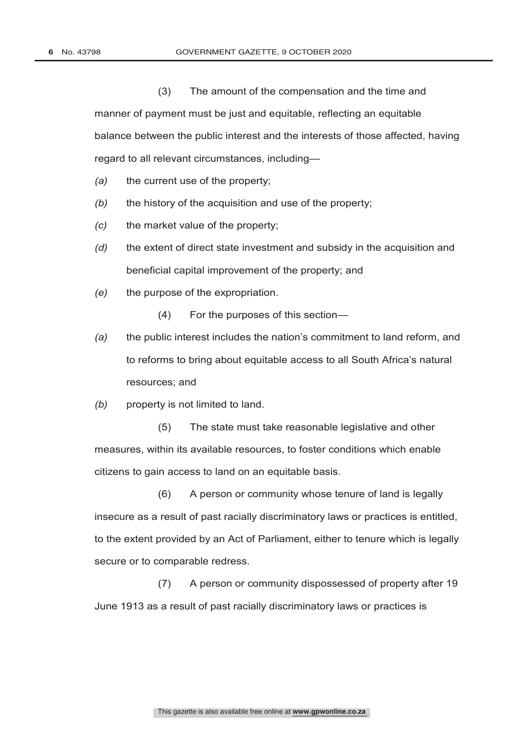(3) The amount of the compensation and the time and manner of payment must be just and equitable, reflecting an equitable balance between the public interest and the interests of those affected, having regard to all relevant circumstances, including—

*(a)* the current use of the property;

*(b)* the history of the acquisition and use of the property;

*(c)* the market value of the property;

*(d)* the extent of direct state investment and subsidy in the acquisition and beneficial capital improvement of the property; and

*(e)* the purpose of the expropriation.

(4) For the purposes of this section—

*(a)* the public interest includes the nation's commitment to land reform, and to reforms to bring about equitable access to all South Africa's natural resources; and

*(b)* property is not limited to land.

(5) The state must take reasonable legislative and other measures, within its available resources, to foster conditions which enable citizens to gain access to land on an equitable basis.

(6) A person or community whose tenure of land is legally insecure as a result of past racially discriminatory laws or practices is entitled, to the extent provided by an Act of Parliament, either to tenure which is legally secure or to comparable redress.

(7) A person or community dispossessed of property after 19 June 1913 as a result of past racially discriminatory laws or practices is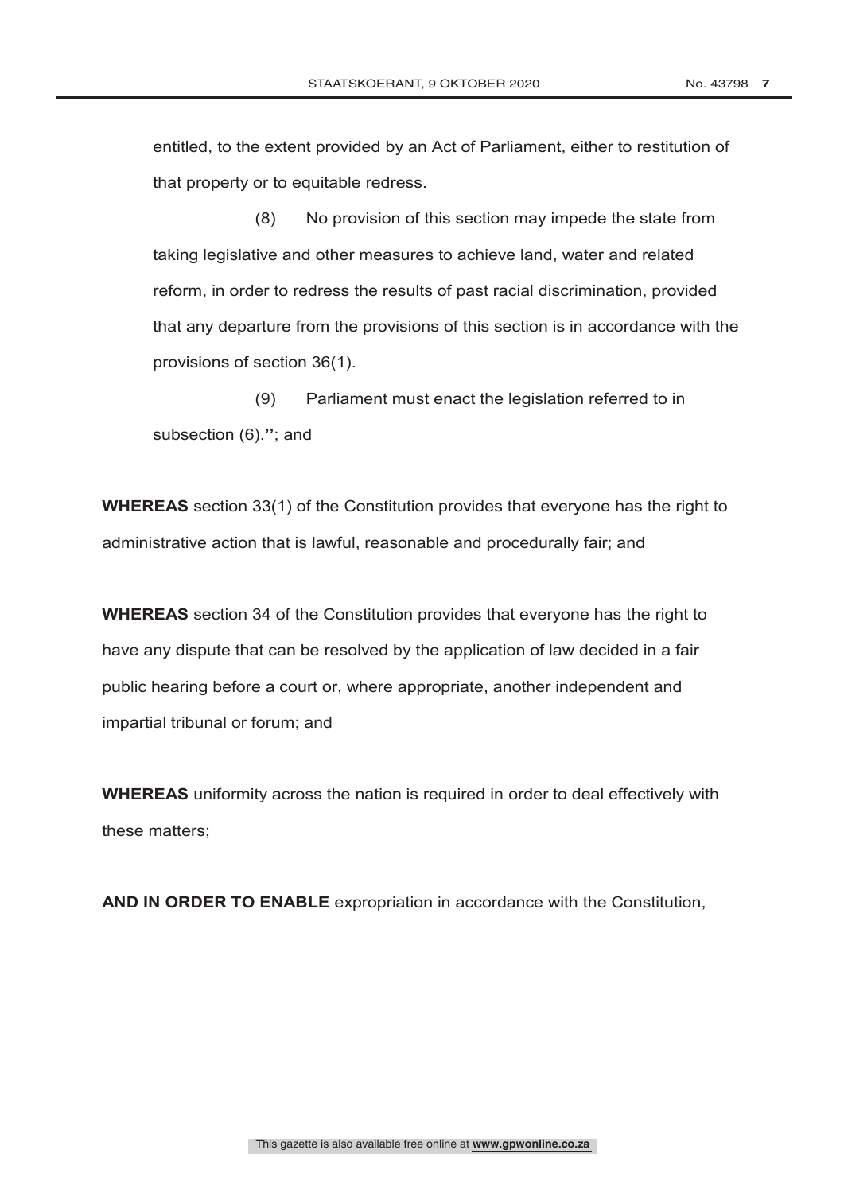entitled, to the extent provided by an Act of Parliament, either to restitution of that property or to equitable redress.

(8) No provision of this section may impede the state from taking legislative and other measures to achieve land, water and related reform, in order to redress the results of past racial discrimination, provided that any departure from the provisions of this section is in accordance with the provisions of section 36(1).

(9) Parliament must enact the legislation referred to in subsection (6).**"**; and

**WHEREAS** section 33(1) of the Constitution provides that everyone has the right to administrative action that is lawful, reasonable and procedurally fair; and

**WHEREAS** section 34 of the Constitution provides that everyone has the right to have any dispute that can be resolved by the application of law decided in a fair public hearing before a court or, where appropriate, another independent and impartial tribunal or forum; and

**WHEREAS** uniformity across the nation is required in order to deal effectively with these matters;

**AND IN ORDER TO ENABLE** expropriation in accordance with the Constitution,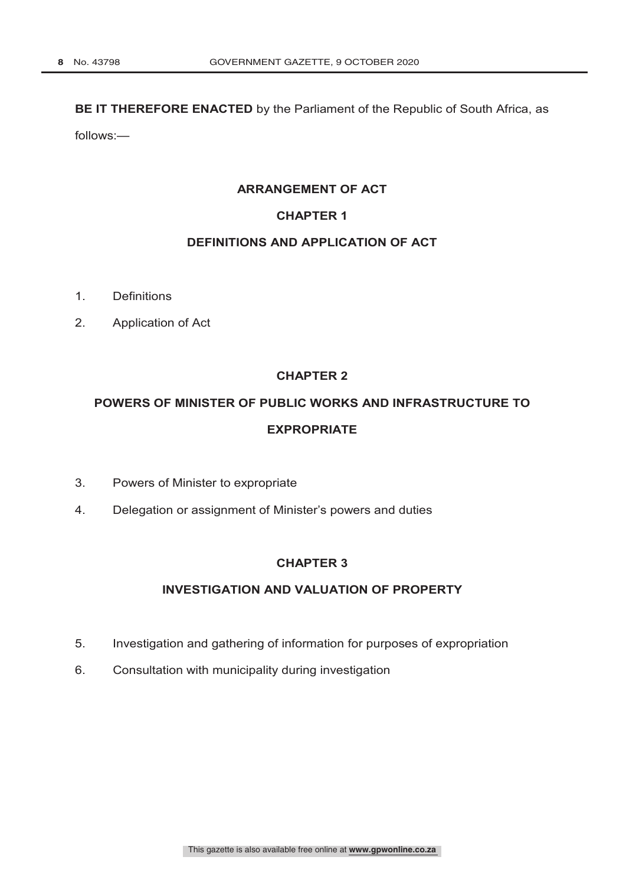**BE IT THEREFORE ENACTED** by the Parliament of the Republic of South Africa, as follows:—

## ARRANGEMENT OF ACT

### CHAPTER 1

### DEFINITIONS AND APPLICATION OF ACT

1. Definitions
2. Application of Act

### CHAPTER 2

### POWERS OF MINISTER OF PUBLIC WORKS AND INFRASTRUCTURE TO EXPROPRIATE

3. Powers of Minister to expropriate
4. Delegation or assignment of Minister's powers and duties

### CHAPTER 3

### INVESTIGATION AND VALUATION OF PROPERTY

5. Investigation and gathering of information for purposes of expropriation
6. Consultation with municipality during investigation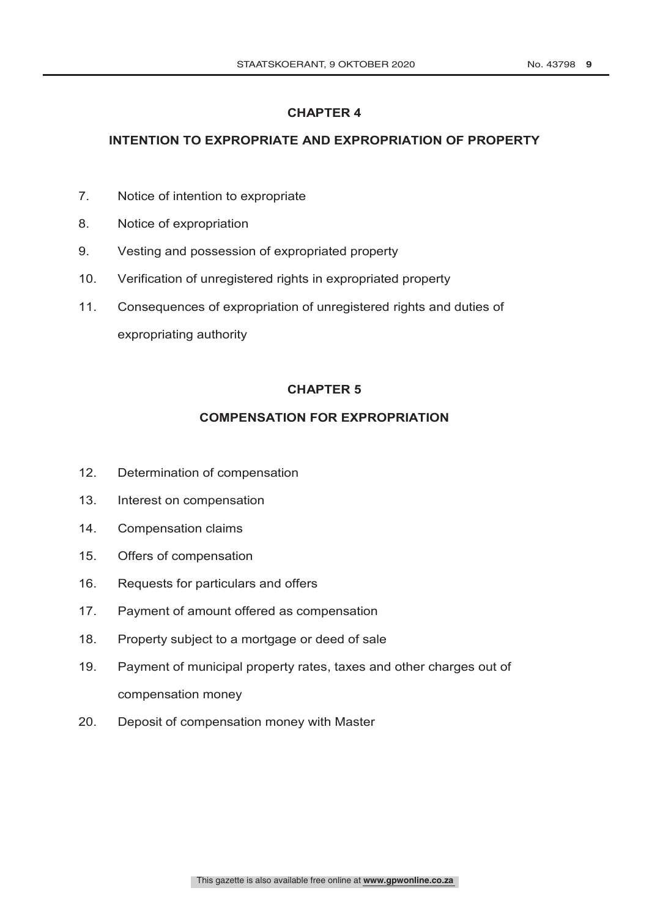## CHAPTER 4

## INTENTION TO EXPROPRIATE AND EXPROPRIATION OF PROPERTY

7. Notice of intention to expropriate
8. Notice of expropriation
9. Vesting and possession of expropriated property
10. Verification of unregistered rights in expropriated property
11. Consequences of expropriation of unregistered rights and duties of expropriating authority

## CHAPTER 5

## COMPENSATION FOR EXPROPRIATION

12. Determination of compensation
13. Interest on compensation
14. Compensation claims
15. Offers of compensation
16. Requests for particulars and offers
17. Payment of amount offered as compensation
18. Property subject to a mortgage or deed of sale
19. Payment of municipal property rates, taxes and other charges out of compensation money
20. Deposit of compensation money with Master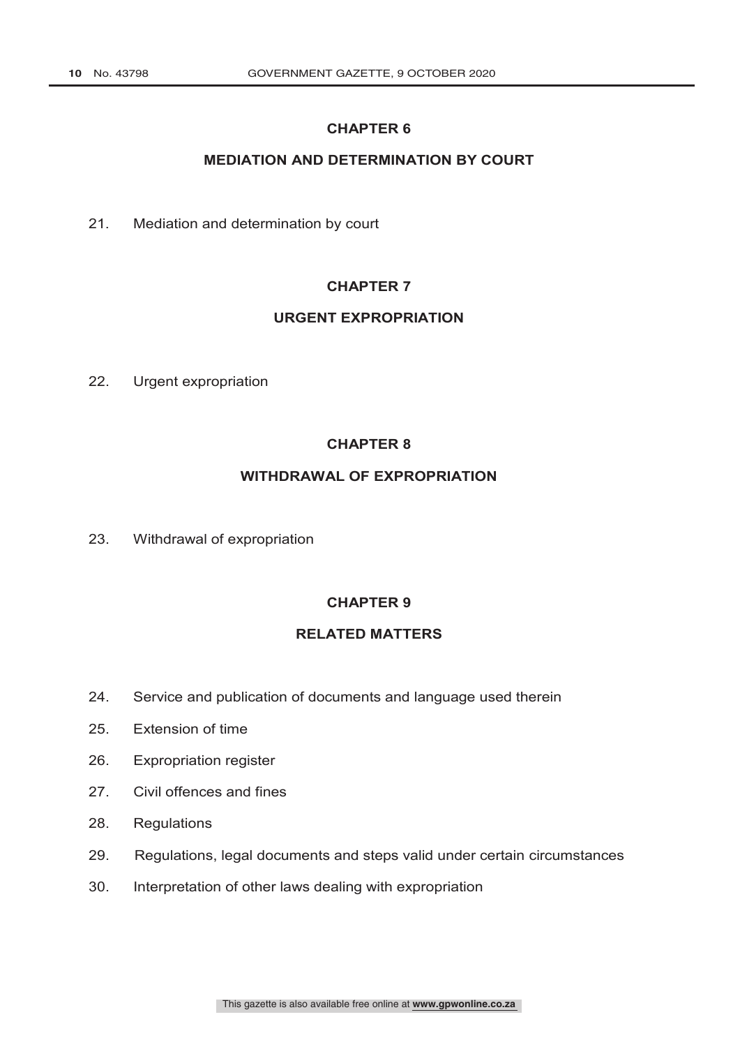## CHAPTER 6

## MEDIATION AND DETERMINATION BY COURT

21. Mediation and determination by court

## CHAPTER 7

## URGENT EXPROPRIATION

22. Urgent expropriation

## CHAPTER 8

## WITHDRAWAL OF EXPROPRIATION

23. Withdrawal of expropriation

## CHAPTER 9

## RELATED MATTERS

24. Service and publication of documents and language used therein
25. Extension of time
26. Expropriation register
27. Civil offences and fines
28. Regulations
29. Regulations, legal documents and steps valid under certain circumstances
30. Interpretation of other laws dealing with expropriation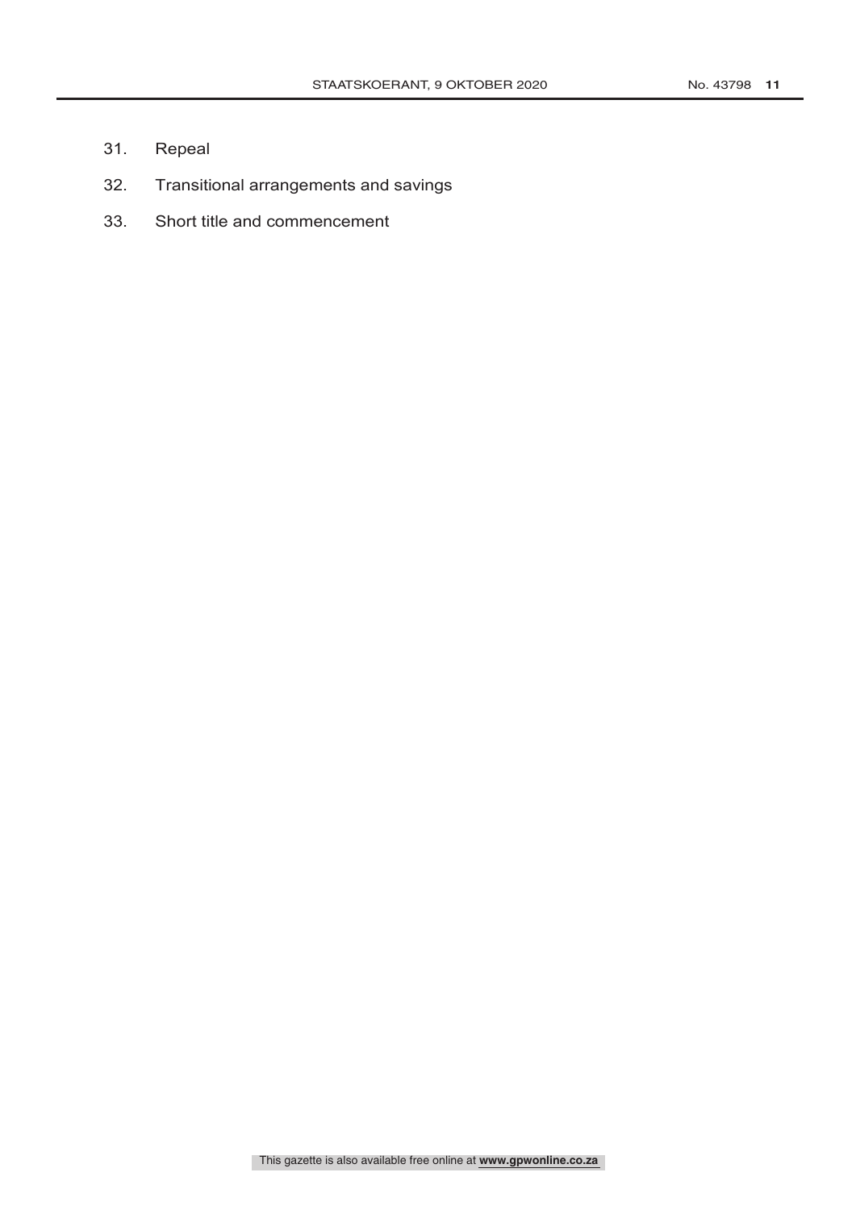31. Repeal
32. Transitional arrangements and savings
33. Short title and commencement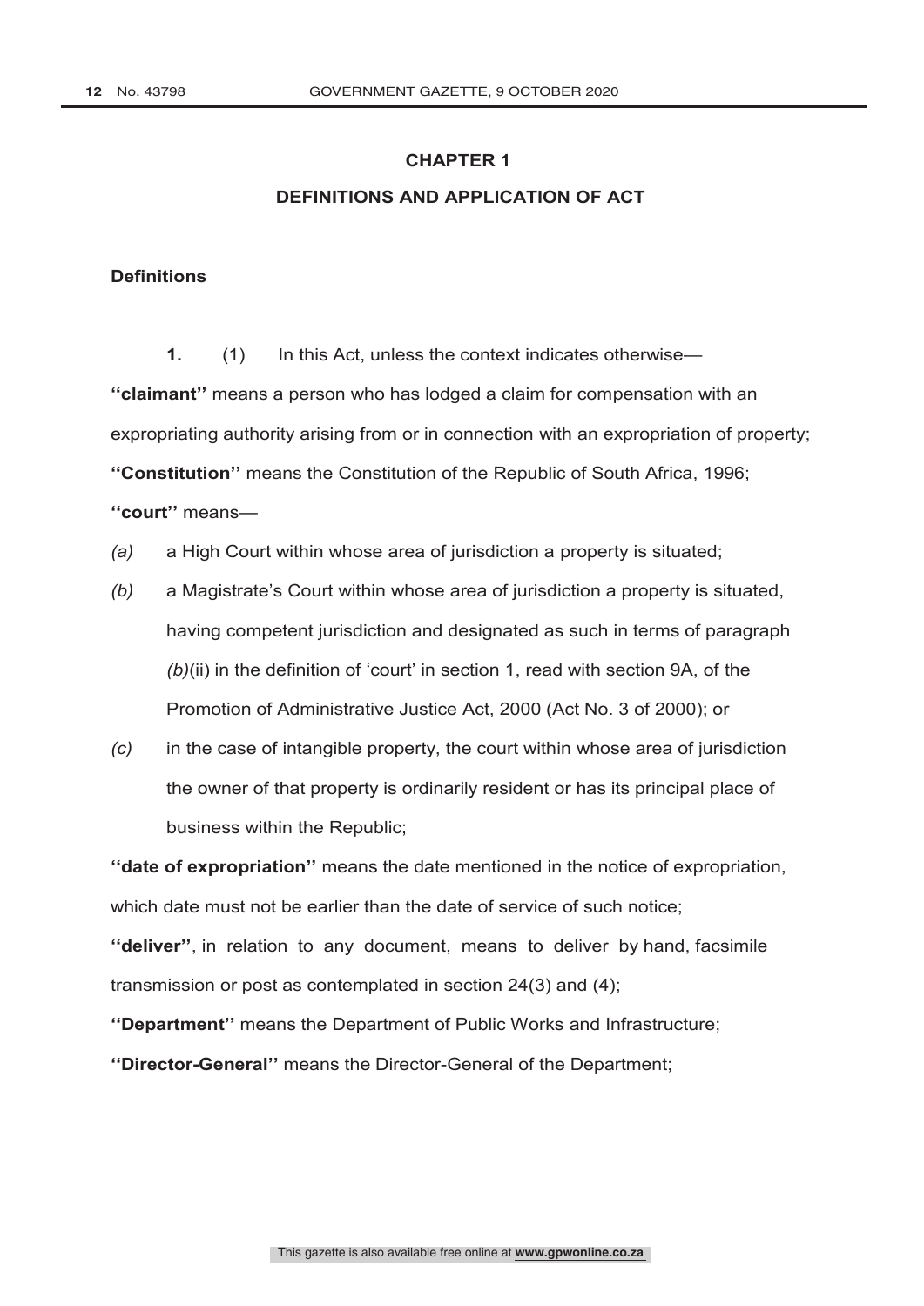## CHAPTER 1

## DEFINITIONS AND APPLICATION OF ACT

### Definitions

**1.** (1) In this Act, unless the context indicates otherwise—

**''claimant''** means a person who has lodged a claim for compensation with an expropriating authority arising from or in connection with an expropriation of property;

**''Constitution''** means the Constitution of the Republic of South Africa, 1996;

**''court''** means—

*(a)* a High Court within whose area of jurisdiction a property is situated;

*(b)* a Magistrate's Court within whose area of jurisdiction a property is situated, having competent jurisdiction and designated as such in terms of paragraph *(b)*(ii) in the definition of 'court' in section 1, read with section 9A, of the Promotion of Administrative Justice Act, 2000 (Act No. 3 of 2000); or

*(c)* in the case of intangible property, the court within whose area of jurisdiction the owner of that property is ordinarily resident or has its principal place of business within the Republic;

**''date of expropriation''** means the date mentioned in the notice of expropriation, which date must not be earlier than the date of service of such notice;

**''deliver''**, in relation to any document, means to deliver by hand, facsimile transmission or post as contemplated in section 24(3) and (4);

**''Department''** means the Department of Public Works and Infrastructure;

**''Director-General''** means the Director-General of the Department;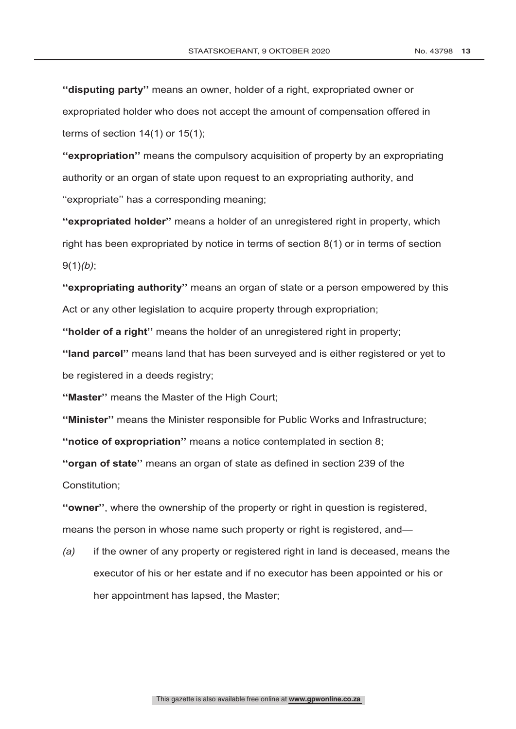**''disputing party''** means an owner, holder of a right, expropriated owner or expropriated holder who does not accept the amount of compensation offered in terms of section 14(1) or 15(1);

**''expropriation''** means the compulsory acquisition of property by an expropriating authority or an organ of state upon request to an expropriating authority, and ''expropriate'' has a corresponding meaning;

**''expropriated holder''** means a holder of an unregistered right in property, which right has been expropriated by notice in terms of section 8(1) or in terms of section 9(1)*(b)*;

**''expropriating authority''** means an organ of state or a person empowered by this Act or any other legislation to acquire property through expropriation;

**''holder of a right''** means the holder of an unregistered right in property;

**''land parcel''** means land that has been surveyed and is either registered or yet to be registered in a deeds registry;

**''Master''** means the Master of the High Court;

**''Minister''** means the Minister responsible for Public Works and Infrastructure;

**''notice of expropriation''** means a notice contemplated in section 8;

**''organ of state''** means an organ of state as defined in section 239 of the Constitution;

**''owner''**, where the ownership of the property or right in question is registered, means the person in whose name such property or right is registered, and—

*(a)* if the owner of any property or registered right in land is deceased, means the executor of his or her estate and if no executor has been appointed or his or her appointment has lapsed, the Master;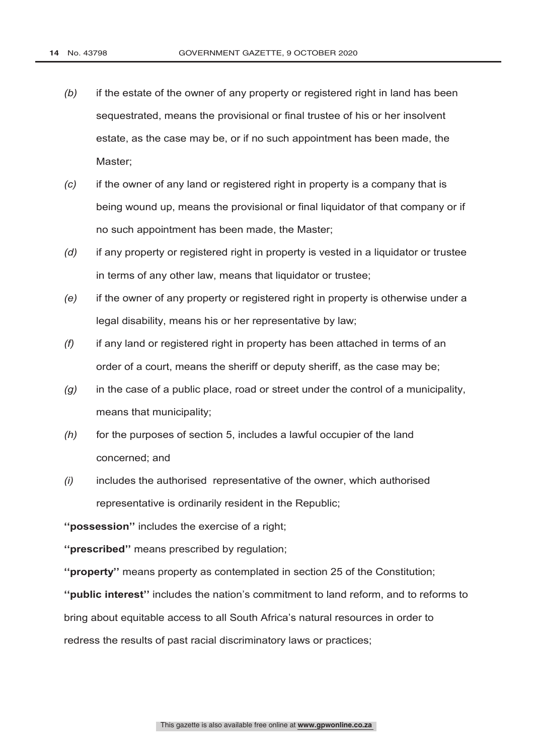*(b)* if the estate of the owner of any property or registered right in land has been sequestrated, means the provisional or final trustee of his or her insolvent estate, as the case may be, or if no such appointment has been made, the Master;

*(c)* if the owner of any land or registered right in property is a company that is being wound up, means the provisional or final liquidator of that company or if no such appointment has been made, the Master;

*(d)* if any property or registered right in property is vested in a liquidator or trustee in terms of any other law, means that liquidator or trustee;

*(e)* if the owner of any property or registered right in property is otherwise under a legal disability, means his or her representative by law;

*(f)* if any land or registered right in property has been attached in terms of an order of a court, means the sheriff or deputy sheriff, as the case may be;

*(g)* in the case of a public place, road or street under the control of a municipality, means that municipality;

*(h)* for the purposes of section 5, includes a lawful occupier of the land concerned; and

*(i)* includes the authorised representative of the owner, which authorised representative is ordinarily resident in the Republic;

**''possession''** includes the exercise of a right;

**''prescribed''** means prescribed by regulation;

**''property''** means property as contemplated in section 25 of the Constitution;

**''public interest''** includes the nation's commitment to land reform, and to reforms to bring about equitable access to all South Africa's natural resources in order to redress the results of past racial discriminatory laws or practices;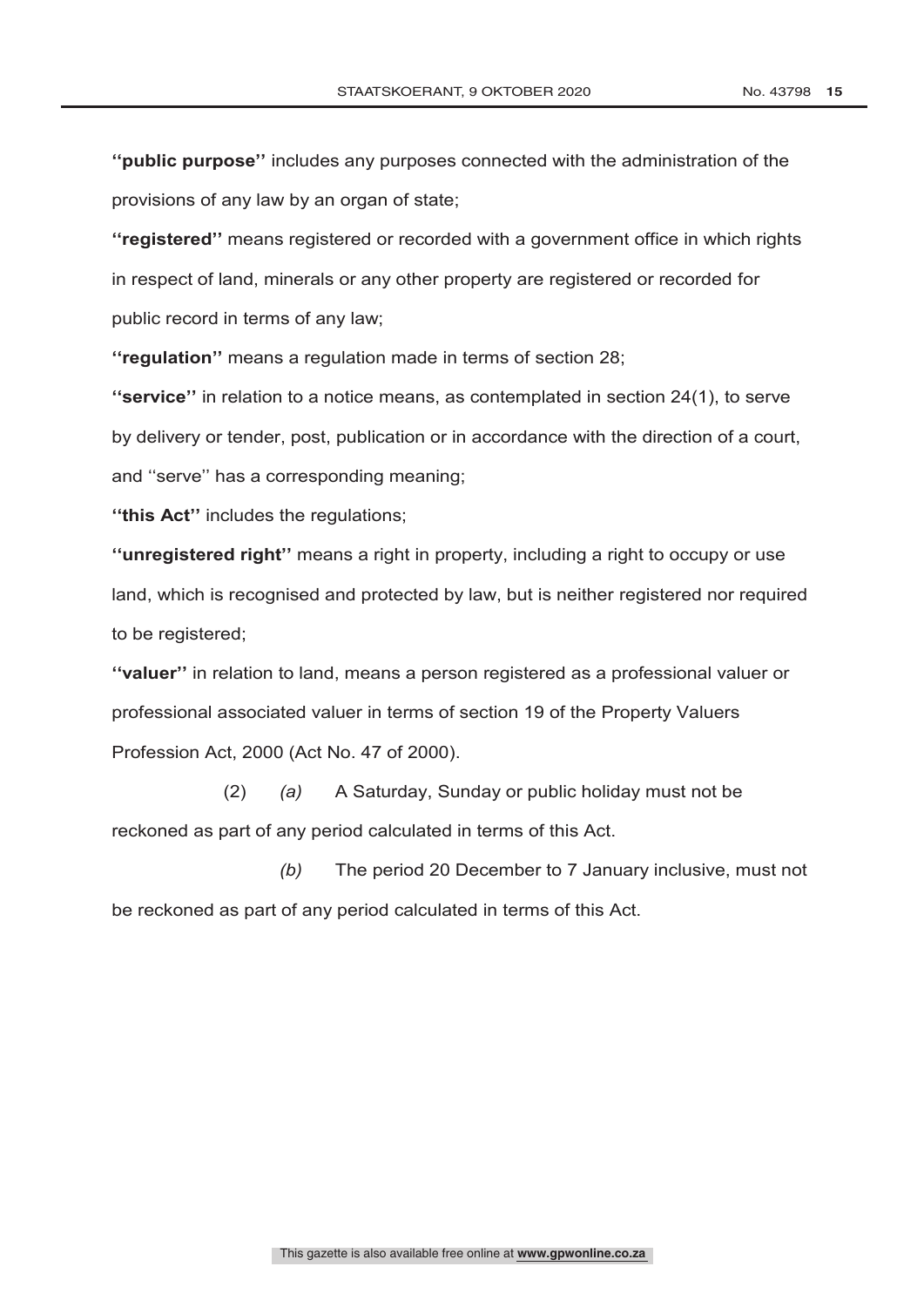**''public purpose''** includes any purposes connected with the administration of the provisions of any law by an organ of state;

**''registered''** means registered or recorded with a government office in which rights in respect of land, minerals or any other property are registered or recorded for public record in terms of any law;

**''regulation''** means a regulation made in terms of section 28;

**''service''** in relation to a notice means, as contemplated in section 24(1), to serve by delivery or tender, post, publication or in accordance with the direction of a court, and ''serve'' has a corresponding meaning;

**''this Act''** includes the regulations;

**''unregistered right''** means a right in property, including a right to occupy or use land, which is recognised and protected by law, but is neither registered nor required to be registered;

**''valuer''** in relation to land, means a person registered as a professional valuer or professional associated valuer in terms of section 19 of the Property Valuers Profession Act, 2000 (Act No. 47 of 2000).

(2) *(a)* A Saturday, Sunday or public holiday must not be reckoned as part of any period calculated in terms of this Act.

*(b)* The period 20 December to 7 January inclusive, must not be reckoned as part of any period calculated in terms of this Act.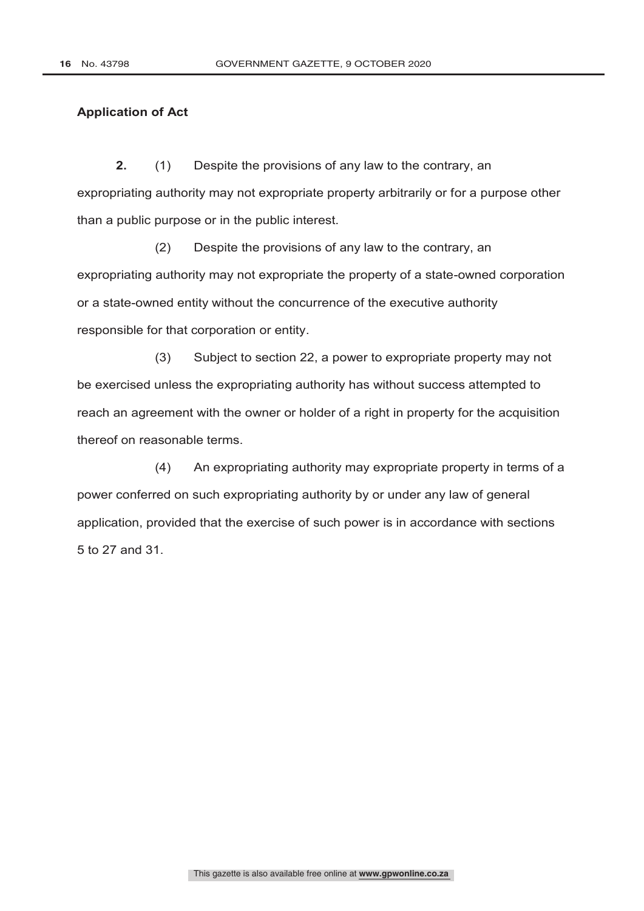**Application of Act**

**2.** (1) Despite the provisions of any law to the contrary, an expropriating authority may not expropriate property arbitrarily or for a purpose other than a public purpose or in the public interest.

(2) Despite the provisions of any law to the contrary, an expropriating authority may not expropriate the property of a state-owned corporation or a state-owned entity without the concurrence of the executive authority responsible for that corporation or entity.

(3) Subject to section 22, a power to expropriate property may not be exercised unless the expropriating authority has without success attempted to reach an agreement with the owner or holder of a right in property for the acquisition thereof on reasonable terms.

(4) An expropriating authority may expropriate property in terms of a power conferred on such expropriating authority by or under any law of general application, provided that the exercise of such power is in accordance with sections 5 to 27 and 31.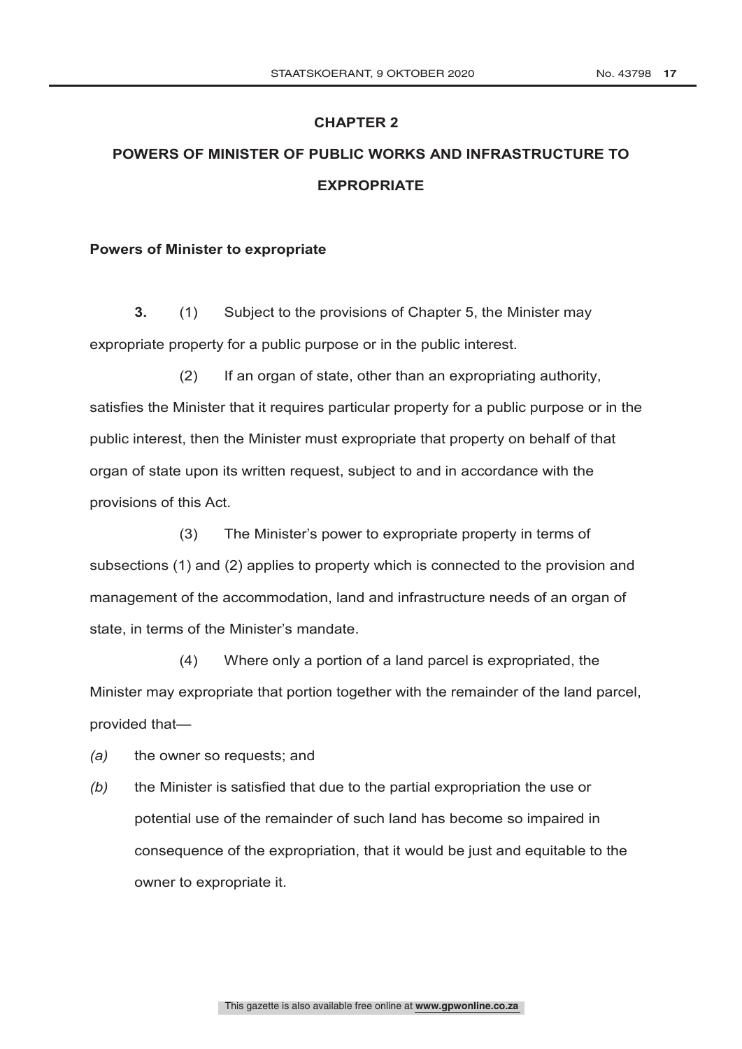# CHAPTER 2

# POWERS OF MINISTER OF PUBLIC WORKS AND INFRASTRUCTURE TO EXPROPRIATE

**Powers of Minister to expropriate**

**3.** (1) Subject to the provisions of Chapter 5, the Minister may expropriate property for a public purpose or in the public interest.

(2) If an organ of state, other than an expropriating authority, satisfies the Minister that it requires particular property for a public purpose or in the public interest, then the Minister must expropriate that property on behalf of that organ of state upon its written request, subject to and in accordance with the provisions of this Act.

(3) The Minister's power to expropriate property in terms of subsections (1) and (2) applies to property which is connected to the provision and management of the accommodation, land and infrastructure needs of an organ of state, in terms of the Minister's mandate.

(4) Where only a portion of a land parcel is expropriated, the Minister may expropriate that portion together with the remainder of the land parcel, provided that—

*(a)* the owner so requests; and

*(b)* the Minister is satisfied that due to the partial expropriation the use or potential use of the remainder of such land has become so impaired in consequence of the expropriation, that it would be just and equitable to the owner to expropriate it.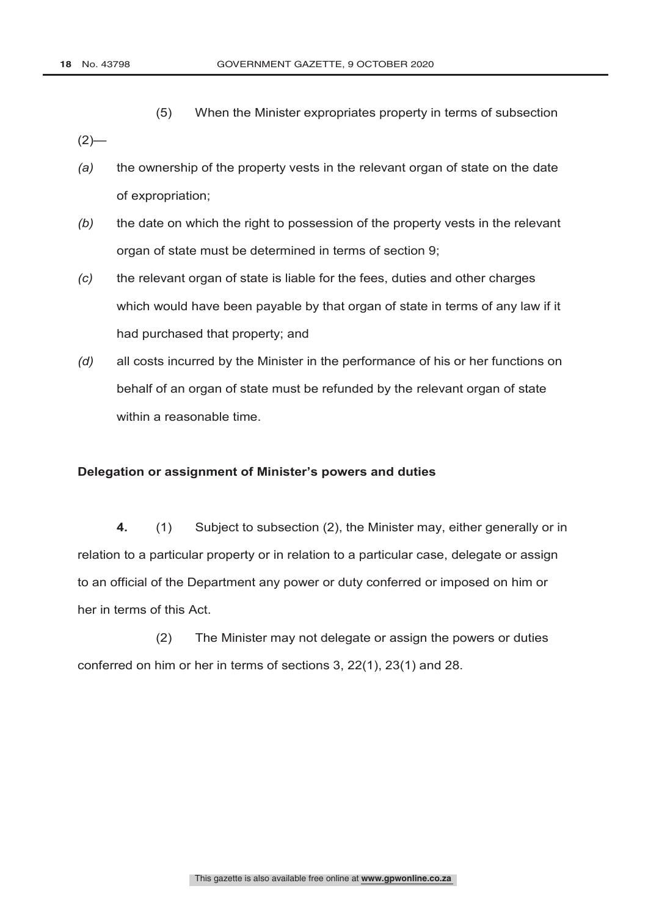(5) When the Minister expropriates property in terms of subsection (2)—

*(a)* the ownership of the property vests in the relevant organ of state on the date of expropriation;

*(b)* the date on which the right to possession of the property vests in the relevant organ of state must be determined in terms of section 9;

*(c)* the relevant organ of state is liable for the fees, duties and other charges which would have been payable by that organ of state in terms of any law if it had purchased that property; and

*(d)* all costs incurred by the Minister in the performance of his or her functions on behalf of an organ of state must be refunded by the relevant organ of state within a reasonable time.

**Delegation or assignment of Minister's powers and duties**

**4.** (1) Subject to subsection (2), the Minister may, either generally or in relation to a particular property or in relation to a particular case, delegate or assign to an official of the Department any power or duty conferred or imposed on him or her in terms of this Act.

(2) The Minister may not delegate or assign the powers or duties conferred on him or her in terms of sections 3, 22(1), 23(1) and 28.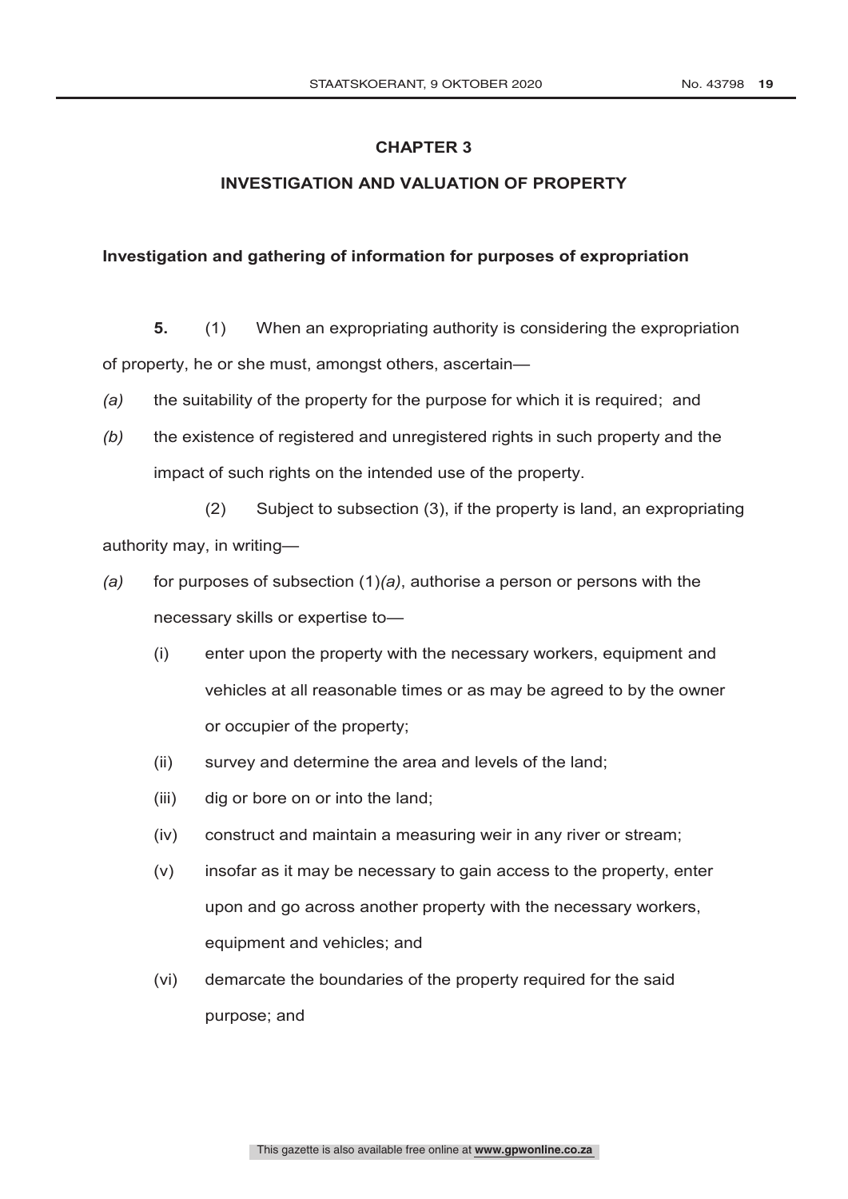## CHAPTER 3

## INVESTIGATION AND VALUATION OF PROPERTY

### Investigation and gathering of information for purposes of expropriation

**5.** (1) When an expropriating authority is considering the expropriation of property, he or she must, amongst others, ascertain—

*(a)* the suitability of the property for the purpose for which it is required; and

*(b)* the existence of registered and unregistered rights in such property and the impact of such rights on the intended use of the property.

(2) Subject to subsection (3), if the property is land, an expropriating authority may, in writing—

*(a)* for purposes of subsection (1)*(a)*, authorise a person or persons with the necessary skills or expertise to—

(i) enter upon the property with the necessary workers, equipment and vehicles at all reasonable times or as may be agreed to by the owner or occupier of the property;

(ii) survey and determine the area and levels of the land;

(iii) dig or bore on or into the land;

(iv) construct and maintain a measuring weir in any river or stream;

(v) insofar as it may be necessary to gain access to the property, enter upon and go across another property with the necessary workers, equipment and vehicles; and

(vi) demarcate the boundaries of the property required for the said purpose; and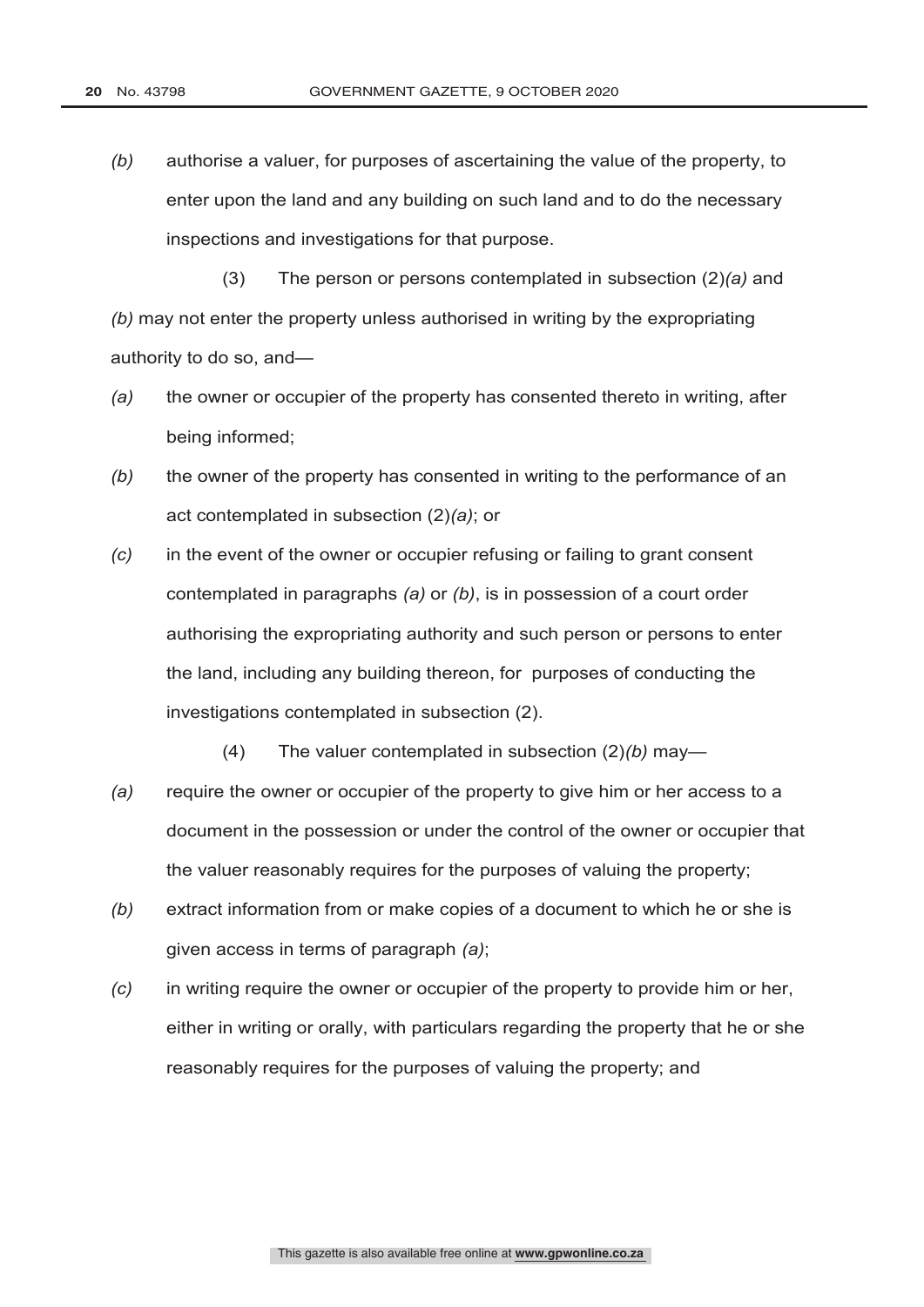*(b)* authorise a valuer, for purposes of ascertaining the value of the property, to enter upon the land and any building on such land and to do the necessary inspections and investigations for that purpose.

(3) The person or persons contemplated in subsection (2)*(a)* and *(b)* may not enter the property unless authorised in writing by the expropriating authority to do so, and—

*(a)* the owner or occupier of the property has consented thereto in writing, after being informed;

*(b)* the owner of the property has consented in writing to the performance of an act contemplated in subsection (2)*(a)*; or

*(c)* in the event of the owner or occupier refusing or failing to grant consent contemplated in paragraphs *(a)* or *(b)*, is in possession of a court order authorising the expropriating authority and such person or persons to enter the land, including any building thereon, for purposes of conducting the investigations contemplated in subsection (2).

(4) The valuer contemplated in subsection (2)*(b)* may—

*(a)* require the owner or occupier of the property to give him or her access to a document in the possession or under the control of the owner or occupier that the valuer reasonably requires for the purposes of valuing the property;

*(b)* extract information from or make copies of a document to which he or she is given access in terms of paragraph *(a)*;

*(c)* in writing require the owner or occupier of the property to provide him or her, either in writing or orally, with particulars regarding the property that he or she reasonably requires for the purposes of valuing the property; and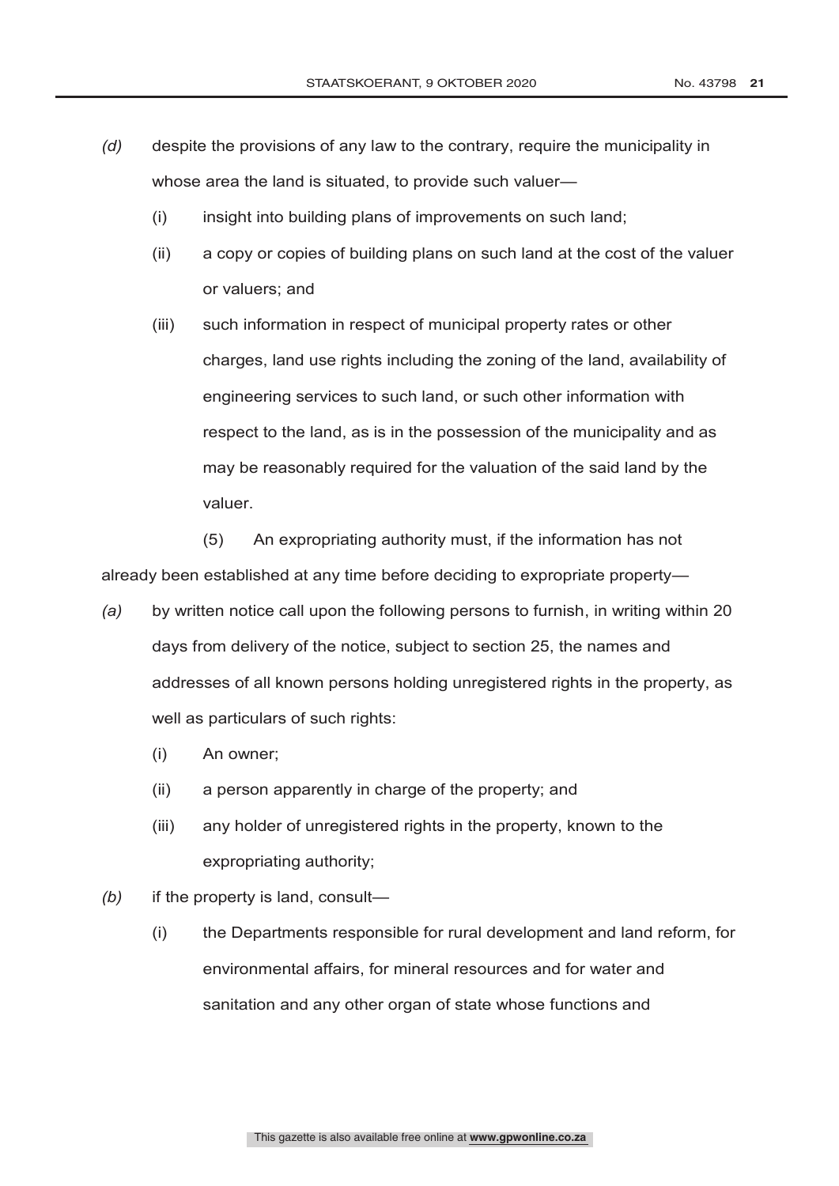*(d)* despite the provisions of any law to the contrary, require the municipality in whose area the land is situated, to provide such valuer—

(i) insight into building plans of improvements on such land;

(ii) a copy or copies of building plans on such land at the cost of the valuer or valuers; and

(iii) such information in respect of municipal property rates or other charges, land use rights including the zoning of the land, availability of engineering services to such land, or such other information with respect to the land, as is in the possession of the municipality and as may be reasonably required for the valuation of the said land by the valuer.

(5) An expropriating authority must, if the information has not already been established at any time before deciding to expropriate property—

*(a)* by written notice call upon the following persons to furnish, in writing within 20 days from delivery of the notice, subject to section 25, the names and addresses of all known persons holding unregistered rights in the property, as well as particulars of such rights:

(i) An owner;

(ii) a person apparently in charge of the property; and

(iii) any holder of unregistered rights in the property, known to the expropriating authority;

*(b)* if the property is land, consult—

(i) the Departments responsible for rural development and land reform, for environmental affairs, for mineral resources and for water and sanitation and any other organ of state whose functions and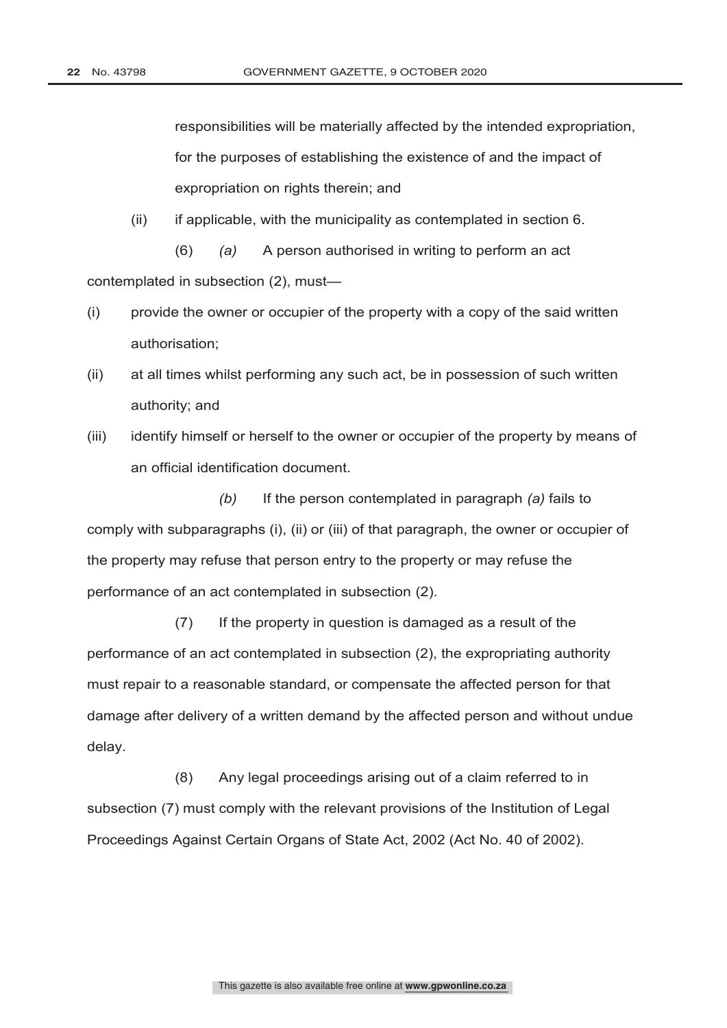responsibilities will be materially affected by the intended expropriation, for the purposes of establishing the existence of and the impact of expropriation on rights therein; and

(ii) if applicable, with the municipality as contemplated in section 6.

(6) *(a)* A person authorised in writing to perform an act contemplated in subsection (2), must—

(i) provide the owner or occupier of the property with a copy of the said written authorisation;

(ii) at all times whilst performing any such act, be in possession of such written authority; and

(iii) identify himself or herself to the owner or occupier of the property by means of an official identification document.

*(b)* If the person contemplated in paragraph *(a)* fails to comply with subparagraphs (i), (ii) or (iii) of that paragraph, the owner or occupier of the property may refuse that person entry to the property or may refuse the performance of an act contemplated in subsection (2).

(7) If the property in question is damaged as a result of the performance of an act contemplated in subsection (2), the expropriating authority must repair to a reasonable standard, or compensate the affected person for that damage after delivery of a written demand by the affected person and without undue delay.

(8) Any legal proceedings arising out of a claim referred to in subsection (7) must comply with the relevant provisions of the Institution of Legal Proceedings Against Certain Organs of State Act, 2002 (Act No. 40 of 2002).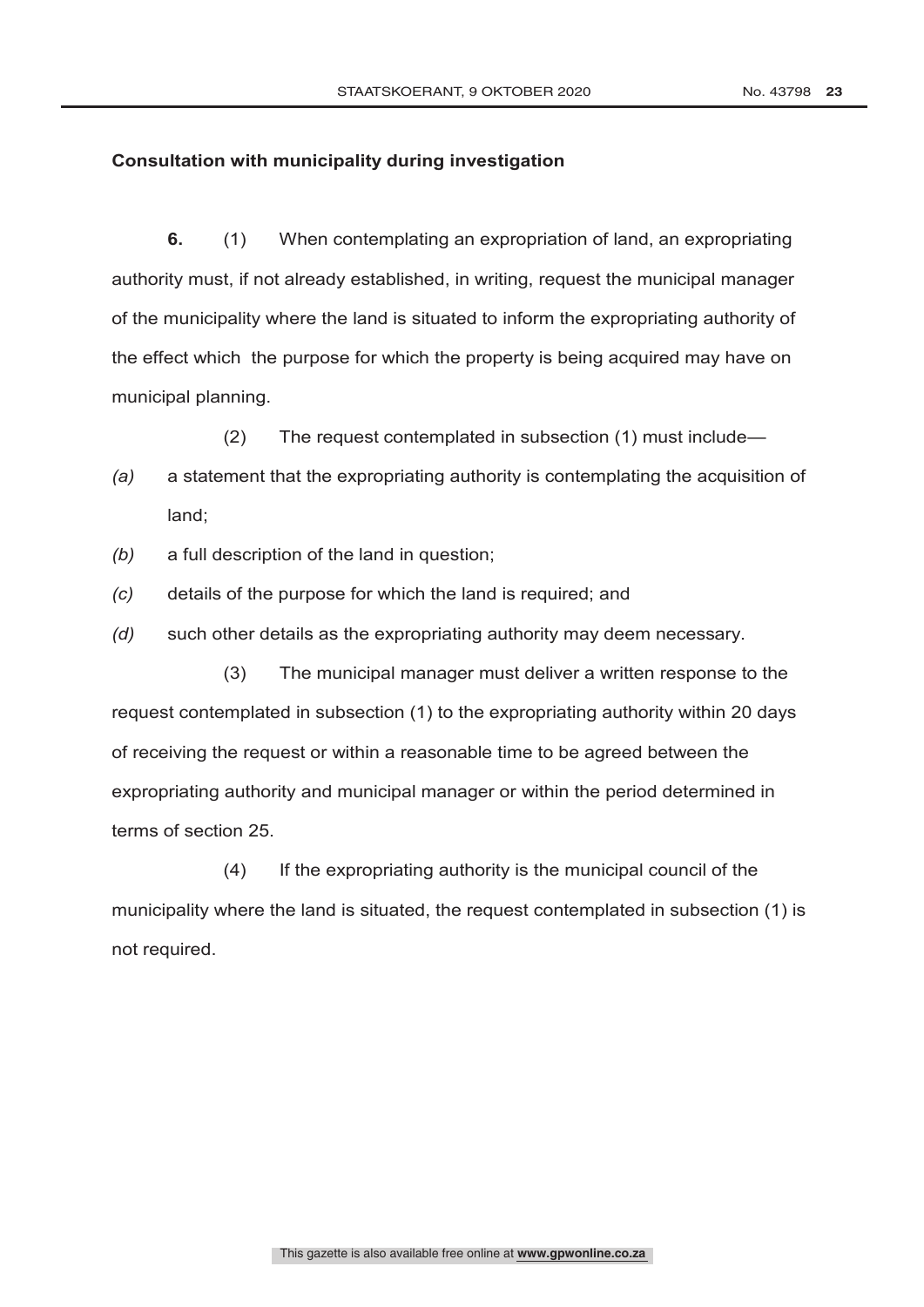**Consultation with municipality during investigation**

**6.** (1) When contemplating an expropriation of land, an expropriating authority must, if not already established, in writing, request the municipal manager of the municipality where the land is situated to inform the expropriating authority of the effect which the purpose for which the property is being acquired may have on municipal planning.

(2) The request contemplated in subsection (1) must include—

*(a)* a statement that the expropriating authority is contemplating the acquisition of land;

*(b)* a full description of the land in question;

*(c)* details of the purpose for which the land is required; and

*(d)* such other details as the expropriating authority may deem necessary.

(3) The municipal manager must deliver a written response to the request contemplated in subsection (1) to the expropriating authority within 20 days of receiving the request or within a reasonable time to be agreed between the expropriating authority and municipal manager or within the period determined in terms of section 25.

(4) If the expropriating authority is the municipal council of the municipality where the land is situated, the request contemplated in subsection (1) is not required.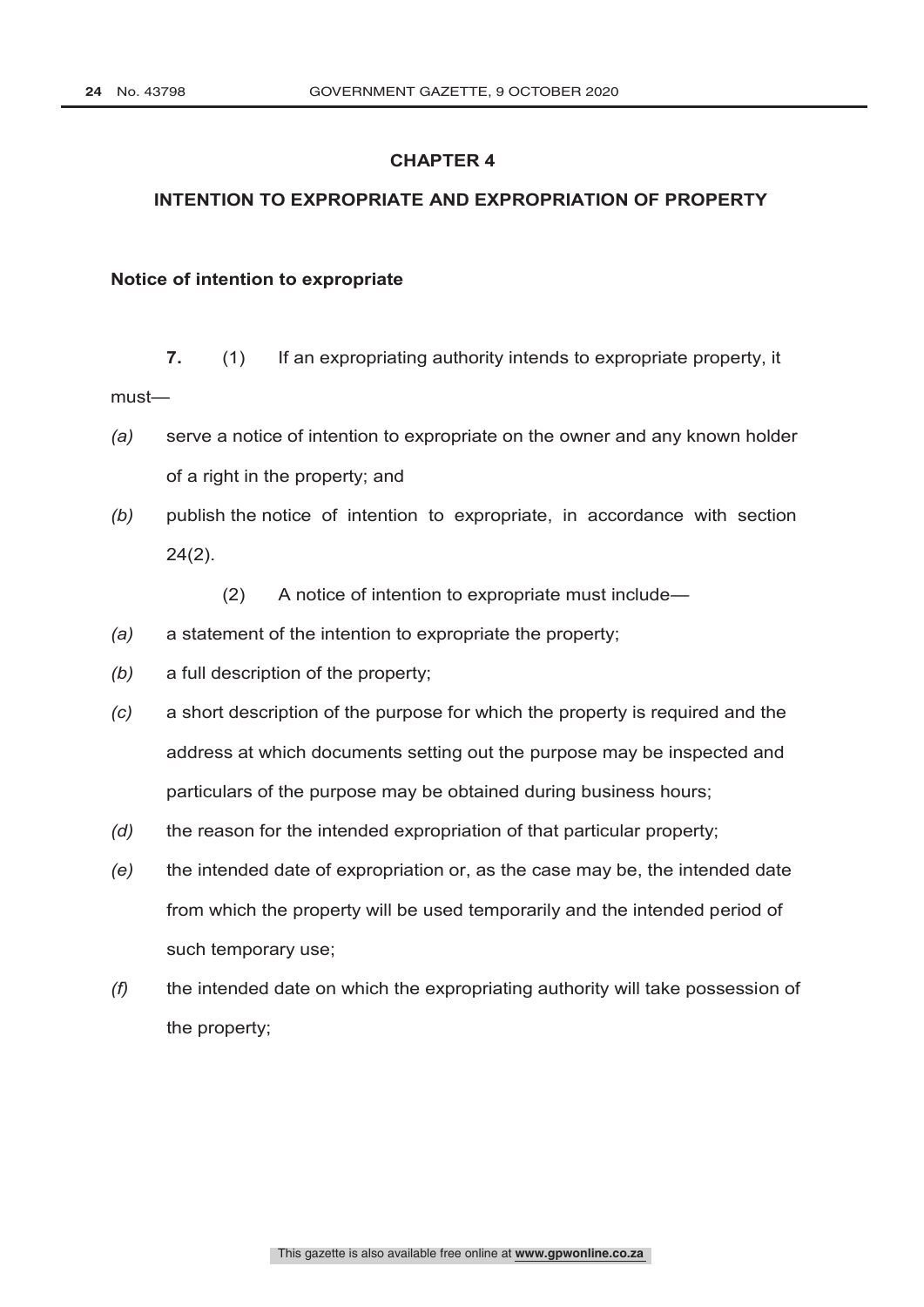## CHAPTER 4

## INTENTION TO EXPROPRIATE AND EXPROPRIATION OF PROPERTY

### Notice of intention to expropriate

**7.** (1) If an expropriating authority intends to expropriate property, it must—

*(a)* serve a notice of intention to expropriate on the owner and any known holder of a right in the property; and

*(b)* publish the notice of intention to expropriate, in accordance with section 24(2).

(2) A notice of intention to expropriate must include—

*(a)* a statement of the intention to expropriate the property;

*(b)* a full description of the property;

*(c)* a short description of the purpose for which the property is required and the address at which documents setting out the purpose may be inspected and particulars of the purpose may be obtained during business hours;

*(d)* the reason for the intended expropriation of that particular property;

*(e)* the intended date of expropriation or, as the case may be, the intended date from which the property will be used temporarily and the intended period of such temporary use;

*(f)* the intended date on which the expropriating authority will take possession of the property;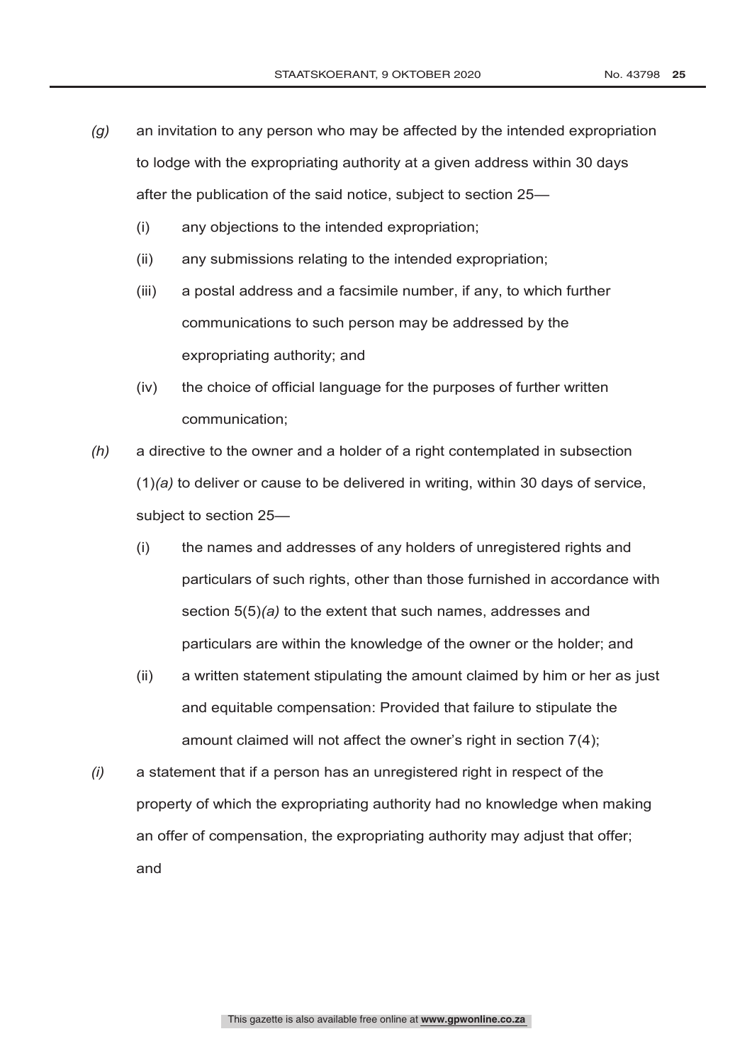*(g)* an invitation to any person who may be affected by the intended expropriation to lodge with the expropriating authority at a given address within 30 days after the publication of the said notice, subject to section 25—

(i) any objections to the intended expropriation;

(ii) any submissions relating to the intended expropriation;

(iii) a postal address and a facsimile number, if any, to which further communications to such person may be addressed by the expropriating authority; and

(iv) the choice of official language for the purposes of further written communication;

*(h)* a directive to the owner and a holder of a right contemplated in subsection (1)*(a)* to deliver or cause to be delivered in writing, within 30 days of service, subject to section 25—

(i) the names and addresses of any holders of unregistered rights and particulars of such rights, other than those furnished in accordance with section 5(5)*(a)* to the extent that such names, addresses and particulars are within the knowledge of the owner or the holder; and

(ii) a written statement stipulating the amount claimed by him or her as just and equitable compensation: Provided that failure to stipulate the amount claimed will not affect the owner's right in section 7(4);

*(i)* a statement that if a person has an unregistered right in respect of the property of which the expropriating authority had no knowledge when making an offer of compensation, the expropriating authority may adjust that offer; and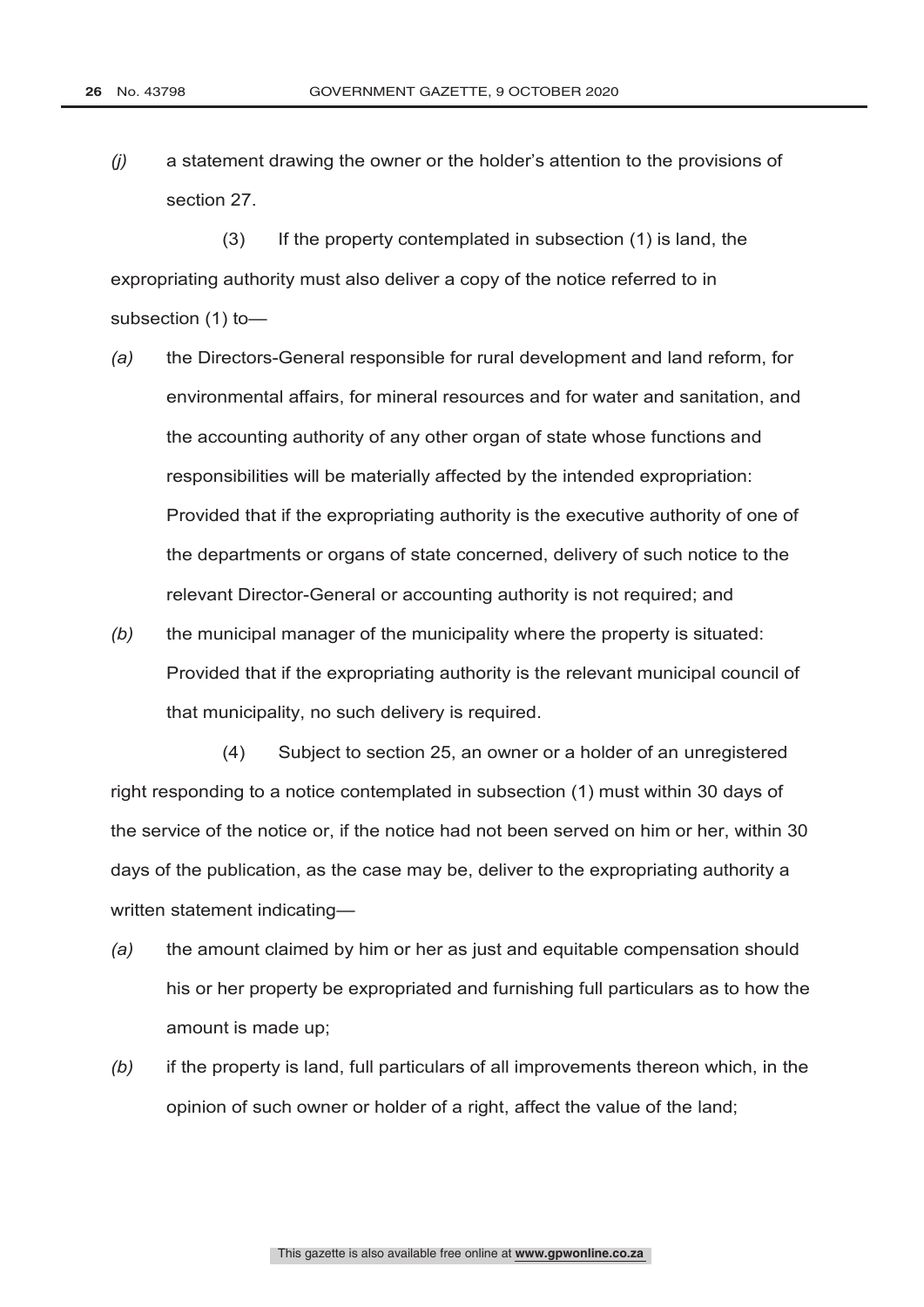*(j)* a statement drawing the owner or the holder's attention to the provisions of section 27.

(3) If the property contemplated in subsection (1) is land, the expropriating authority must also deliver a copy of the notice referred to in subsection (1) to—

*(a)* the Directors-General responsible for rural development and land reform, for environmental affairs, for mineral resources and for water and sanitation, and the accounting authority of any other organ of state whose functions and responsibilities will be materially affected by the intended expropriation: Provided that if the expropriating authority is the executive authority of one of the departments or organs of state concerned, delivery of such notice to the relevant Director-General or accounting authority is not required; and

*(b)* the municipal manager of the municipality where the property is situated: Provided that if the expropriating authority is the relevant municipal council of that municipality, no such delivery is required.

(4) Subject to section 25, an owner or a holder of an unregistered right responding to a notice contemplated in subsection (1) must within 30 days of the service of the notice or, if the notice had not been served on him or her, within 30 days of the publication, as the case may be, deliver to the expropriating authority a written statement indicating—

*(a)* the amount claimed by him or her as just and equitable compensation should his or her property be expropriated and furnishing full particulars as to how the amount is made up;

*(b)* if the property is land, full particulars of all improvements thereon which, in the opinion of such owner or holder of a right, affect the value of the land;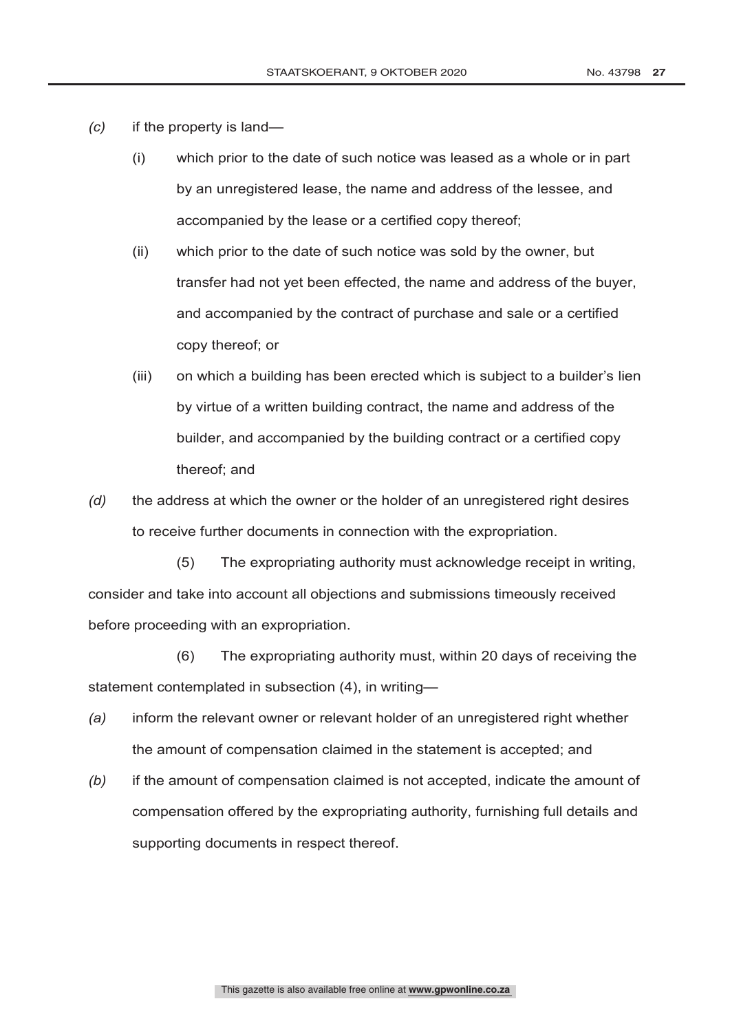*(c)* if the property is land—

(i) which prior to the date of such notice was leased as a whole or in part by an unregistered lease, the name and address of the lessee, and accompanied by the lease or a certified copy thereof;

(ii) which prior to the date of such notice was sold by the owner, but transfer had not yet been effected, the name and address of the buyer, and accompanied by the contract of purchase and sale or a certified copy thereof; or

(iii) on which a building has been erected which is subject to a builder's lien by virtue of a written building contract, the name and address of the builder, and accompanied by the building contract or a certified copy thereof; and

*(d)* the address at which the owner or the holder of an unregistered right desires to receive further documents in connection with the expropriation.

(5) The expropriating authority must acknowledge receipt in writing, consider and take into account all objections and submissions timeously received before proceeding with an expropriation.

(6) The expropriating authority must, within 20 days of receiving the statement contemplated in subsection (4), in writing—

*(a)* inform the relevant owner or relevant holder of an unregistered right whether the amount of compensation claimed in the statement is accepted; and

*(b)* if the amount of compensation claimed is not accepted, indicate the amount of compensation offered by the expropriating authority, furnishing full details and supporting documents in respect thereof.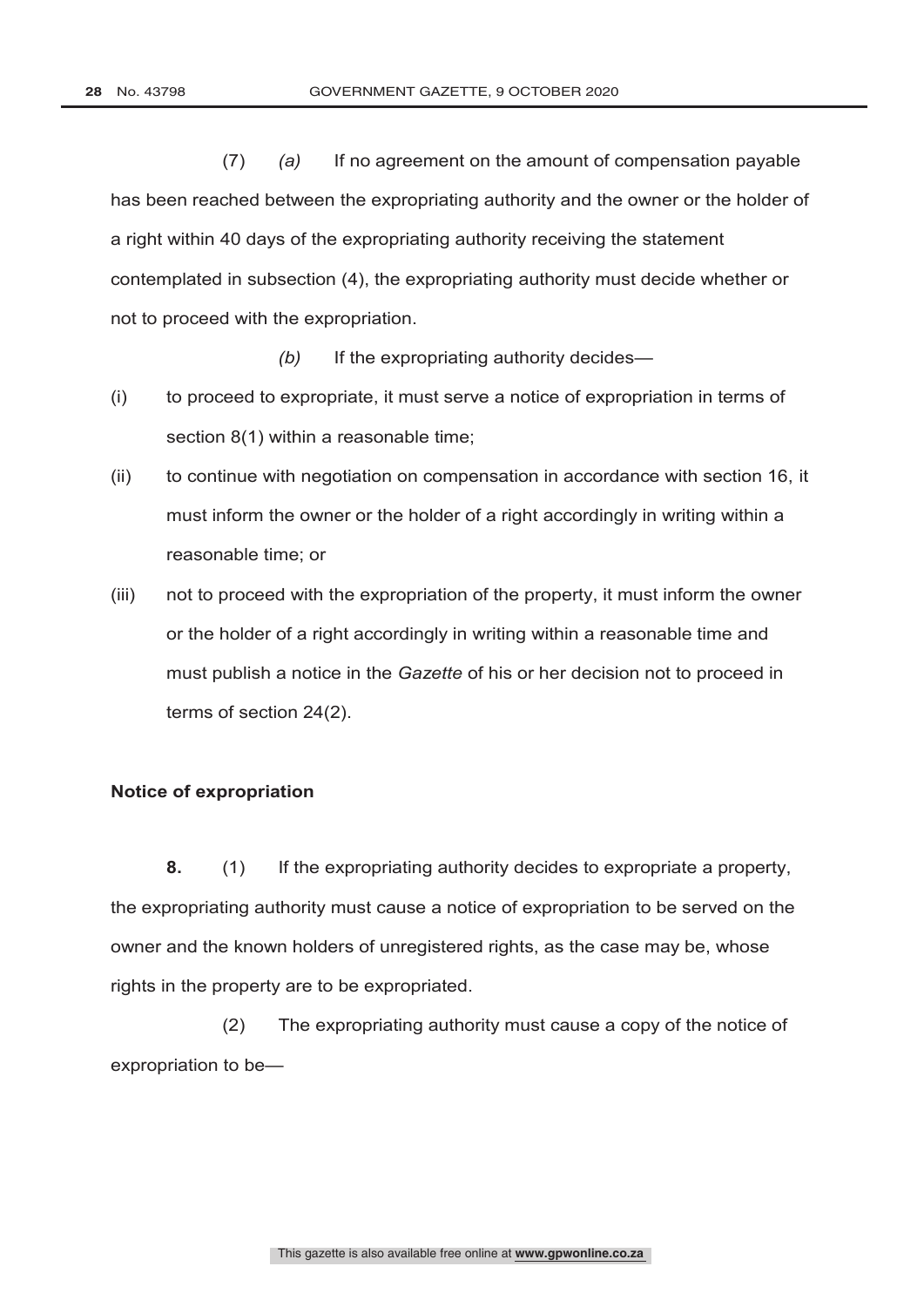(7) *(a)* If no agreement on the amount of compensation payable has been reached between the expropriating authority and the owner or the holder of a right within 40 days of the expropriating authority receiving the statement contemplated in subsection (4), the expropriating authority must decide whether or not to proceed with the expropriation.

*(b)* If the expropriating authority decides—

(i) to proceed to expropriate, it must serve a notice of expropriation in terms of section 8(1) within a reasonable time;

(ii) to continue with negotiation on compensation in accordance with section 16, it must inform the owner or the holder of a right accordingly in writing within a reasonable time; or

(iii) not to proceed with the expropriation of the property, it must inform the owner or the holder of a right accordingly in writing within a reasonable time and must publish a notice in the *Gazette* of his or her decision not to proceed in terms of section 24(2).

**Notice of expropriation**

**8.** (1) If the expropriating authority decides to expropriate a property, the expropriating authority must cause a notice of expropriation to be served on the owner and the known holders of unregistered rights, as the case may be, whose rights in the property are to be expropriated.

(2) The expropriating authority must cause a copy of the notice of expropriation to be—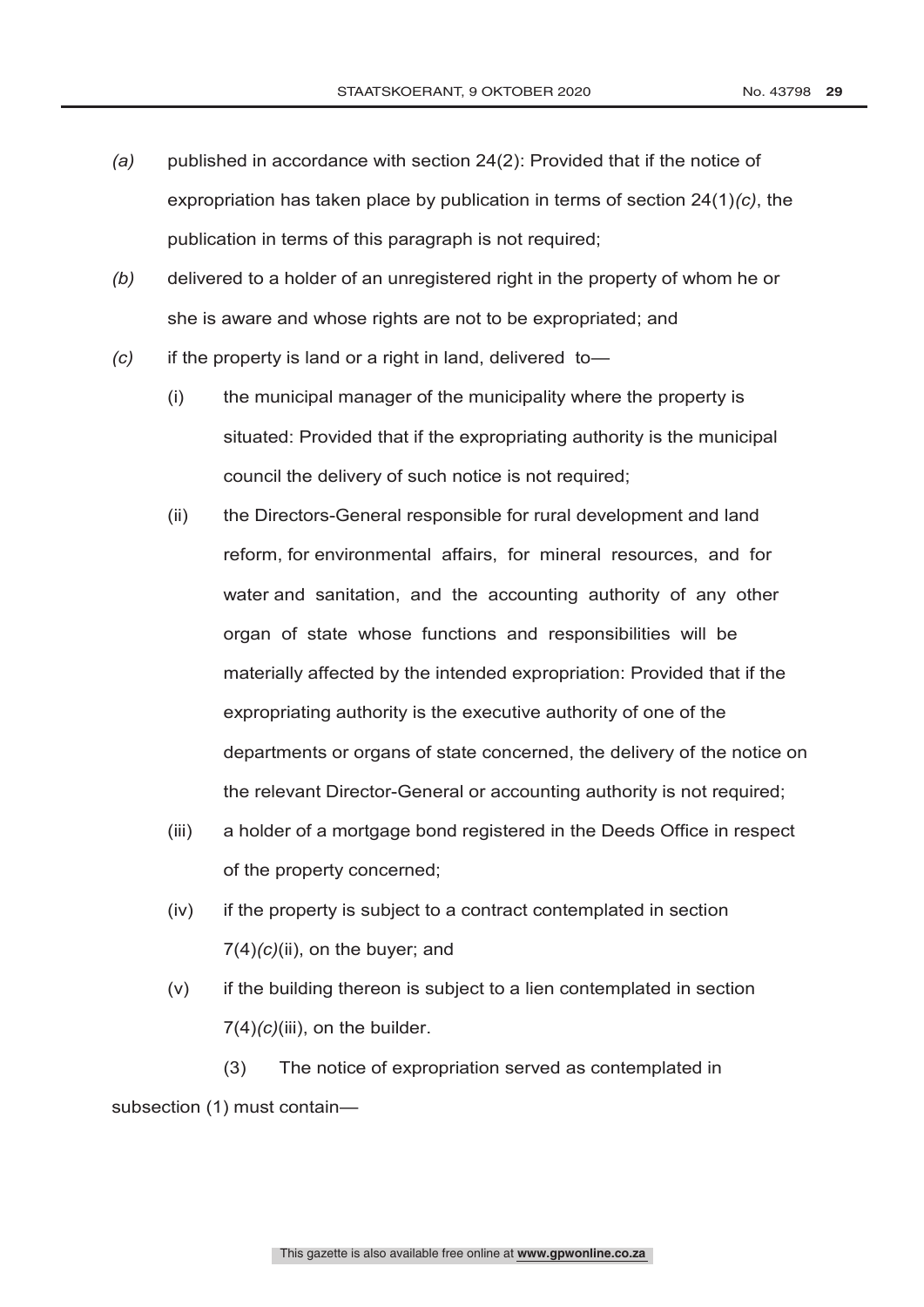*(a)* published in accordance with section 24(2): Provided that if the notice of expropriation has taken place by publication in terms of section 24(1)*(c)*, the publication in terms of this paragraph is not required;

*(b)* delivered to a holder of an unregistered right in the property of whom he or she is aware and whose rights are not to be expropriated; and

*(c)* if the property is land or a right in land, delivered to—

(i) the municipal manager of the municipality where the property is situated: Provided that if the expropriating authority is the municipal council the delivery of such notice is not required;

(ii) the Directors-General responsible for rural development and land reform, for environmental affairs, for mineral resources, and for water and sanitation, and the accounting authority of any other organ of state whose functions and responsibilities will be materially affected by the intended expropriation: Provided that if the expropriating authority is the executive authority of one of the departments or organs of state concerned, the delivery of the notice on the relevant Director-General or accounting authority is not required;

(iii) a holder of a mortgage bond registered in the Deeds Office in respect of the property concerned;

(iv) if the property is subject to a contract contemplated in section 7(4)*(c)*(ii), on the buyer; and

(v) if the building thereon is subject to a lien contemplated in section 7(4)*(c)*(iii), on the builder.

(3) The notice of expropriation served as contemplated in subsection (1) must contain—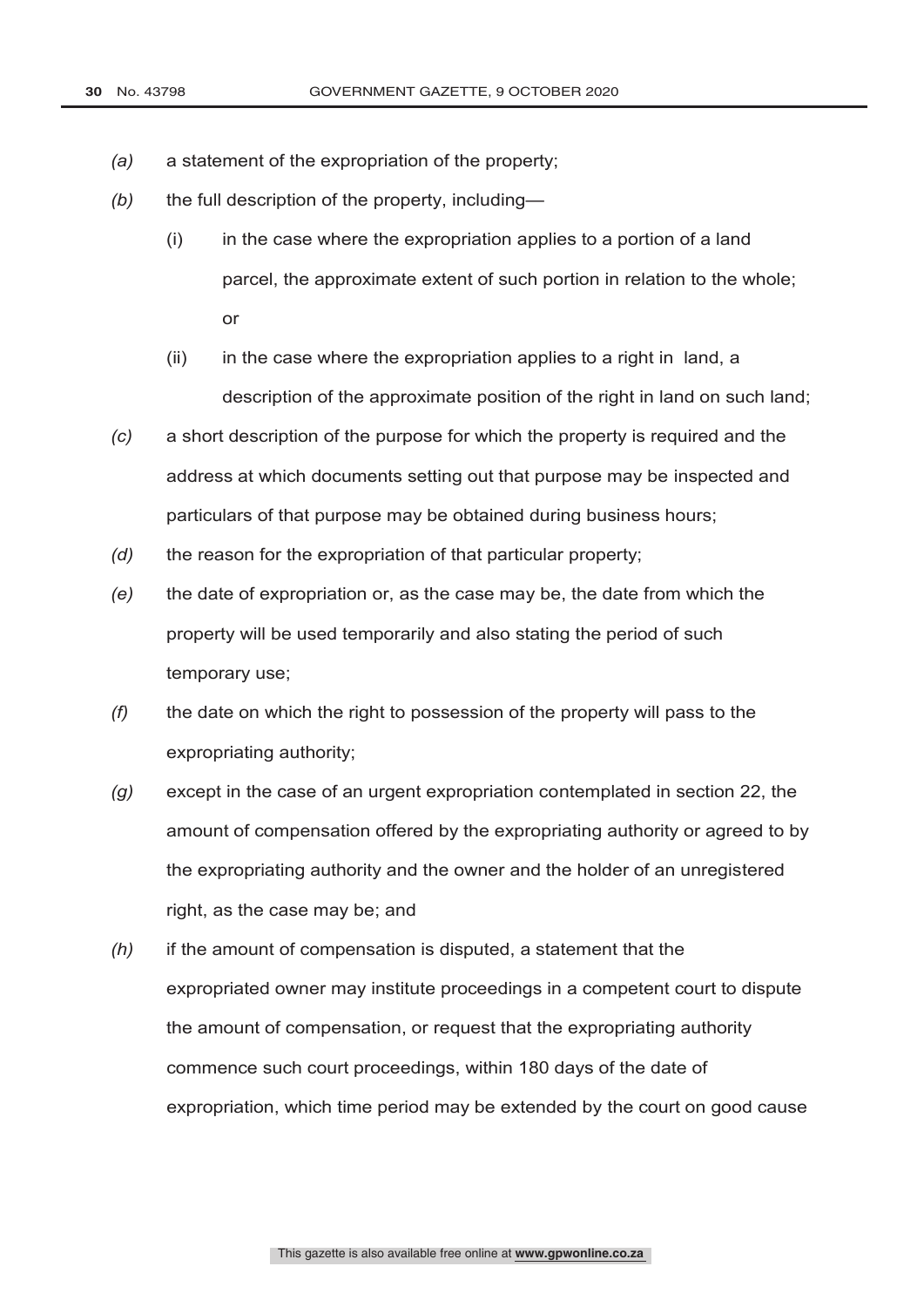*(a)* a statement of the expropriation of the property;

*(b)* the full description of the property, including—

(i) in the case where the expropriation applies to a portion of a land parcel, the approximate extent of such portion in relation to the whole; or

(ii) in the case where the expropriation applies to a right in land, a description of the approximate position of the right in land on such land;

*(c)* a short description of the purpose for which the property is required and the address at which documents setting out that purpose may be inspected and particulars of that purpose may be obtained during business hours;

*(d)* the reason for the expropriation of that particular property;

*(e)* the date of expropriation or, as the case may be, the date from which the property will be used temporarily and also stating the period of such temporary use;

*(f)* the date on which the right to possession of the property will pass to the expropriating authority;

*(g)* except in the case of an urgent expropriation contemplated in section 22, the amount of compensation offered by the expropriating authority or agreed to by the expropriating authority and the owner and the holder of an unregistered right, as the case may be; and

*(h)* if the amount of compensation is disputed, a statement that the expropriated owner may institute proceedings in a competent court to dispute the amount of compensation, or request that the expropriating authority commence such court proceedings, within 180 days of the date of expropriation, which time period may be extended by the court on good cause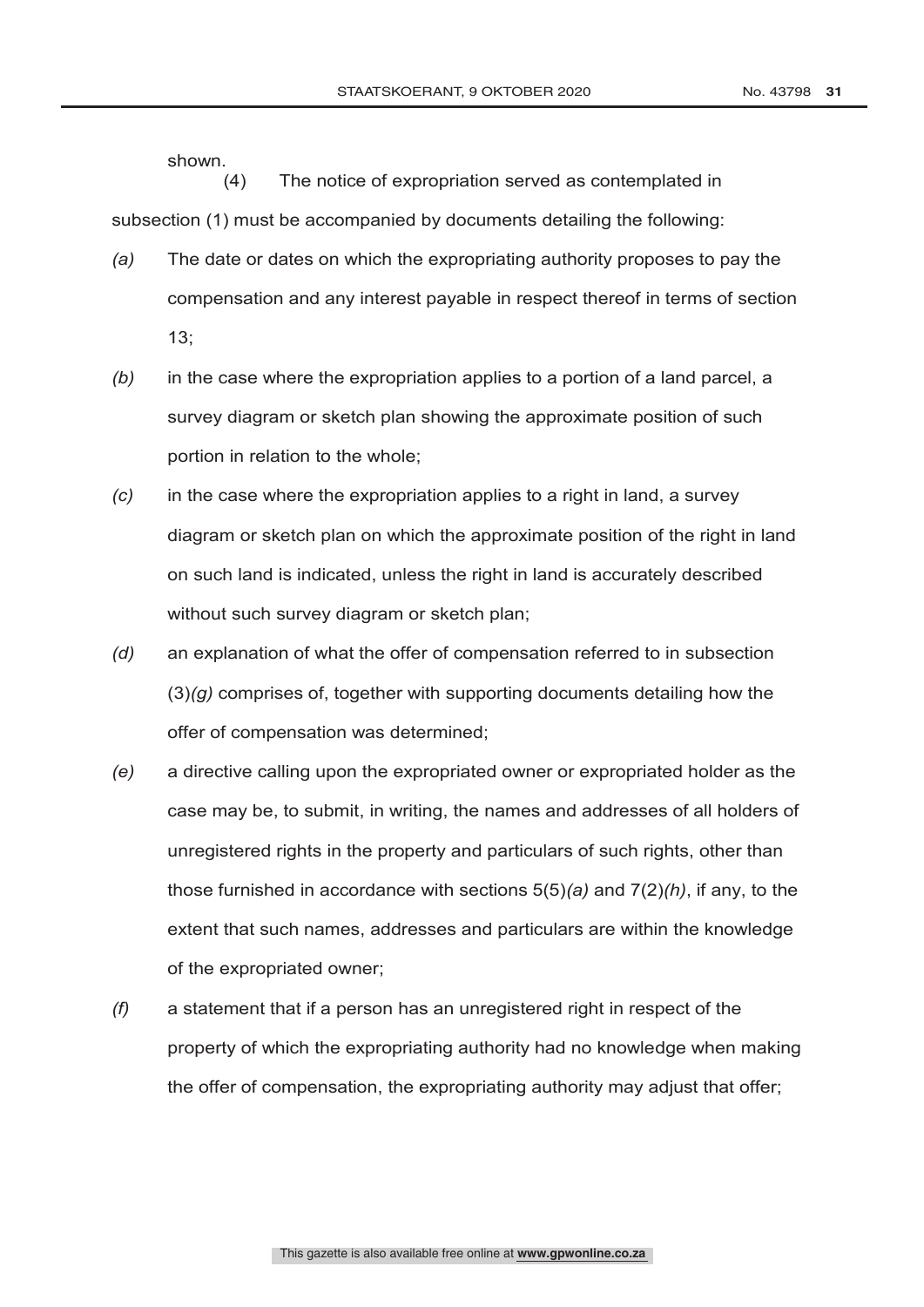shown.

(4) The notice of expropriation served as contemplated in subsection (1) must be accompanied by documents detailing the following:

*(a)* The date or dates on which the expropriating authority proposes to pay the compensation and any interest payable in respect thereof in terms of section 13;

*(b)* in the case where the expropriation applies to a portion of a land parcel, a survey diagram or sketch plan showing the approximate position of such portion in relation to the whole;

*(c)* in the case where the expropriation applies to a right in land, a survey diagram or sketch plan on which the approximate position of the right in land on such land is indicated, unless the right in land is accurately described without such survey diagram or sketch plan;

*(d)* an explanation of what the offer of compensation referred to in subsection (3)*(g)* comprises of, together with supporting documents detailing how the offer of compensation was determined;

*(e)* a directive calling upon the expropriated owner or expropriated holder as the case may be, to submit, in writing, the names and addresses of all holders of unregistered rights in the property and particulars of such rights, other than those furnished in accordance with sections 5(5)*(a)* and 7(2)*(h)*, if any, to the extent that such names, addresses and particulars are within the knowledge of the expropriated owner;

*(f)* a statement that if a person has an unregistered right in respect of the property of which the expropriating authority had no knowledge when making the offer of compensation, the expropriating authority may adjust that offer;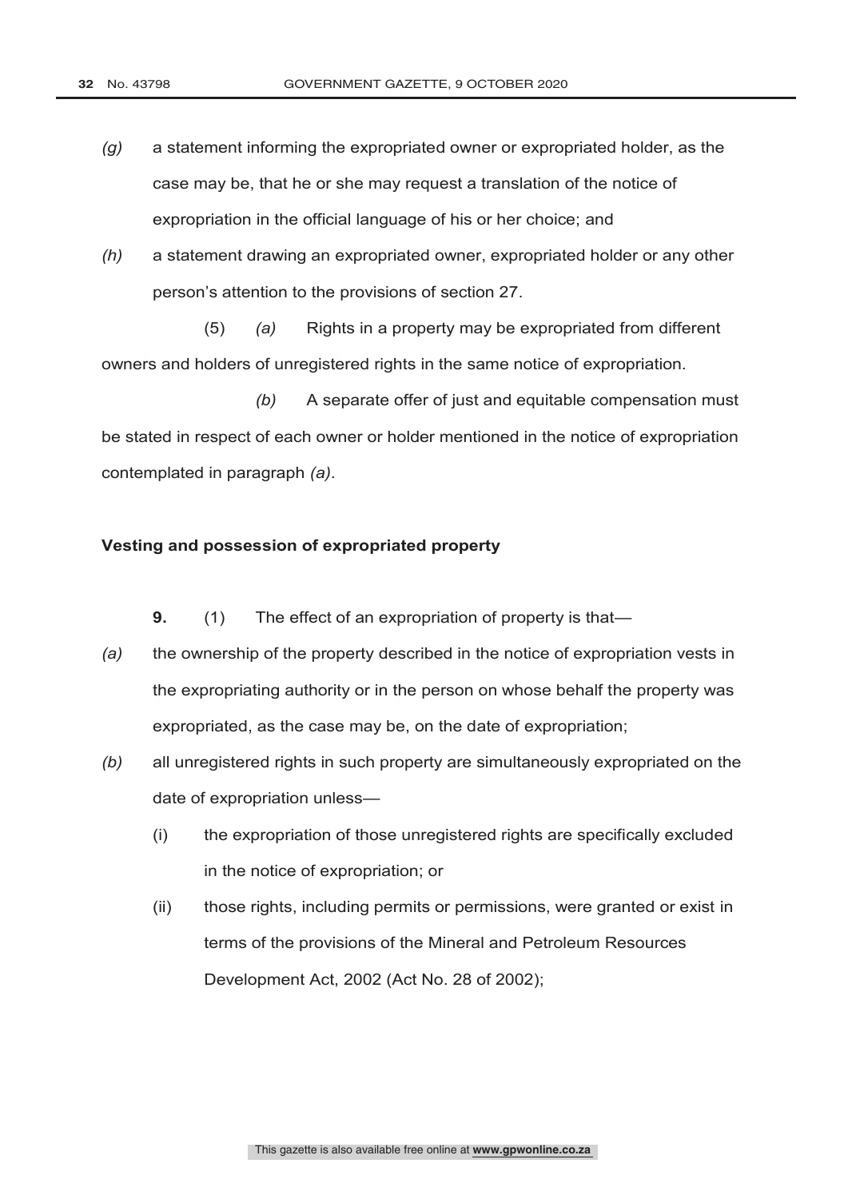*(g)* a statement informing the expropriated owner or expropriated holder, as the case may be, that he or she may request a translation of the notice of expropriation in the official language of his or her choice; and

*(h)* a statement drawing an expropriated owner, expropriated holder or any other person's attention to the provisions of section 27.

(5) *(a)* Rights in a property may be expropriated from different owners and holders of unregistered rights in the same notice of expropriation.

*(b)* A separate offer of just and equitable compensation must be stated in respect of each owner or holder mentioned in the notice of expropriation contemplated in paragraph *(a)*.

**Vesting and possession of expropriated property**

**9.** (1) The effect of an expropriation of property is that—

*(a)* the ownership of the property described in the notice of expropriation vests in the expropriating authority or in the person on whose behalf the property was expropriated, as the case may be, on the date of expropriation;

*(b)* all unregistered rights in such property are simultaneously expropriated on the date of expropriation unless—

  (i) the expropriation of those unregistered rights are specifically excluded in the notice of expropriation; or

  (ii) those rights, including permits or permissions, were granted or exist in terms of the provisions of the Mineral and Petroleum Resources Development Act, 2002 (Act No. 28 of 2002);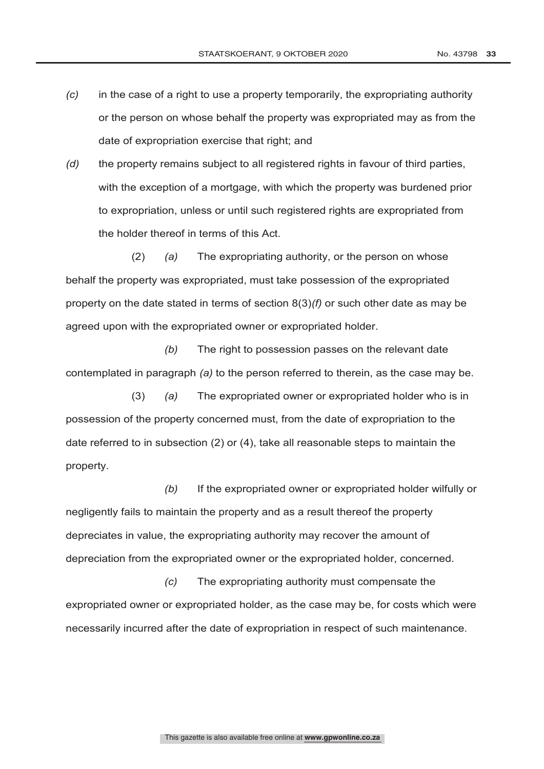*(c)* in the case of a right to use a property temporarily, the expropriating authority or the person on whose behalf the property was expropriated may as from the date of expropriation exercise that right; and

*(d)* the property remains subject to all registered rights in favour of third parties, with the exception of a mortgage, with which the property was burdened prior to expropriation, unless or until such registered rights are expropriated from the holder thereof in terms of this Act.

(2) *(a)* The expropriating authority, or the person on whose behalf the property was expropriated, must take possession of the expropriated property on the date stated in terms of section 8(3)*(f)* or such other date as may be agreed upon with the expropriated owner or expropriated holder.

*(b)* The right to possession passes on the relevant date contemplated in paragraph *(a)* to the person referred to therein, as the case may be.

(3) *(a)* The expropriated owner or expropriated holder who is in possession of the property concerned must, from the date of expropriation to the date referred to in subsection (2) or (4), take all reasonable steps to maintain the property.

*(b)* If the expropriated owner or expropriated holder wilfully or negligently fails to maintain the property and as a result thereof the property depreciates in value, the expropriating authority may recover the amount of depreciation from the expropriated owner or the expropriated holder, concerned.

*(c)* The expropriating authority must compensate the expropriated owner or expropriated holder, as the case may be, for costs which were necessarily incurred after the date of expropriation in respect of such maintenance.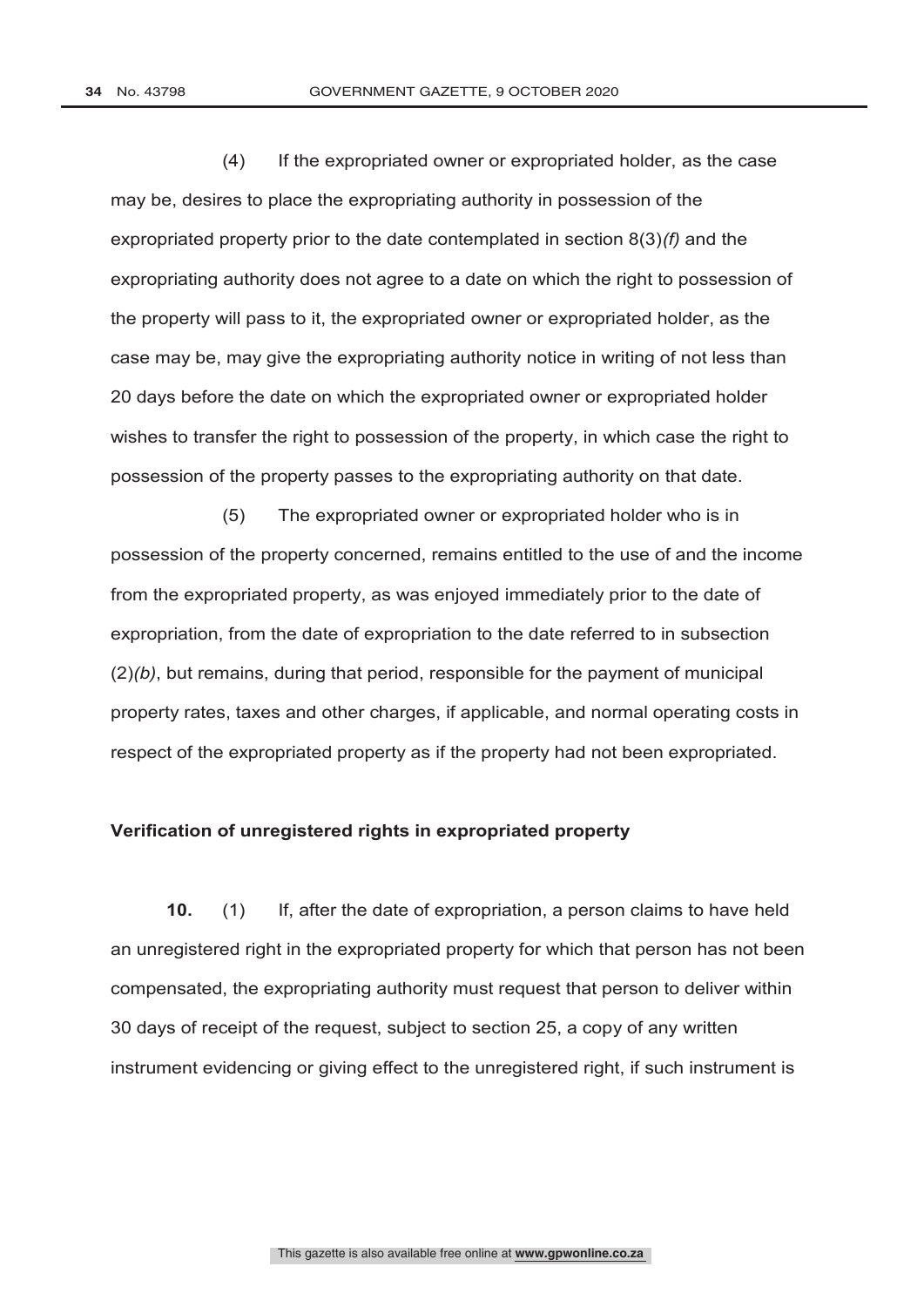(4) If the expropriated owner or expropriated holder, as the case may be, desires to place the expropriating authority in possession of the expropriated property prior to the date contemplated in section 8(3)*(f)* and the expropriating authority does not agree to a date on which the right to possession of the property will pass to it, the expropriated owner or expropriated holder, as the case may be, may give the expropriating authority notice in writing of not less than 20 days before the date on which the expropriated owner or expropriated holder wishes to transfer the right to possession of the property, in which case the right to possession of the property passes to the expropriating authority on that date.

(5) The expropriated owner or expropriated holder who is in possession of the property concerned, remains entitled to the use of and the income from the expropriated property, as was enjoyed immediately prior to the date of expropriation, from the date of expropriation to the date referred to in subsection (2)*(b)*, but remains, during that period, responsible for the payment of municipal property rates, taxes and other charges, if applicable, and normal operating costs in respect of the expropriated property as if the property had not been expropriated.

**Verification of unregistered rights in expropriated property**

**10.** (1) If, after the date of expropriation, a person claims to have held an unregistered right in the expropriated property for which that person has not been compensated, the expropriating authority must request that person to deliver within 30 days of receipt of the request, subject to section 25, a copy of any written instrument evidencing or giving effect to the unregistered right, if such instrument is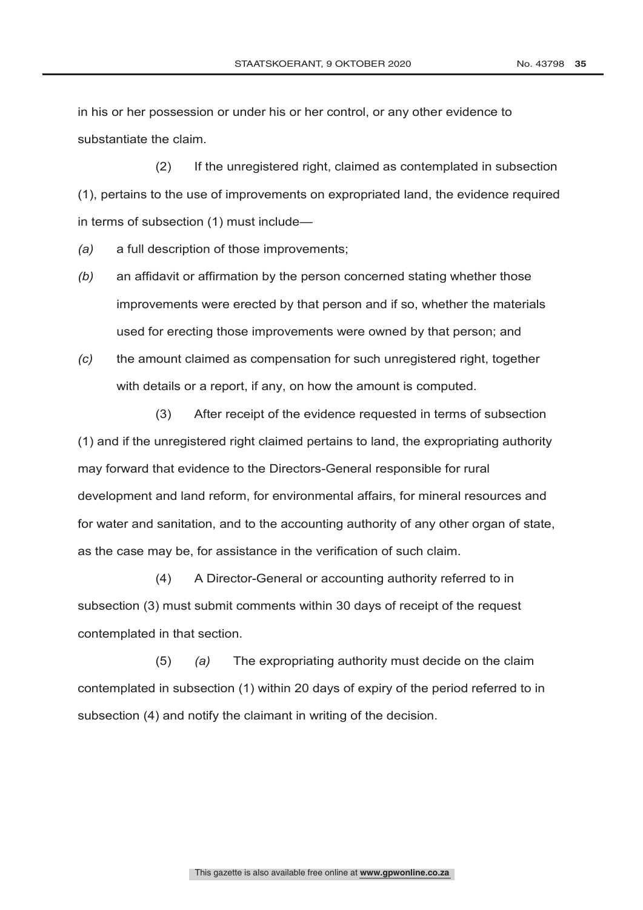in his or her possession or under his or her control, or any other evidence to substantiate the claim.

(2) If the unregistered right, claimed as contemplated in subsection (1), pertains to the use of improvements on expropriated land, the evidence required in terms of subsection (1) must include—

*(a)* a full description of those improvements;

*(b)* an affidavit or affirmation by the person concerned stating whether those improvements were erected by that person and if so, whether the materials used for erecting those improvements were owned by that person; and

*(c)* the amount claimed as compensation for such unregistered right, together with details or a report, if any, on how the amount is computed.

(3) After receipt of the evidence requested in terms of subsection (1) and if the unregistered right claimed pertains to land, the expropriating authority may forward that evidence to the Directors-General responsible for rural development and land reform, for environmental affairs, for mineral resources and for water and sanitation, and to the accounting authority of any other organ of state, as the case may be, for assistance in the verification of such claim.

(4) A Director-General or accounting authority referred to in subsection (3) must submit comments within 30 days of receipt of the request contemplated in that section.

(5) *(a)* The expropriating authority must decide on the claim contemplated in subsection (1) within 20 days of expiry of the period referred to in subsection (4) and notify the claimant in writing of the decision.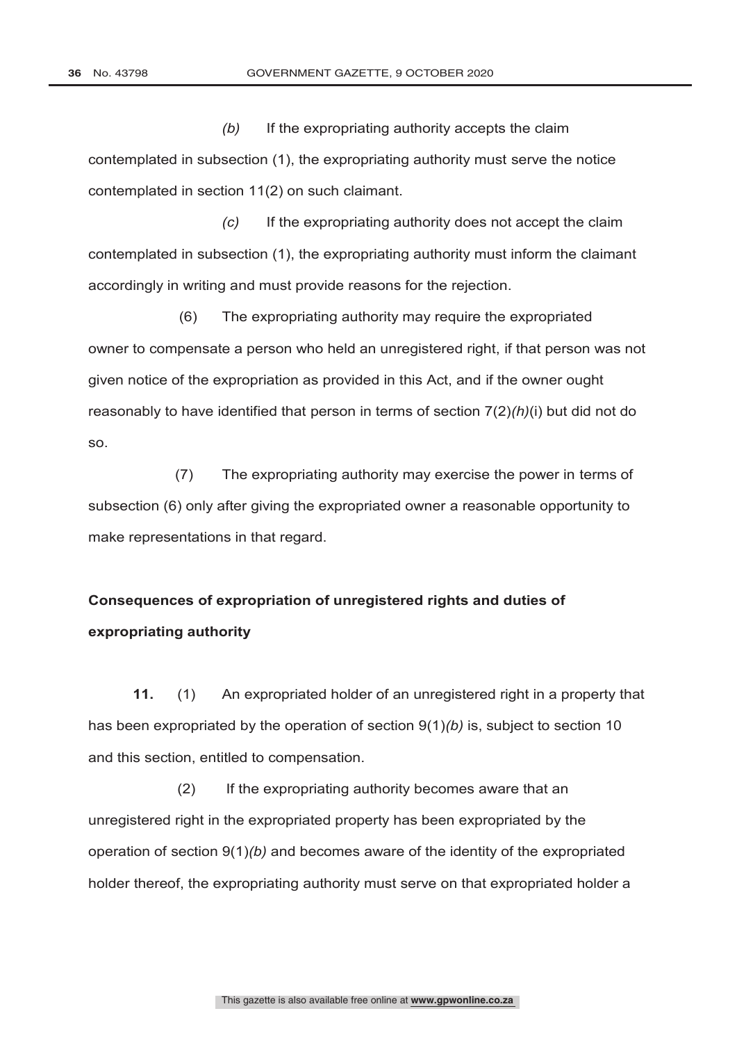*(b)* If the expropriating authority accepts the claim contemplated in subsection (1), the expropriating authority must serve the notice contemplated in section 11(2) on such claimant.

*(c)* If the expropriating authority does not accept the claim contemplated in subsection (1), the expropriating authority must inform the claimant accordingly in writing and must provide reasons for the rejection.

(6) The expropriating authority may require the expropriated owner to compensate a person who held an unregistered right, if that person was not given notice of the expropriation as provided in this Act, and if the owner ought reasonably to have identified that person in terms of section 7(2)*(h)*(i) but did not do so.

(7) The expropriating authority may exercise the power in terms of subsection (6) only after giving the expropriated owner a reasonable opportunity to make representations in that regard.

**Consequences of expropriation of unregistered rights and duties of expropriating authority**

**11.** (1) An expropriated holder of an unregistered right in a property that has been expropriated by the operation of section 9(1)*(b)* is, subject to section 10 and this section, entitled to compensation.

(2) If the expropriating authority becomes aware that an unregistered right in the expropriated property has been expropriated by the operation of section 9(1)*(b)* and becomes aware of the identity of the expropriated holder thereof, the expropriating authority must serve on that expropriated holder a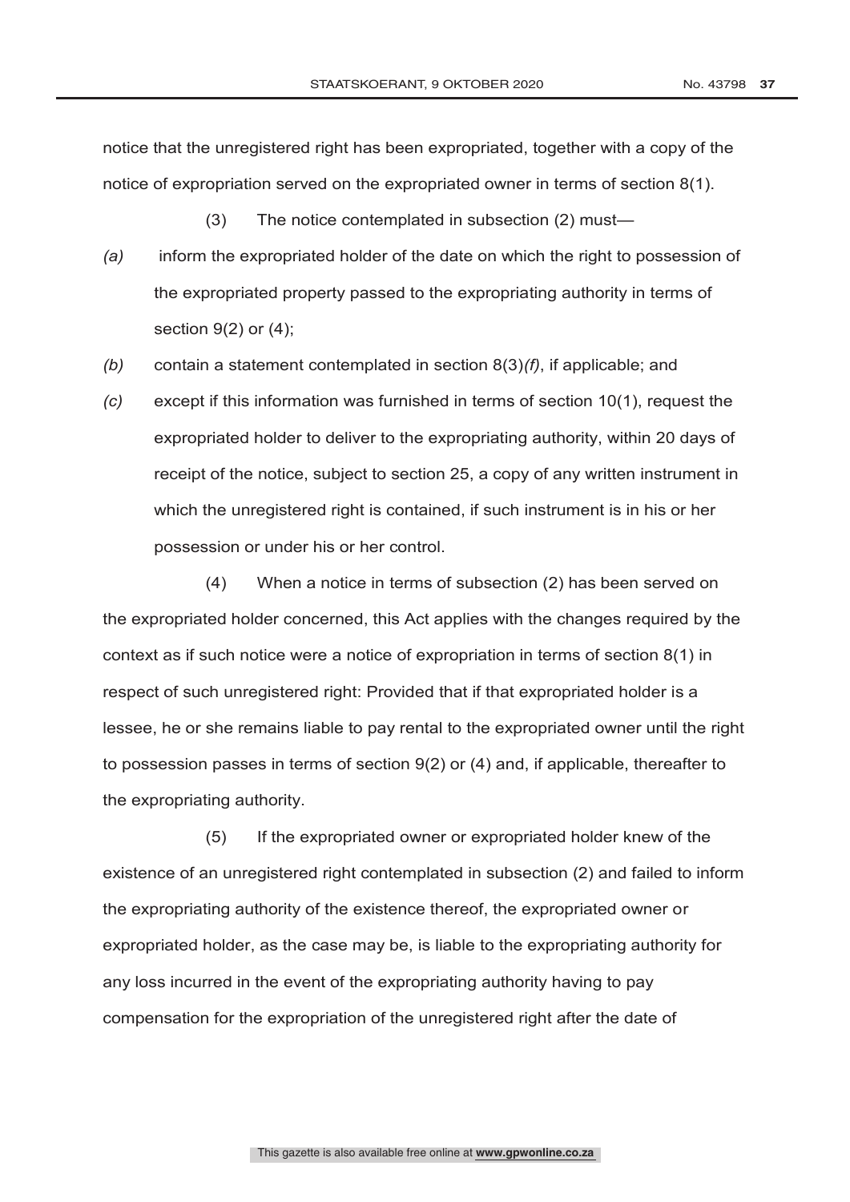notice that the unregistered right has been expropriated, together with a copy of the notice of expropriation served on the expropriated owner in terms of section 8(1).

(3) The notice contemplated in subsection (2) must—

*(a)* inform the expropriated holder of the date on which the right to possession of the expropriated property passed to the expropriating authority in terms of section 9(2) or (4);

*(b)* contain a statement contemplated in section 8(3)*(f)*, if applicable; and

*(c)* except if this information was furnished in terms of section 10(1), request the expropriated holder to deliver to the expropriating authority, within 20 days of receipt of the notice, subject to section 25, a copy of any written instrument in which the unregistered right is contained, if such instrument is in his or her possession or under his or her control.

(4) When a notice in terms of subsection (2) has been served on the expropriated holder concerned, this Act applies with the changes required by the context as if such notice were a notice of expropriation in terms of section 8(1) in respect of such unregistered right: Provided that if that expropriated holder is a lessee, he or she remains liable to pay rental to the expropriated owner until the right to possession passes in terms of section 9(2) or (4) and, if applicable, thereafter to the expropriating authority.

(5) If the expropriated owner or expropriated holder knew of the existence of an unregistered right contemplated in subsection (2) and failed to inform the expropriating authority of the existence thereof, the expropriated owner or expropriated holder, as the case may be, is liable to the expropriating authority for any loss incurred in the event of the expropriating authority having to pay compensation for the expropriation of the unregistered right after the date of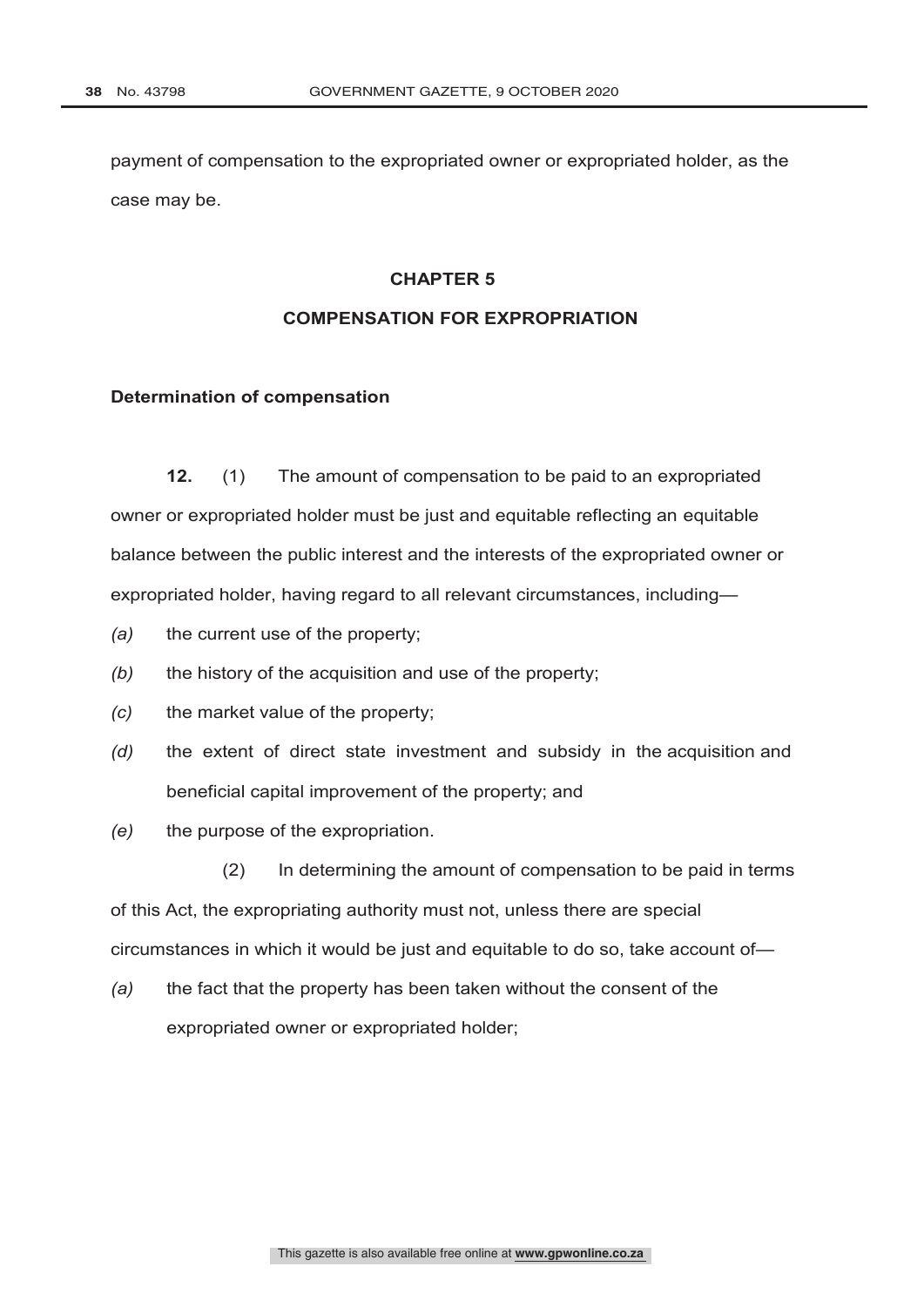payment of compensation to the expropriated owner or expropriated holder, as the case may be.

## CHAPTER 5

## COMPENSATION FOR EXPROPRIATION

**Determination of compensation**

**12.** (1) The amount of compensation to be paid to an expropriated owner or expropriated holder must be just and equitable reflecting an equitable balance between the public interest and the interests of the expropriated owner or expropriated holder, having regard to all relevant circumstances, including—

*(a)* the current use of the property;

*(b)* the history of the acquisition and use of the property;

*(c)* the market value of the property;

*(d)* the extent of direct state investment and subsidy in the acquisition and beneficial capital improvement of the property; and

*(e)* the purpose of the expropriation.

(2) In determining the amount of compensation to be paid in terms of this Act, the expropriating authority must not, unless there are special circumstances in which it would be just and equitable to do so, take account of—

*(a)* the fact that the property has been taken without the consent of the expropriated owner or expropriated holder;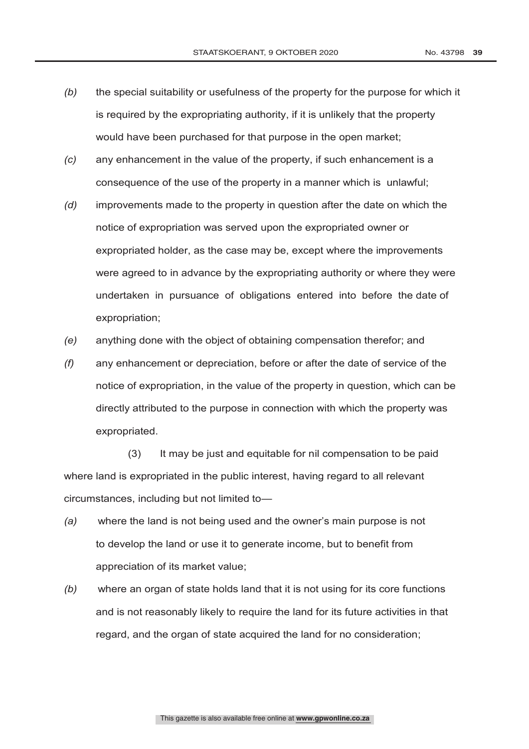*(b)* the special suitability or usefulness of the property for the purpose for which it is required by the expropriating authority, if it is unlikely that the property would have been purchased for that purpose in the open market;

*(c)* any enhancement in the value of the property, if such enhancement is a consequence of the use of the property in a manner which is unlawful;

*(d)* improvements made to the property in question after the date on which the notice of expropriation was served upon the expropriated owner or expropriated holder, as the case may be, except where the improvements were agreed to in advance by the expropriating authority or where they were undertaken in pursuance of obligations entered into before the date of expropriation;

*(e)* anything done with the object of obtaining compensation therefor; and

*(f)* any enhancement or depreciation, before or after the date of service of the notice of expropriation, in the value of the property in question, which can be directly attributed to the purpose in connection with which the property was expropriated.

(3) It may be just and equitable for nil compensation to be paid where land is expropriated in the public interest, having regard to all relevant circumstances, including but not limited to—

*(a)* where the land is not being used and the owner's main purpose is not to develop the land or use it to generate income, but to benefit from appreciation of its market value;

*(b)* where an organ of state holds land that it is not using for its core functions and is not reasonably likely to require the land for its future activities in that regard, and the organ of state acquired the land for no consideration;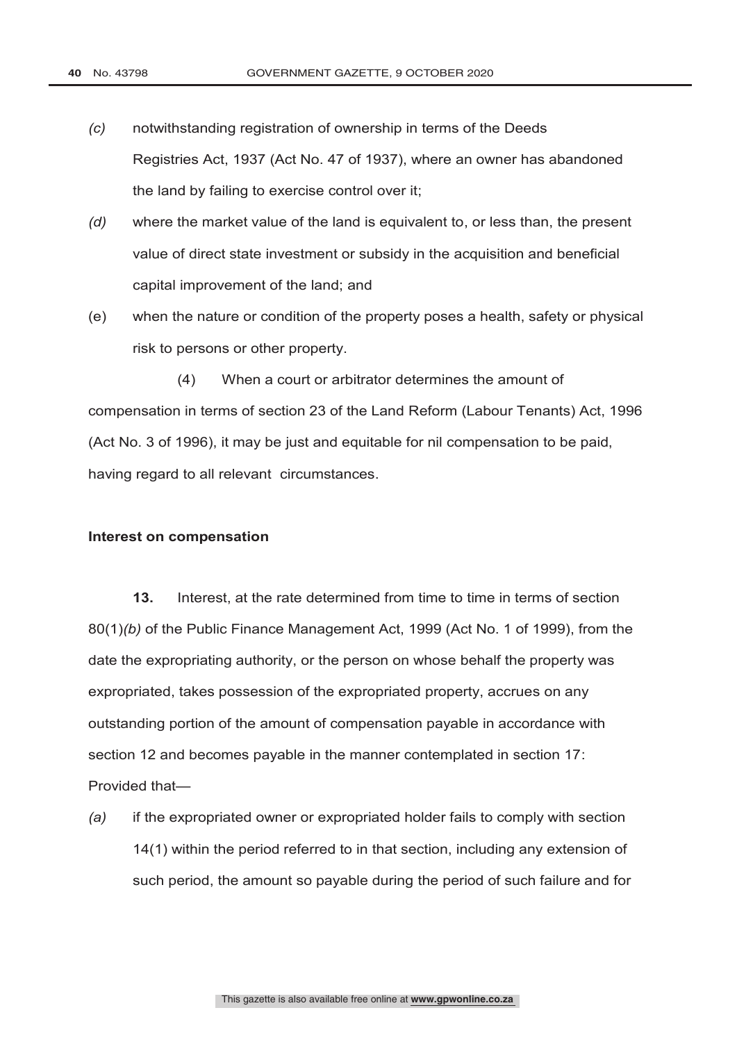*(c)* notwithstanding registration of ownership in terms of the Deeds Registries Act, 1937 (Act No. 47 of 1937), where an owner has abandoned the land by failing to exercise control over it;

*(d)* where the market value of the land is equivalent to, or less than, the present value of direct state investment or subsidy in the acquisition and beneficial capital improvement of the land; and

(e) when the nature or condition of the property poses a health, safety or physical risk to persons or other property.

(4) When a court or arbitrator determines the amount of compensation in terms of section 23 of the Land Reform (Labour Tenants) Act, 1996 (Act No. 3 of 1996), it may be just and equitable for nil compensation to be paid, having regard to all relevant circumstances.

**Interest on compensation**

**13.** Interest, at the rate determined from time to time in terms of section 80(1)*(b)* of the Public Finance Management Act, 1999 (Act No. 1 of 1999), from the date the expropriating authority, or the person on whose behalf the property was expropriated, takes possession of the expropriated property, accrues on any outstanding portion of the amount of compensation payable in accordance with section 12 and becomes payable in the manner contemplated in section 17: Provided that—

*(a)* if the expropriated owner or expropriated holder fails to comply with section 14(1) within the period referred to in that section, including any extension of such period, the amount so payable during the period of such failure and for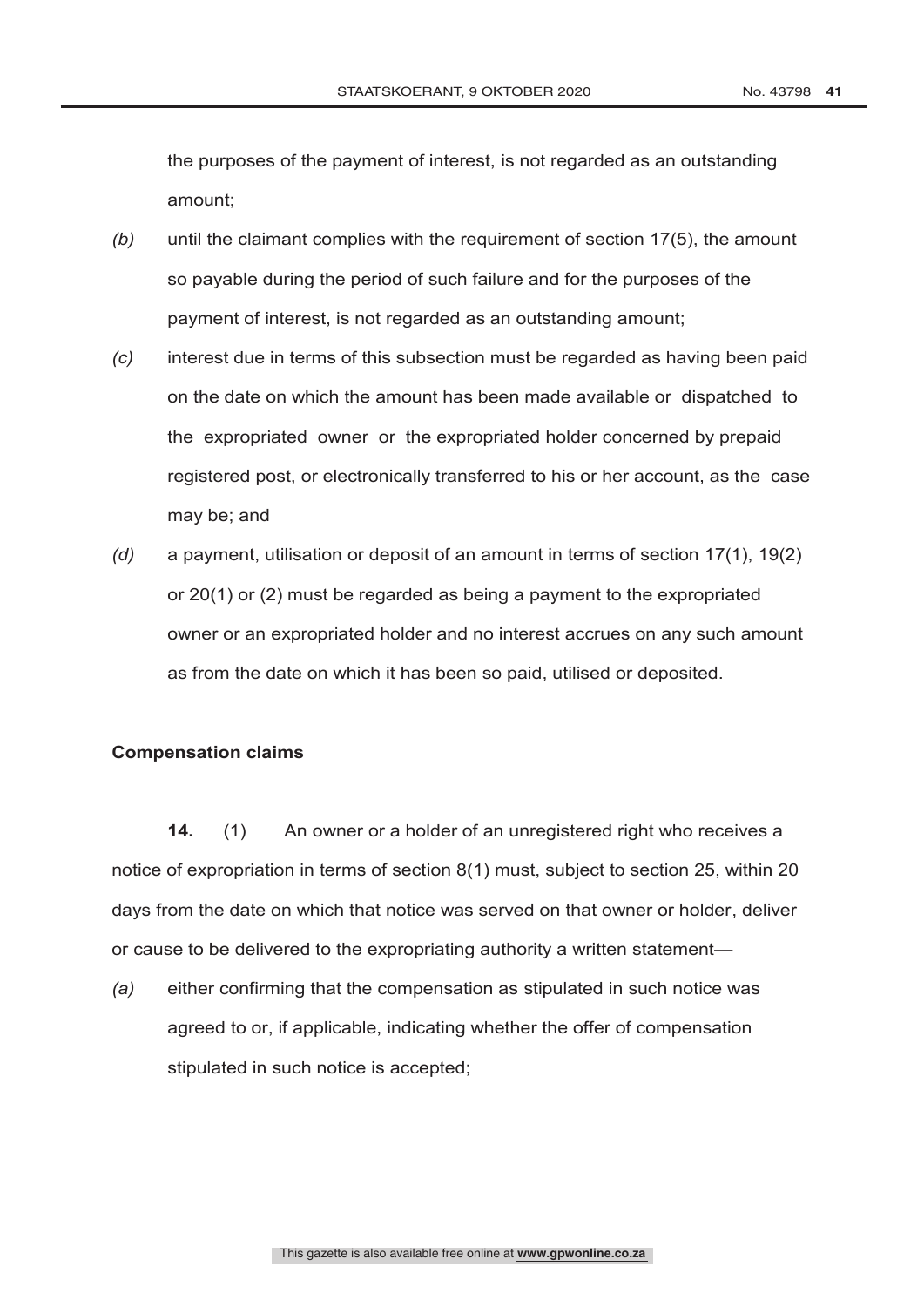the purposes of the payment of interest, is not regarded as an outstanding amount;

*(b)* until the claimant complies with the requirement of section 17(5), the amount so payable during the period of such failure and for the purposes of the payment of interest, is not regarded as an outstanding amount;

*(c)* interest due in terms of this subsection must be regarded as having been paid on the date on which the amount has been made available or dispatched to the expropriated owner or the expropriated holder concerned by prepaid registered post, or electronically transferred to his or her account, as the case may be; and

*(d)* a payment, utilisation or deposit of an amount in terms of section 17(1), 19(2) or 20(1) or (2) must be regarded as being a payment to the expropriated owner or an expropriated holder and no interest accrues on any such amount as from the date on which it has been so paid, utilised or deposited.

**Compensation claims**

**14.** (1) An owner or a holder of an unregistered right who receives a notice of expropriation in terms of section 8(1) must, subject to section 25, within 20 days from the date on which that notice was served on that owner or holder, deliver or cause to be delivered to the expropriating authority a written statement—

*(a)* either confirming that the compensation as stipulated in such notice was agreed to or, if applicable, indicating whether the offer of compensation stipulated in such notice is accepted;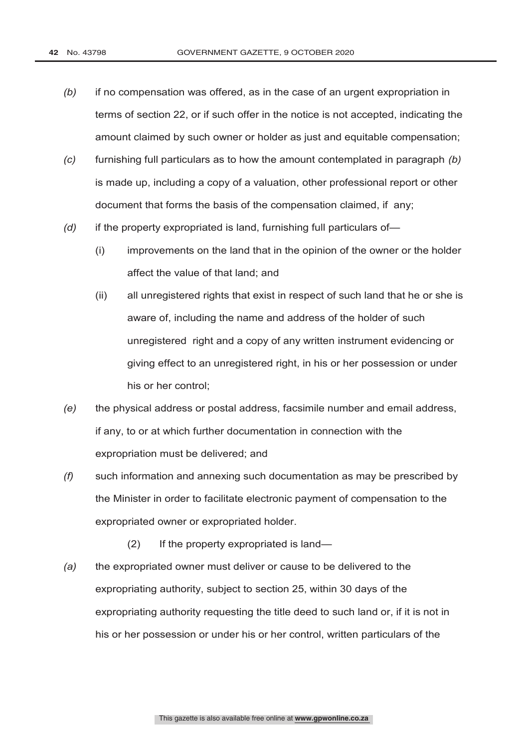*(b)* if no compensation was offered, as in the case of an urgent expropriation in terms of section 22, or if such offer in the notice is not accepted, indicating the amount claimed by such owner or holder as just and equitable compensation;

*(c)* furnishing full particulars as to how the amount contemplated in paragraph *(b)* is made up, including a copy of a valuation, other professional report or other document that forms the basis of the compensation claimed, if any;

*(d)* if the property expropriated is land, furnishing full particulars of—

(i) improvements on the land that in the opinion of the owner or the holder affect the value of that land; and

(ii) all unregistered rights that exist in respect of such land that he or she is aware of, including the name and address of the holder of such unregistered right and a copy of any written instrument evidencing or giving effect to an unregistered right, in his or her possession or under his or her control;

*(e)* the physical address or postal address, facsimile number and email address, if any, to or at which further documentation in connection with the expropriation must be delivered; and

*(f)* such information and annexing such documentation as may be prescribed by the Minister in order to facilitate electronic payment of compensation to the expropriated owner or expropriated holder.

(2) If the property expropriated is land—

*(a)* the expropriated owner must deliver or cause to be delivered to the expropriating authority, subject to section 25, within 30 days of the expropriating authority requesting the title deed to such land or, if it is not in his or her possession or under his or her control, written particulars of the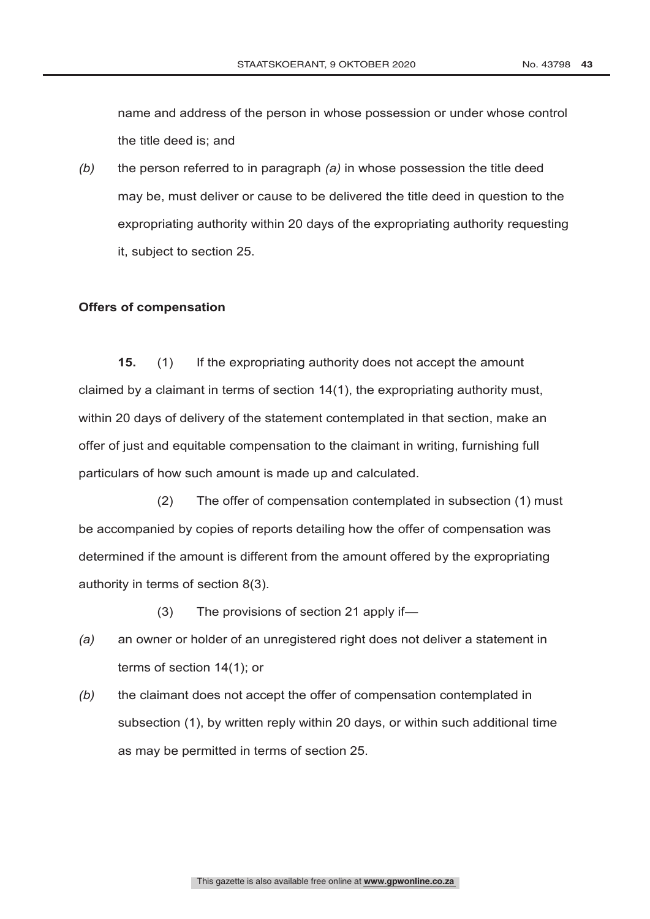name and address of the person in whose possession or under whose control the title deed is; and

*(b)* the person referred to in paragraph *(a)* in whose possession the title deed may be, must deliver or cause to be delivered the title deed in question to the expropriating authority within 20 days of the expropriating authority requesting it, subject to section 25.

**Offers of compensation**

**15.** (1) If the expropriating authority does not accept the amount claimed by a claimant in terms of section 14(1), the expropriating authority must, within 20 days of delivery of the statement contemplated in that section, make an offer of just and equitable compensation to the claimant in writing, furnishing full particulars of how such amount is made up and calculated.

(2) The offer of compensation contemplated in subsection (1) must be accompanied by copies of reports detailing how the offer of compensation was determined if the amount is different from the amount offered by the expropriating authority in terms of section 8(3).

(3) The provisions of section 21 apply if—

*(a)* an owner or holder of an unregistered right does not deliver a statement in terms of section 14(1); or

*(b)* the claimant does not accept the offer of compensation contemplated in subsection (1), by written reply within 20 days, or within such additional time as may be permitted in terms of section 25.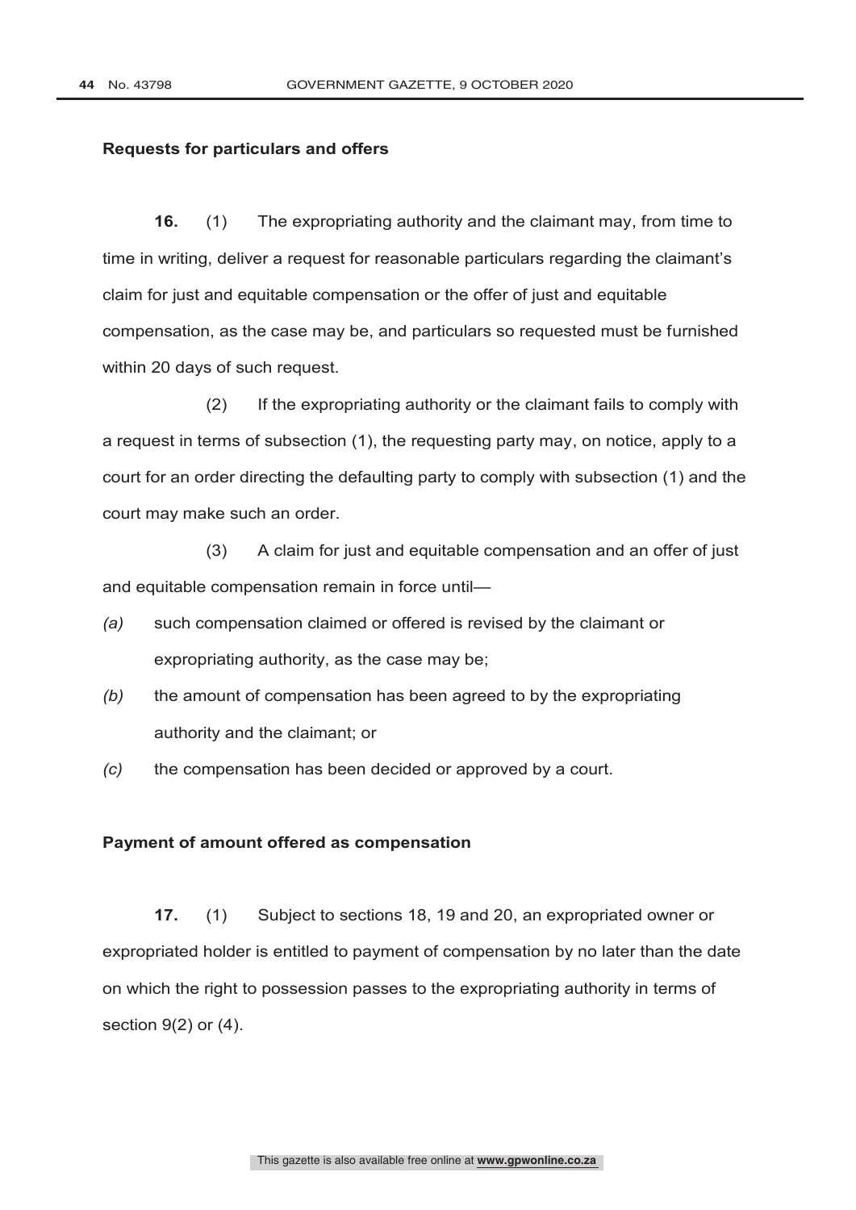**Requests for particulars and offers**

**16.** (1) The expropriating authority and the claimant may, from time to time in writing, deliver a request for reasonable particulars regarding the claimant's claim for just and equitable compensation or the offer of just and equitable compensation, as the case may be, and particulars so requested must be furnished within 20 days of such request.

(2) If the expropriating authority or the claimant fails to comply with a request in terms of subsection (1), the requesting party may, on notice, apply to a court for an order directing the defaulting party to comply with subsection (1) and the court may make such an order.

(3) A claim for just and equitable compensation and an offer of just and equitable compensation remain in force until—

*(a)* such compensation claimed or offered is revised by the claimant or expropriating authority, as the case may be;

*(b)* the amount of compensation has been agreed to by the expropriating authority and the claimant; or

*(c)* the compensation has been decided or approved by a court.

**Payment of amount offered as compensation**

**17.** (1) Subject to sections 18, 19 and 20, an expropriated owner or expropriated holder is entitled to payment of compensation by no later than the date on which the right to possession passes to the expropriating authority in terms of section 9(2) or (4).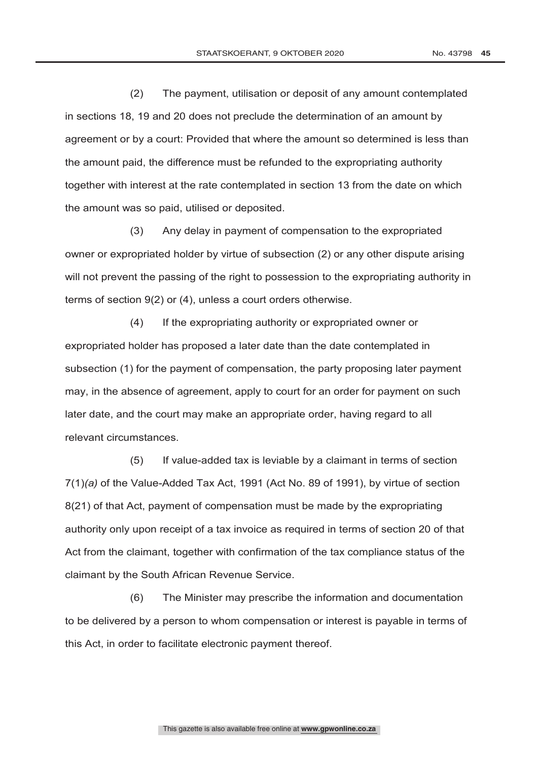(2) The payment, utilisation or deposit of any amount contemplated in sections 18, 19 and 20 does not preclude the determination of an amount by agreement or by a court: Provided that where the amount so determined is less than the amount paid, the difference must be refunded to the expropriating authority together with interest at the rate contemplated in section 13 from the date on which the amount was so paid, utilised or deposited.

(3) Any delay in payment of compensation to the expropriated owner or expropriated holder by virtue of subsection (2) or any other dispute arising will not prevent the passing of the right to possession to the expropriating authority in terms of section 9(2) or (4), unless a court orders otherwise.

(4) If the expropriating authority or expropriated owner or expropriated holder has proposed a later date than the date contemplated in subsection (1) for the payment of compensation, the party proposing later payment may, in the absence of agreement, apply to court for an order for payment on such later date, and the court may make an appropriate order, having regard to all relevant circumstances.

(5) If value-added tax is leviable by a claimant in terms of section 7(1)*(a)* of the Value-Added Tax Act, 1991 (Act No. 89 of 1991), by virtue of section 8(21) of that Act, payment of compensation must be made by the expropriating authority only upon receipt of a tax invoice as required in terms of section 20 of that Act from the claimant, together with confirmation of the tax compliance status of the claimant by the South African Revenue Service.

(6) The Minister may prescribe the information and documentation to be delivered by a person to whom compensation or interest is payable in terms of this Act, in order to facilitate electronic payment thereof.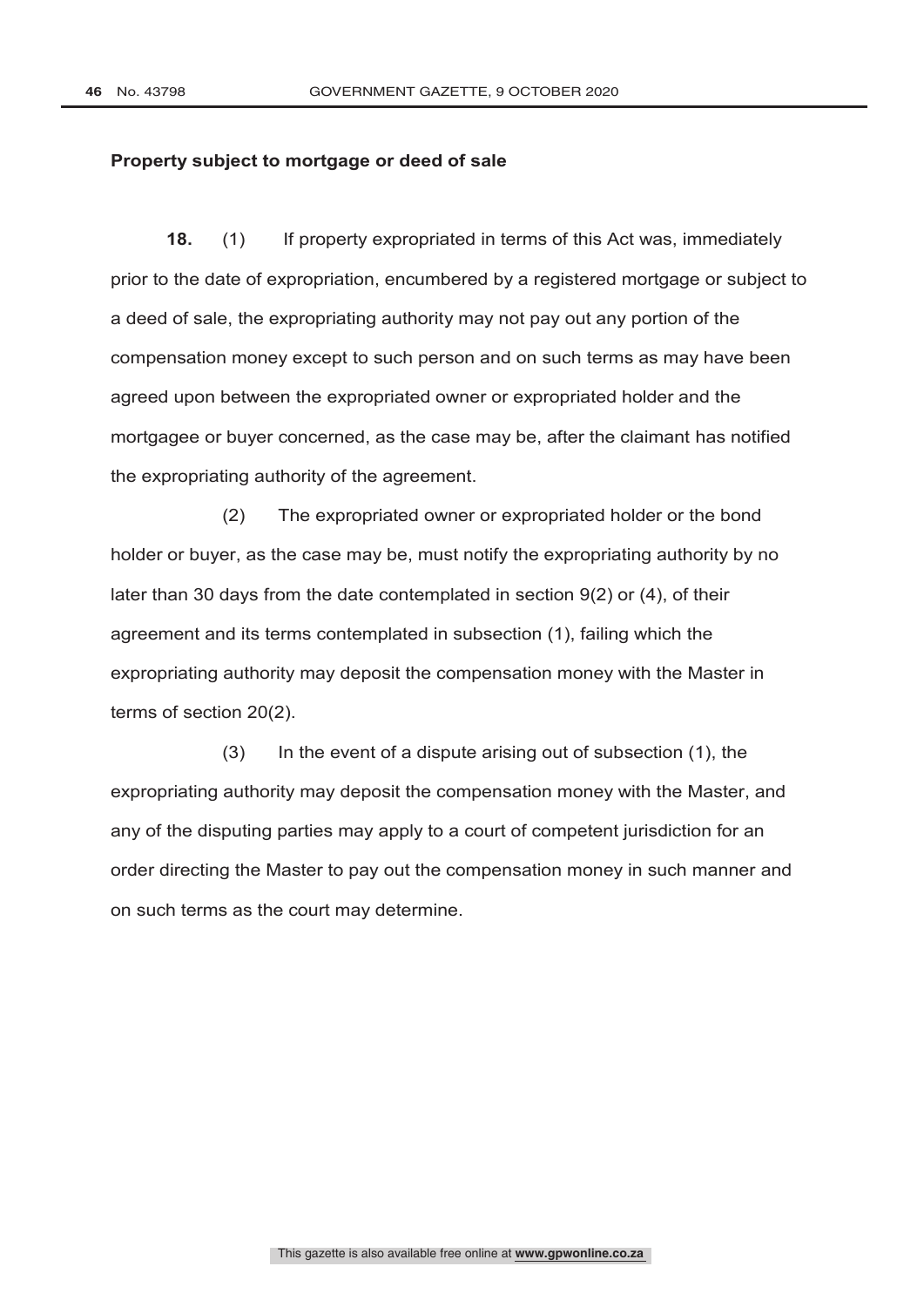**Property subject to mortgage or deed of sale**

**18.** (1) If property expropriated in terms of this Act was, immediately prior to the date of expropriation, encumbered by a registered mortgage or subject to a deed of sale, the expropriating authority may not pay out any portion of the compensation money except to such person and on such terms as may have been agreed upon between the expropriated owner or expropriated holder and the mortgagee or buyer concerned, as the case may be, after the claimant has notified the expropriating authority of the agreement.

(2) The expropriated owner or expropriated holder or the bond holder or buyer, as the case may be, must notify the expropriating authority by no later than 30 days from the date contemplated in section 9(2) or (4), of their agreement and its terms contemplated in subsection (1), failing which the expropriating authority may deposit the compensation money with the Master in terms of section 20(2).

(3) In the event of a dispute arising out of subsection (1), the expropriating authority may deposit the compensation money with the Master, and any of the disputing parties may apply to a court of competent jurisdiction for an order directing the Master to pay out the compensation money in such manner and on such terms as the court may determine.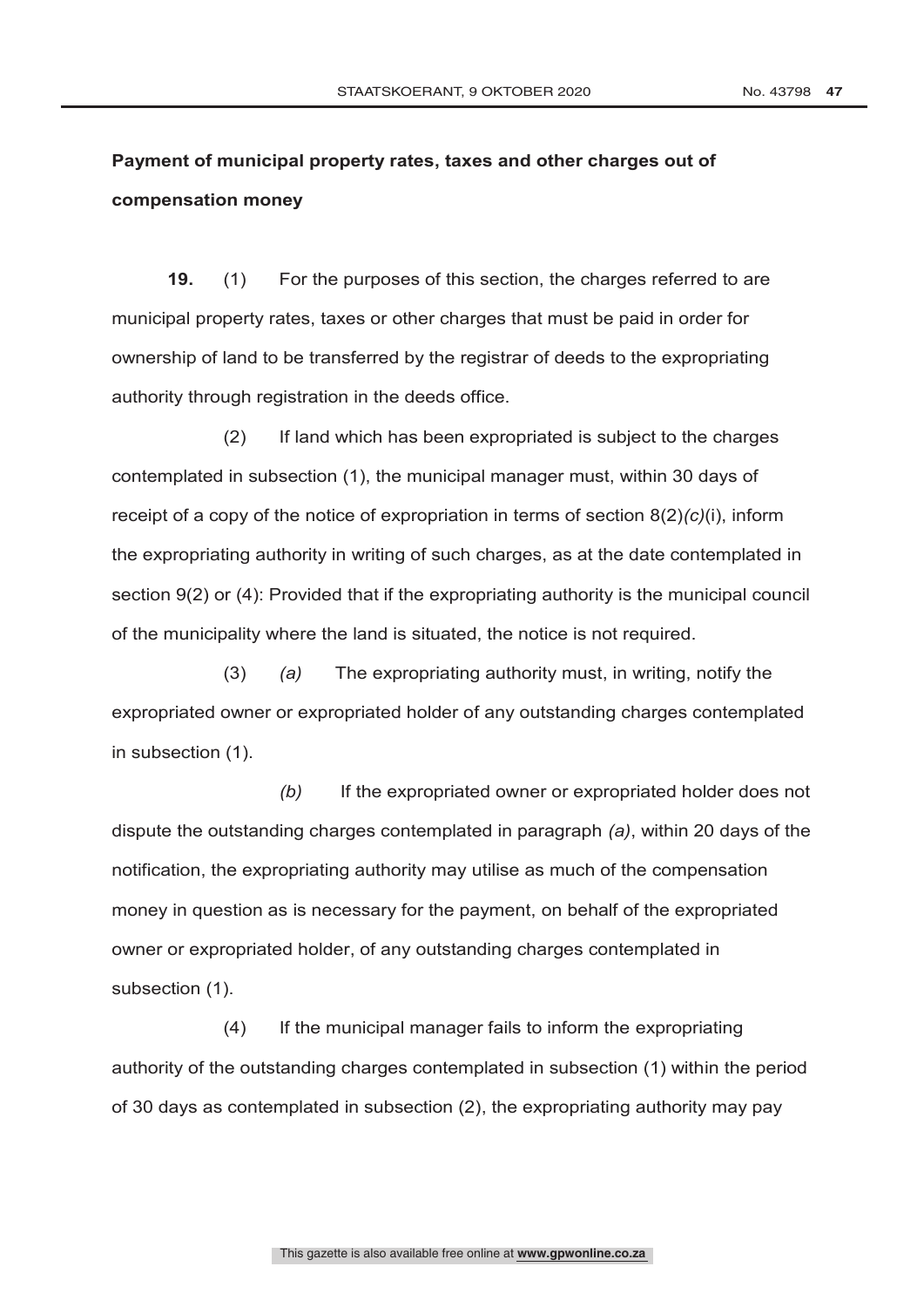**Payment of municipal property rates, taxes and other charges out of compensation money**

**19.** (1) For the purposes of this section, the charges referred to are municipal property rates, taxes or other charges that must be paid in order for ownership of land to be transferred by the registrar of deeds to the expropriating authority through registration in the deeds office.

(2) If land which has been expropriated is subject to the charges contemplated in subsection (1), the municipal manager must, within 30 days of receipt of a copy of the notice of expropriation in terms of section 8(2)*(c)*(i), inform the expropriating authority in writing of such charges, as at the date contemplated in section 9(2) or (4): Provided that if the expropriating authority is the municipal council of the municipality where the land is situated, the notice is not required.

(3) *(a)* The expropriating authority must, in writing, notify the expropriated owner or expropriated holder of any outstanding charges contemplated in subsection (1).

*(b)* If the expropriated owner or expropriated holder does not dispute the outstanding charges contemplated in paragraph *(a)*, within 20 days of the notification, the expropriating authority may utilise as much of the compensation money in question as is necessary for the payment, on behalf of the expropriated owner or expropriated holder, of any outstanding charges contemplated in subsection (1).

(4) If the municipal manager fails to inform the expropriating authority of the outstanding charges contemplated in subsection (1) within the period of 30 days as contemplated in subsection (2), the expropriating authority may pay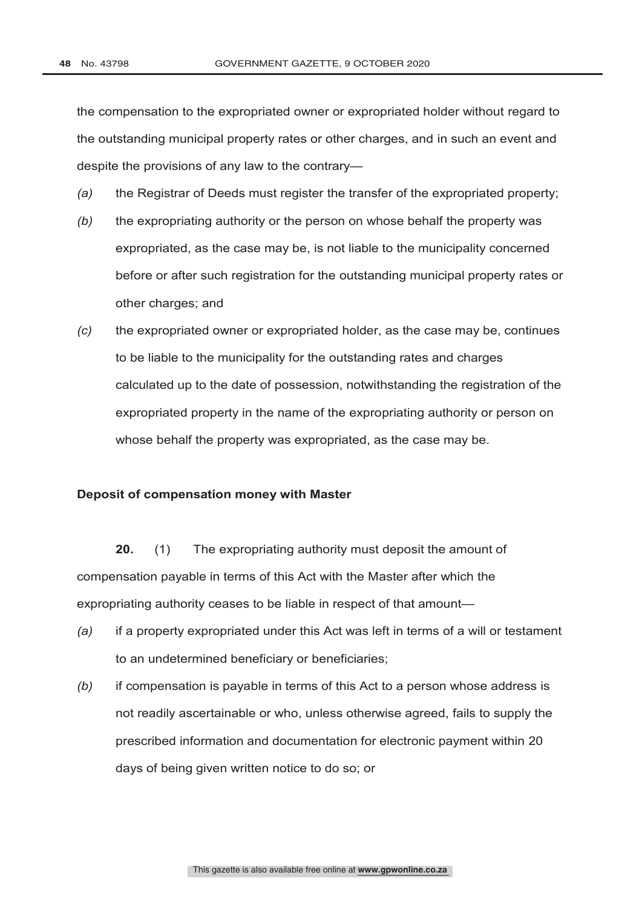the compensation to the expropriated owner or expropriated holder without regard to the outstanding municipal property rates or other charges, and in such an event and despite the provisions of any law to the contrary—

*(a)* the Registrar of Deeds must register the transfer of the expropriated property;

*(b)* the expropriating authority or the person on whose behalf the property was expropriated, as the case may be, is not liable to the municipality concerned before or after such registration for the outstanding municipal property rates or other charges; and

*(c)* the expropriated owner or expropriated holder, as the case may be, continues to be liable to the municipality for the outstanding rates and charges calculated up to the date of possession, notwithstanding the registration of the expropriated property in the name of the expropriating authority or person on whose behalf the property was expropriated, as the case may be.

**Deposit of compensation money with Master**

**20.** (1) The expropriating authority must deposit the amount of compensation payable in terms of this Act with the Master after which the expropriating authority ceases to be liable in respect of that amount—

*(a)* if a property expropriated under this Act was left in terms of a will or testament to an undetermined beneficiary or beneficiaries;

*(b)* if compensation is payable in terms of this Act to a person whose address is not readily ascertainable or who, unless otherwise agreed, fails to supply the prescribed information and documentation for electronic payment within 20 days of being given written notice to do so; or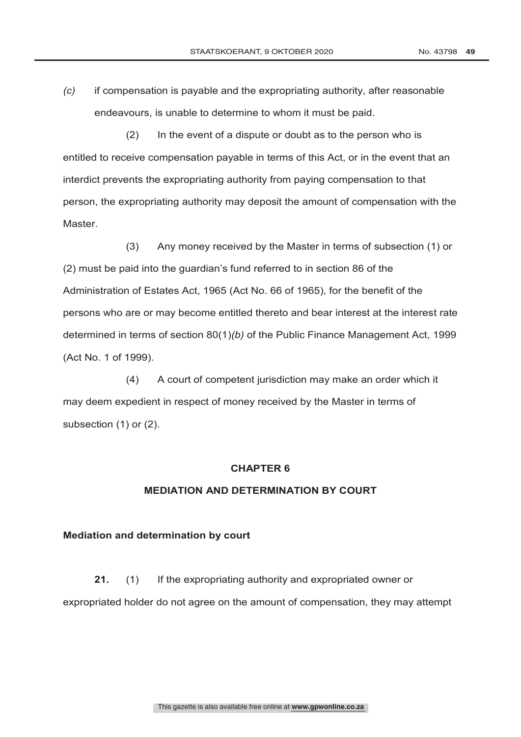*(c)* if compensation is payable and the expropriating authority, after reasonable endeavours, is unable to determine to whom it must be paid.

(2) In the event of a dispute or doubt as to the person who is entitled to receive compensation payable in terms of this Act, or in the event that an interdict prevents the expropriating authority from paying compensation to that person, the expropriating authority may deposit the amount of compensation with the Master.

(3) Any money received by the Master in terms of subsection (1) or (2) must be paid into the guardian's fund referred to in section 86 of the Administration of Estates Act, 1965 (Act No. 66 of 1965), for the benefit of the persons who are or may become entitled thereto and bear interest at the interest rate determined in terms of section 80(1)*(b)* of the Public Finance Management Act, 1999 (Act No. 1 of 1999).

(4) A court of competent jurisdiction may make an order which it may deem expedient in respect of money received by the Master in terms of subsection (1) or (2).

## CHAPTER 6

## MEDIATION AND DETERMINATION BY COURT

### Mediation and determination by court

**21.** (1) If the expropriating authority and expropriated owner or expropriated holder do not agree on the amount of compensation, they may attempt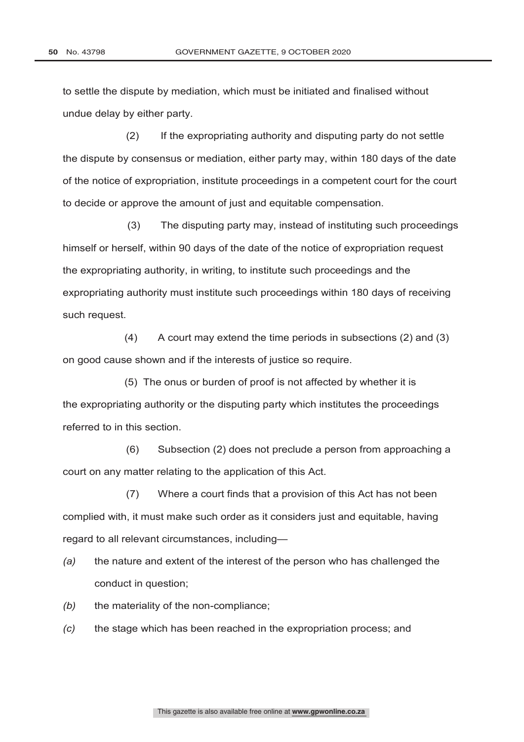to settle the dispute by mediation, which must be initiated and finalised without undue delay by either party.

(2) If the expropriating authority and disputing party do not settle the dispute by consensus or mediation, either party may, within 180 days of the date of the notice of expropriation, institute proceedings in a competent court for the court to decide or approve the amount of just and equitable compensation.

(3) The disputing party may, instead of instituting such proceedings himself or herself, within 90 days of the date of the notice of expropriation request the expropriating authority, in writing, to institute such proceedings and the expropriating authority must institute such proceedings within 180 days of receiving such request.

(4) A court may extend the time periods in subsections (2) and (3) on good cause shown and if the interests of justice so require.

(5) The onus or burden of proof is not affected by whether it is the expropriating authority or the disputing party which institutes the proceedings referred to in this section.

(6) Subsection (2) does not preclude a person from approaching a court on any matter relating to the application of this Act.

(7) Where a court finds that a provision of this Act has not been complied with, it must make such order as it considers just and equitable, having regard to all relevant circumstances, including—

*(a)* the nature and extent of the interest of the person who has challenged the conduct in question;

*(b)* the materiality of the non-compliance;

*(c)* the stage which has been reached in the expropriation process; and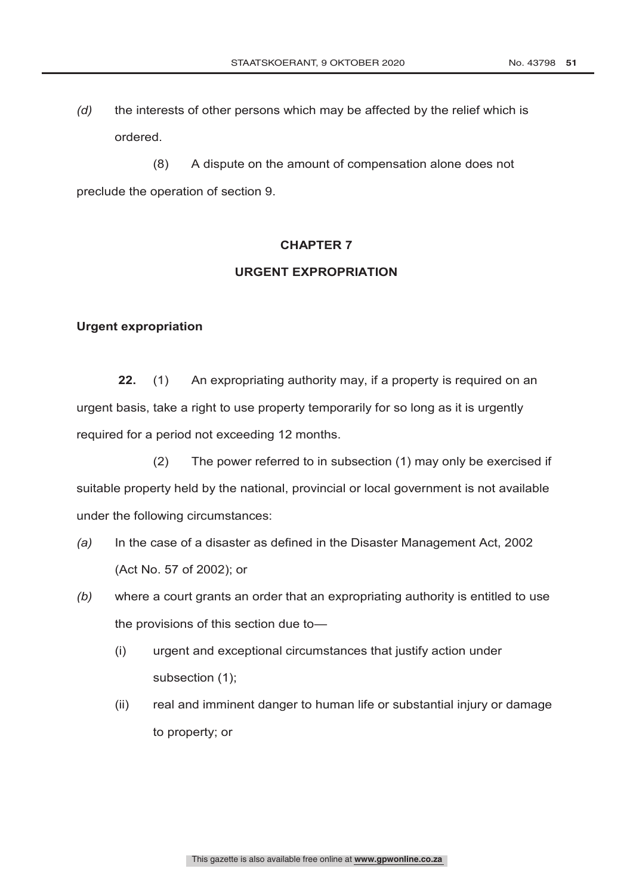*(d)* the interests of other persons which may be affected by the relief which is ordered.

(8) A dispute on the amount of compensation alone does not preclude the operation of section 9.

## CHAPTER 7

## URGENT EXPROPRIATION

### Urgent expropriation

**22.** (1) An expropriating authority may, if a property is required on an urgent basis, take a right to use property temporarily for so long as it is urgently required for a period not exceeding 12 months.

(2) The power referred to in subsection (1) may only be exercised if suitable property held by the national, provincial or local government is not available under the following circumstances:

*(a)* In the case of a disaster as defined in the Disaster Management Act, 2002 (Act No. 57 of 2002); or

*(b)* where a court grants an order that an expropriating authority is entitled to use the provisions of this section due to—

(i) urgent and exceptional circumstances that justify action under subsection (1);

(ii) real and imminent danger to human life or substantial injury or damage to property; or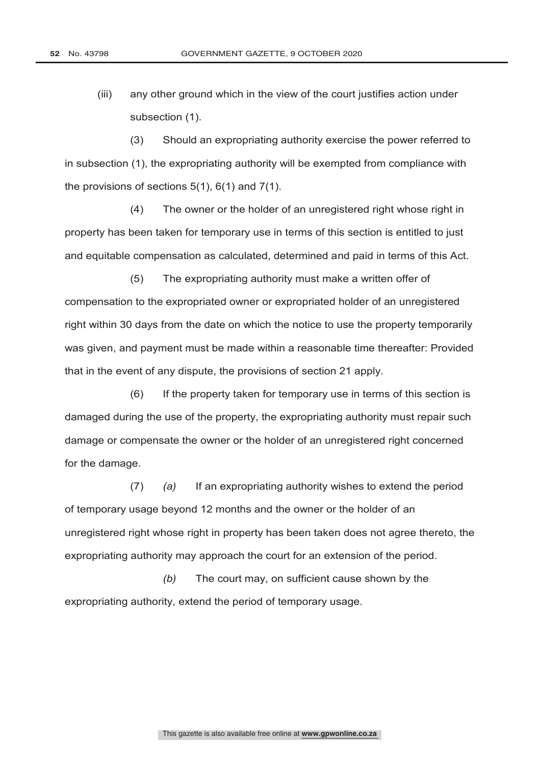(iii) any other ground which in the view of the court justifies action under subsection (1).

(3) Should an expropriating authority exercise the power referred to in subsection (1), the expropriating authority will be exempted from compliance with the provisions of sections 5(1), 6(1) and 7(1).

(4) The owner or the holder of an unregistered right whose right in property has been taken for temporary use in terms of this section is entitled to just and equitable compensation as calculated, determined and paid in terms of this Act.

(5) The expropriating authority must make a written offer of compensation to the expropriated owner or expropriated holder of an unregistered right within 30 days from the date on which the notice to use the property temporarily was given, and payment must be made within a reasonable time thereafter: Provided that in the event of any dispute, the provisions of section 21 apply.

(6) If the property taken for temporary use in terms of this section is damaged during the use of the property, the expropriating authority must repair such damage or compensate the owner or the holder of an unregistered right concerned for the damage.

(7) *(a)* If an expropriating authority wishes to extend the period of temporary usage beyond 12 months and the owner or the holder of an unregistered right whose right in property has been taken does not agree thereto, the expropriating authority may approach the court for an extension of the period.

*(b)* The court may, on sufficient cause shown by the expropriating authority, extend the period of temporary usage.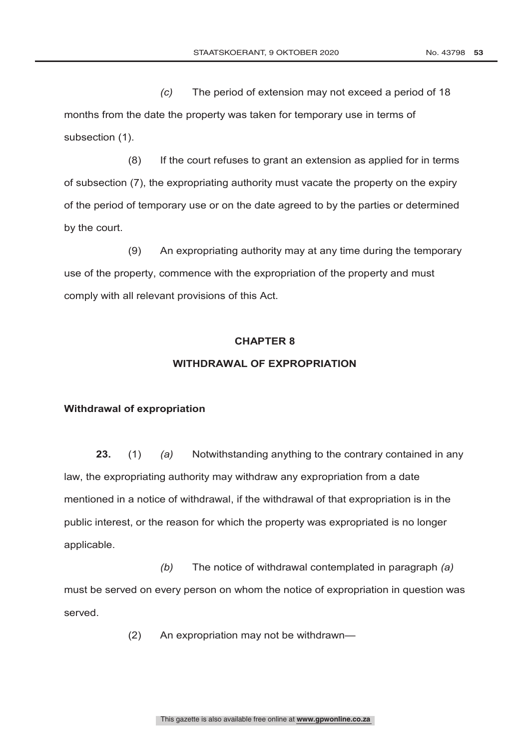*(c)* The period of extension may not exceed a period of 18 months from the date the property was taken for temporary use in terms of subsection (1).

(8) If the court refuses to grant an extension as applied for in terms of subsection (7), the expropriating authority must vacate the property on the expiry of the period of temporary use or on the date agreed to by the parties or determined by the court.

(9) An expropriating authority may at any time during the temporary use of the property, commence with the expropriation of the property and must comply with all relevant provisions of this Act.

## CHAPTER 8

## WITHDRAWAL OF EXPROPRIATION

**Withdrawal of expropriation**

**23.** (1) *(a)* Notwithstanding anything to the contrary contained in any law, the expropriating authority may withdraw any expropriation from a date mentioned in a notice of withdrawal, if the withdrawal of that expropriation is in the public interest, or the reason for which the property was expropriated is no longer applicable.

*(b)* The notice of withdrawal contemplated in paragraph *(a)* must be served on every person on whom the notice of expropriation in question was served.

(2) An expropriation may not be withdrawn—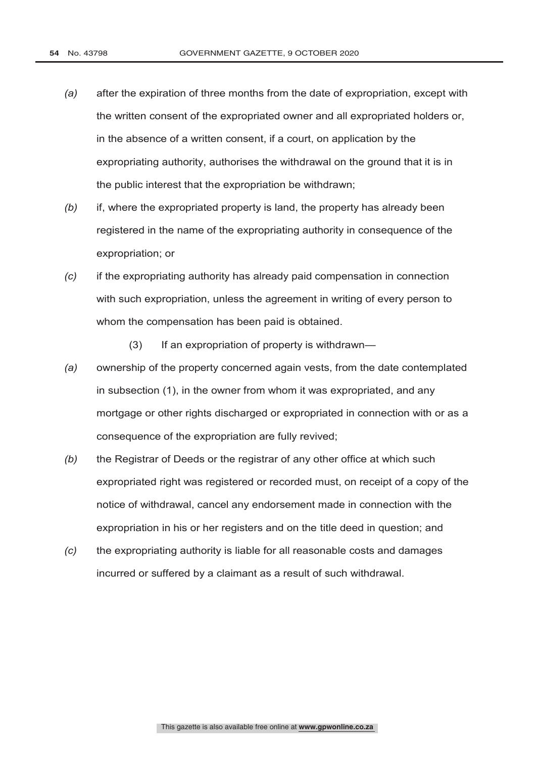*(a)* after the expiration of three months from the date of expropriation, except with the written consent of the expropriated owner and all expropriated holders or, in the absence of a written consent, if a court, on application by the expropriating authority, authorises the withdrawal on the ground that it is in the public interest that the expropriation be withdrawn;

*(b)* if, where the expropriated property is land, the property has already been registered in the name of the expropriating authority in consequence of the expropriation; or

*(c)* if the expropriating authority has already paid compensation in connection with such expropriation, unless the agreement in writing of every person to whom the compensation has been paid is obtained.

(3) If an expropriation of property is withdrawn—

*(a)* ownership of the property concerned again vests, from the date contemplated in subsection (1), in the owner from whom it was expropriated, and any mortgage or other rights discharged or expropriated in connection with or as a consequence of the expropriation are fully revived;

*(b)* the Registrar of Deeds or the registrar of any other office at which such expropriated right was registered or recorded must, on receipt of a copy of the notice of withdrawal, cancel any endorsement made in connection with the expropriation in his or her registers and on the title deed in question; and

*(c)* the expropriating authority is liable for all reasonable costs and damages incurred or suffered by a claimant as a result of such withdrawal.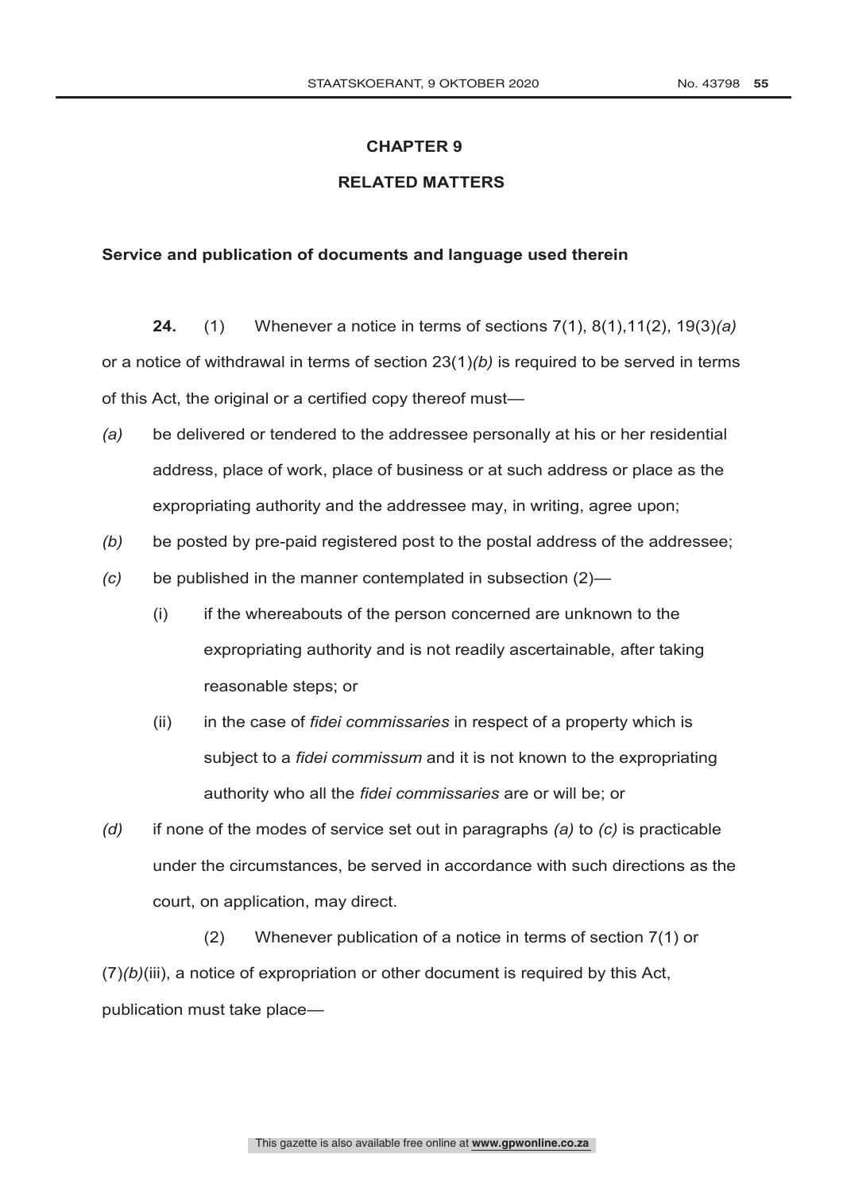## CHAPTER 9

## RELATED MATTERS

**Service and publication of documents and language used therein**

**24.** (1) Whenever a notice in terms of sections 7(1), 8(1),11(2), 19(3)*(a)* or a notice of withdrawal in terms of section 23(1)*(b)* is required to be served in terms of this Act, the original or a certified copy thereof must—

*(a)* be delivered or tendered to the addressee personally at his or her residential address, place of work, place of business or at such address or place as the expropriating authority and the addressee may, in writing, agree upon;

*(b)* be posted by pre-paid registered post to the postal address of the addressee;

*(c)* be published in the manner contemplated in subsection (2)—

  (i) if the whereabouts of the person concerned are unknown to the expropriating authority and is not readily ascertainable, after taking reasonable steps; or

  (ii) in the case of *fidei commissaries* in respect of a property which is subject to a *fidei commissum* and it is not known to the expropriating authority who all the *fidei commissaries* are or will be; or

*(d)* if none of the modes of service set out in paragraphs *(a)* to *(c)* is practicable under the circumstances, be served in accordance with such directions as the court, on application, may direct.

(2) Whenever publication of a notice in terms of section 7(1) or (7)*(b)*(iii), a notice of expropriation or other document is required by this Act, publication must take place—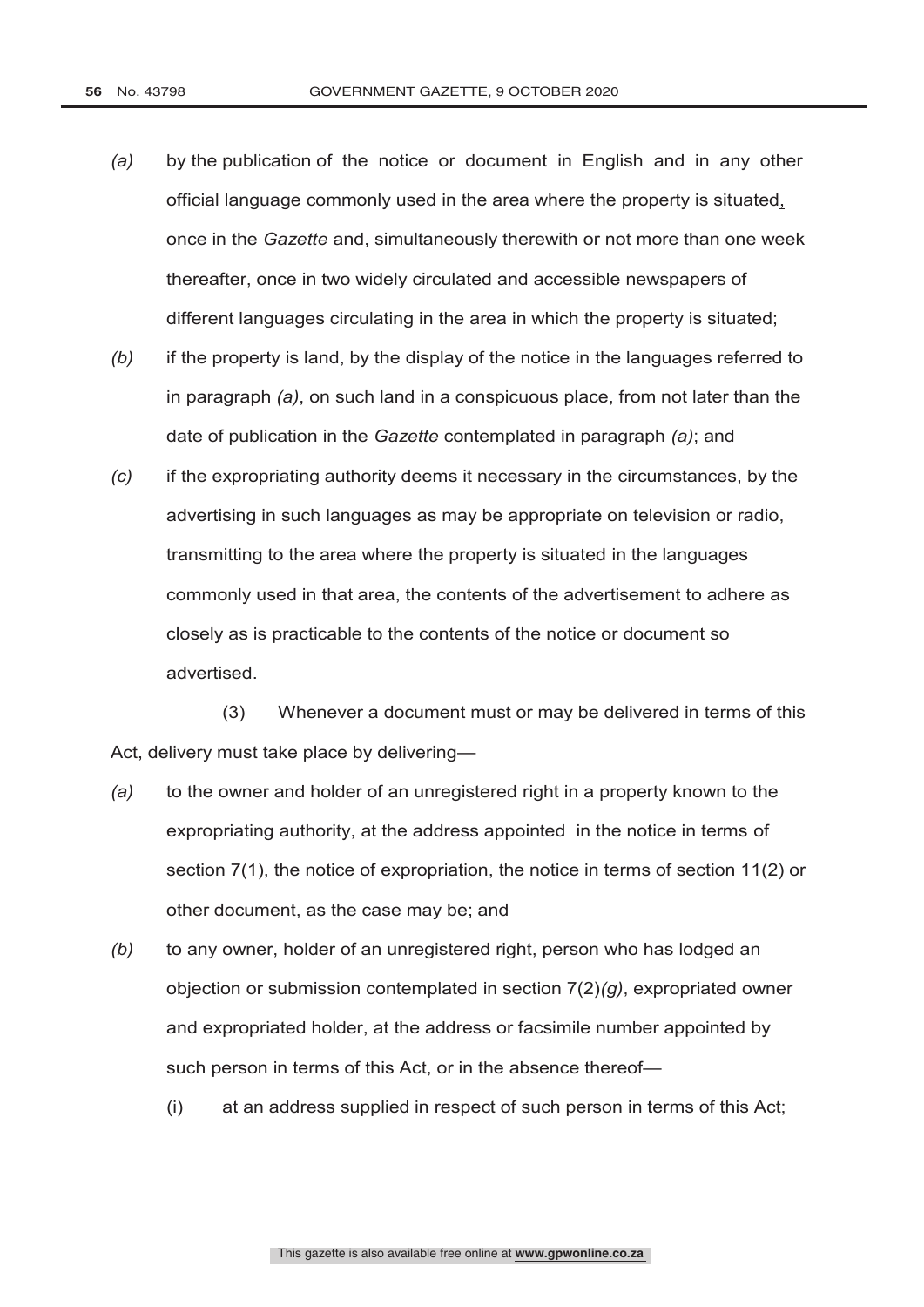*(a)* by the publication of the notice or document in English and in any other official language commonly used in the area where the property is situated, once in the *Gazette* and, simultaneously therewith or not more than one week thereafter, once in two widely circulated and accessible newspapers of different languages circulating in the area in which the property is situated;

*(b)* if the property is land, by the display of the notice in the languages referred to in paragraph *(a)*, on such land in a conspicuous place, from not later than the date of publication in the *Gazette* contemplated in paragraph *(a)*; and

*(c)* if the expropriating authority deems it necessary in the circumstances, by the advertising in such languages as may be appropriate on television or radio, transmitting to the area where the property is situated in the languages commonly used in that area, the contents of the advertisement to adhere as closely as is practicable to the contents of the notice or document so advertised.

(3) Whenever a document must or may be delivered in terms of this Act, delivery must take place by delivering—

*(a)* to the owner and holder of an unregistered right in a property known to the expropriating authority, at the address appointed in the notice in terms of section 7(1), the notice of expropriation, the notice in terms of section 11(2) or other document, as the case may be; and

*(b)* to any owner, holder of an unregistered right, person who has lodged an objection or submission contemplated in section 7(2)*(g)*, expropriated owner and expropriated holder, at the address or facsimile number appointed by such person in terms of this Act, or in the absence thereof—

(i) at an address supplied in respect of such person in terms of this Act;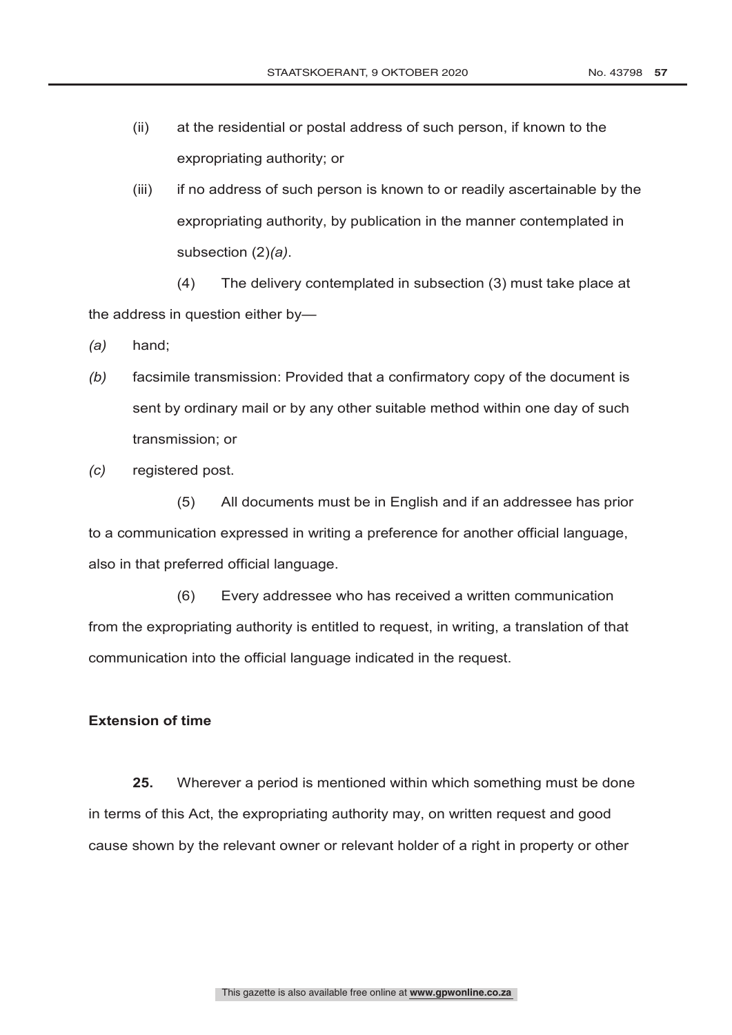(ii) at the residential or postal address of such person, if known to the expropriating authority; or

(iii) if no address of such person is known to or readily ascertainable by the expropriating authority, by publication in the manner contemplated in subsection (2)*(a)*.

(4) The delivery contemplated in subsection (3) must take place at the address in question either by—

*(a)* hand;

*(b)* facsimile transmission: Provided that a confirmatory copy of the document is sent by ordinary mail or by any other suitable method within one day of such transmission; or

*(c)* registered post.

(5) All documents must be in English and if an addressee has prior to a communication expressed in writing a preference for another official language, also in that preferred official language.

(6) Every addressee who has received a written communication from the expropriating authority is entitled to request, in writing, a translation of that communication into the official language indicated in the request.

**Extension of time**

**25.** Wherever a period is mentioned within which something must be done in terms of this Act, the expropriating authority may, on written request and good cause shown by the relevant owner or relevant holder of a right in property or other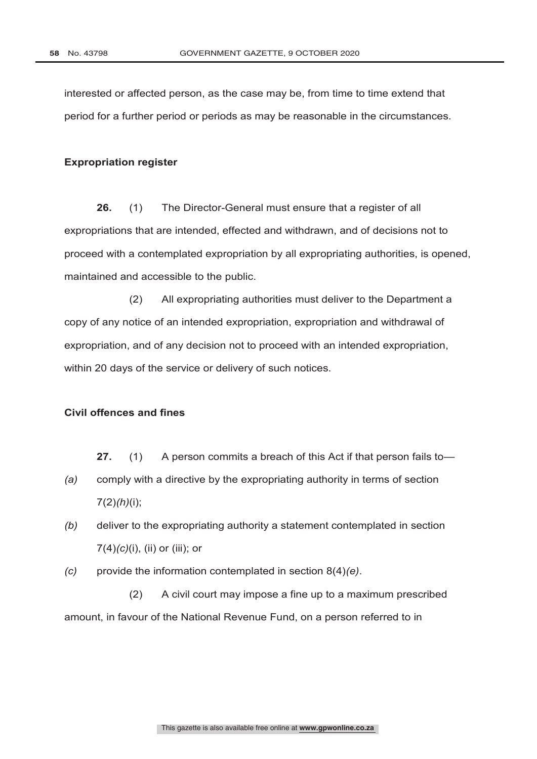interested or affected person, as the case may be, from time to time extend that period for a further period or periods as may be reasonable in the circumstances.

**Expropriation register**

**26.** (1) The Director-General must ensure that a register of all expropriations that are intended, effected and withdrawn, and of decisions not to proceed with a contemplated expropriation by all expropriating authorities, is opened, maintained and accessible to the public.

(2) All expropriating authorities must deliver to the Department a copy of any notice of an intended expropriation, expropriation and withdrawal of expropriation, and of any decision not to proceed with an intended expropriation, within 20 days of the service or delivery of such notices.

**Civil offences and fines**

**27.** (1) A person commits a breach of this Act if that person fails to—

*(a)* comply with a directive by the expropriating authority in terms of section 7(2)*(h)*(i);

*(b)* deliver to the expropriating authority a statement contemplated in section 7(4)*(c)*(i), (ii) or (iii); or

*(c)* provide the information contemplated in section 8(4)*(e)*.

(2) A civil court may impose a fine up to a maximum prescribed amount, in favour of the National Revenue Fund, on a person referred to in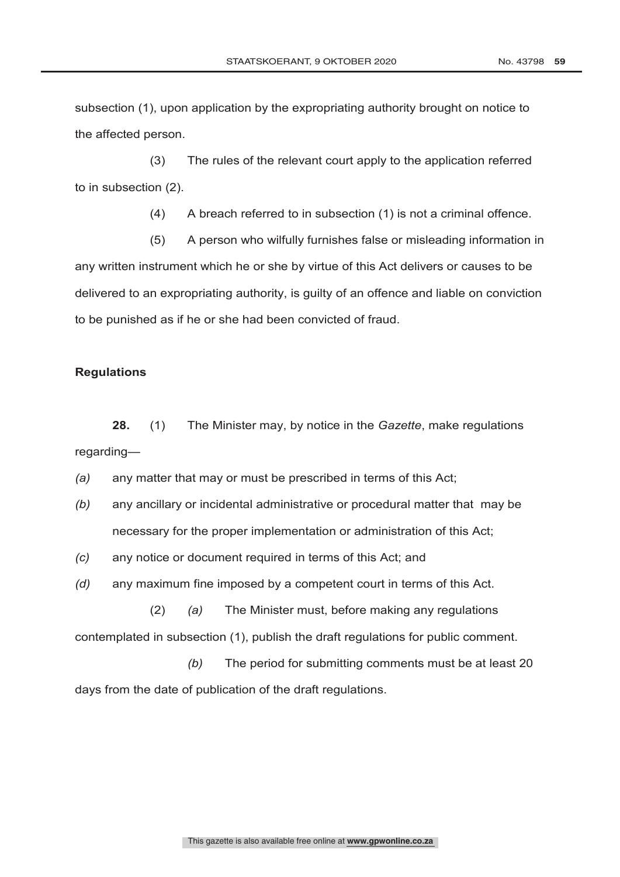subsection (1), upon application by the expropriating authority brought on notice to the affected person.

(3) The rules of the relevant court apply to the application referred to in subsection (2).

(4) A breach referred to in subsection (1) is not a criminal offence.

(5) A person who wilfully furnishes false or misleading information in any written instrument which he or she by virtue of this Act delivers or causes to be delivered to an expropriating authority, is guilty of an offence and liable on conviction to be punished as if he or she had been convicted of fraud.

**Regulations**

**28.** (1) The Minister may, by notice in the *Gazette*, make regulations regarding—

*(a)* any matter that may or must be prescribed in terms of this Act;

*(b)* any ancillary or incidental administrative or procedural matter that may be necessary for the proper implementation or administration of this Act;

*(c)* any notice or document required in terms of this Act; and

*(d)* any maximum fine imposed by a competent court in terms of this Act.

(2) *(a)* The Minister must, before making any regulations contemplated in subsection (1), publish the draft regulations for public comment.

*(b)* The period for submitting comments must be at least 20 days from the date of publication of the draft regulations.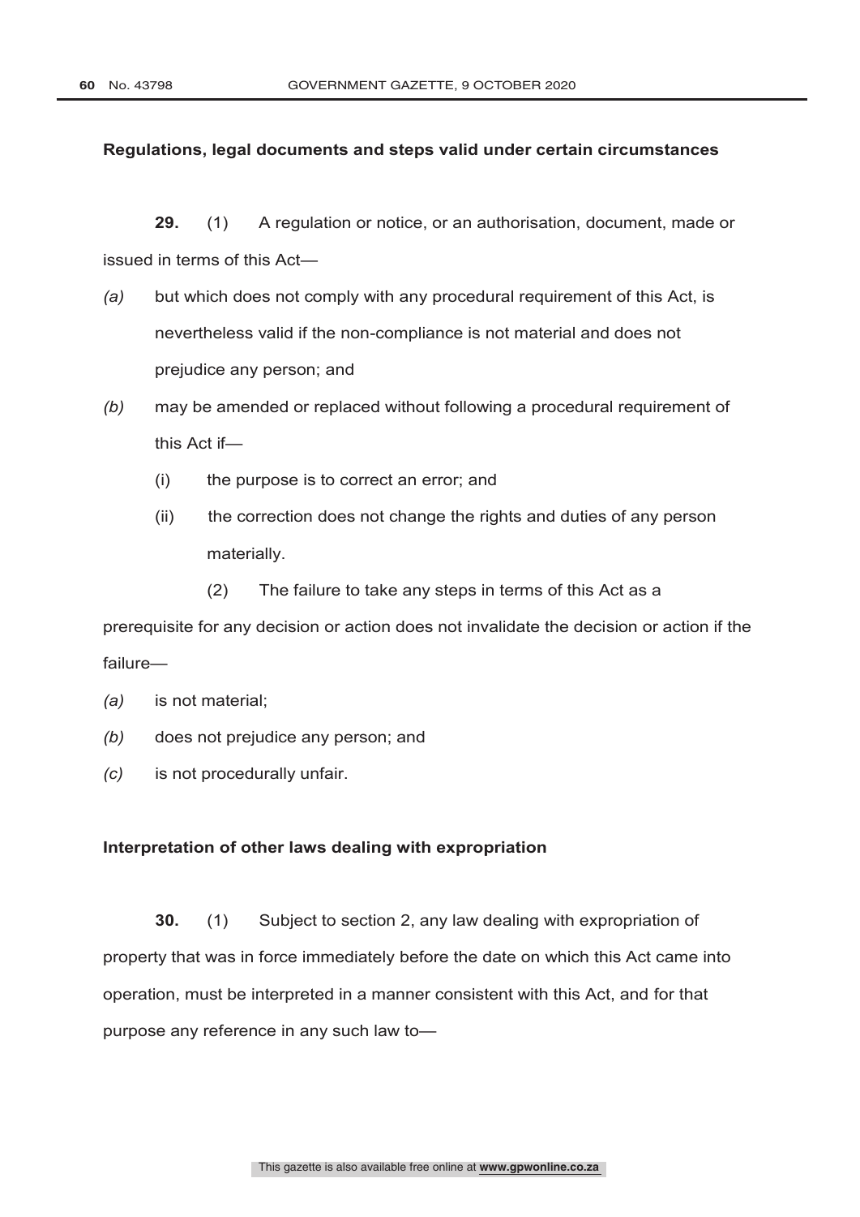**Regulations, legal documents and steps valid under certain circumstances**

**29.** (1) A regulation or notice, or an authorisation, document, made or issued in terms of this Act—

*(a)* but which does not comply with any procedural requirement of this Act, is nevertheless valid if the non-compliance is not material and does not prejudice any person; and

*(b)* may be amended or replaced without following a procedural requirement of this Act if—

(i) the purpose is to correct an error; and

(ii) the correction does not change the rights and duties of any person materially.

(2) The failure to take any steps in terms of this Act as a prerequisite for any decision or action does not invalidate the decision or action if the failure—

*(a)* is not material;

*(b)* does not prejudice any person; and

*(c)* is not procedurally unfair.

**Interpretation of other laws dealing with expropriation**

**30.** (1) Subject to section 2, any law dealing with expropriation of property that was in force immediately before the date on which this Act came into operation, must be interpreted in a manner consistent with this Act, and for that purpose any reference in any such law to—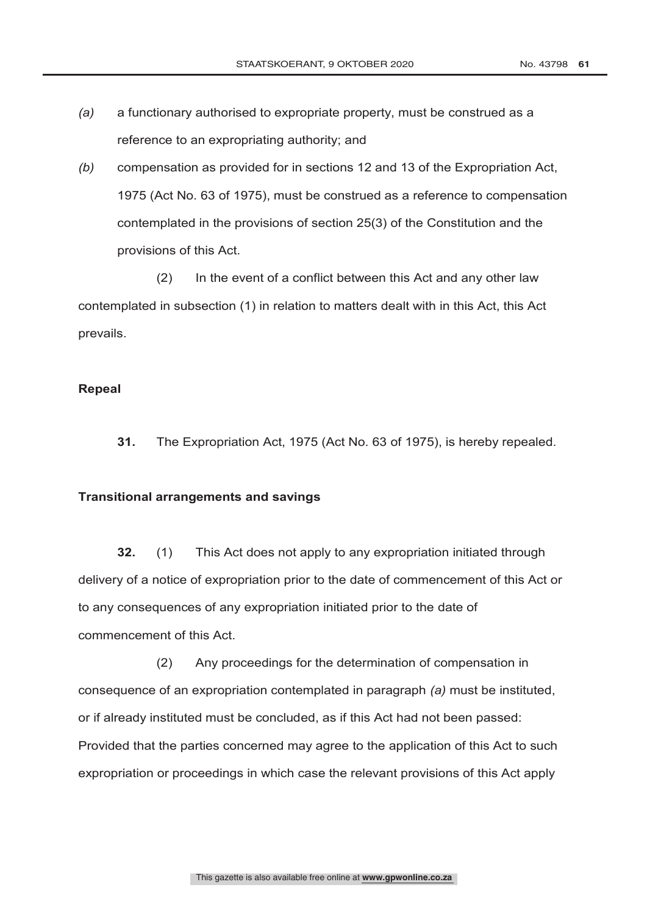*(a)* a functionary authorised to expropriate property, must be construed as a reference to an expropriating authority; and

*(b)* compensation as provided for in sections 12 and 13 of the Expropriation Act, 1975 (Act No. 63 of 1975), must be construed as a reference to compensation contemplated in the provisions of section 25(3) of the Constitution and the provisions of this Act.

(2) In the event of a conflict between this Act and any other law contemplated in subsection (1) in relation to matters dealt with in this Act, this Act prevails.

**Repeal**

**31.** The Expropriation Act, 1975 (Act No. 63 of 1975), is hereby repealed.

**Transitional arrangements and savings**

**32.** (1) This Act does not apply to any expropriation initiated through delivery of a notice of expropriation prior to the date of commencement of this Act or to any consequences of any expropriation initiated prior to the date of commencement of this Act.

(2) Any proceedings for the determination of compensation in consequence of an expropriation contemplated in paragraph *(a)* must be instituted, or if already instituted must be concluded, as if this Act had not been passed: Provided that the parties concerned may agree to the application of this Act to such expropriation or proceedings in which case the relevant provisions of this Act apply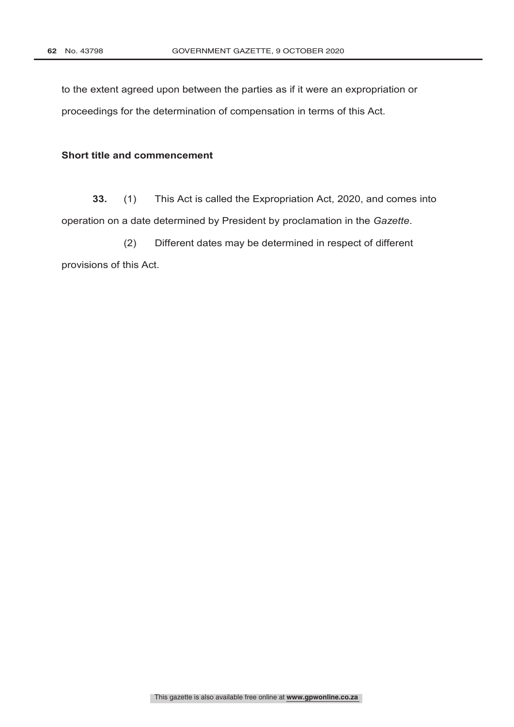to the extent agreed upon between the parties as if it were an expropriation or proceedings for the determination of compensation in terms of this Act.

**Short title and commencement**

**33.** (1) This Act is called the Expropriation Act, 2020, and comes into operation on a date determined by President by proclamation in the *Gazette*.

(2) Different dates may be determined in respect of different provisions of this Act.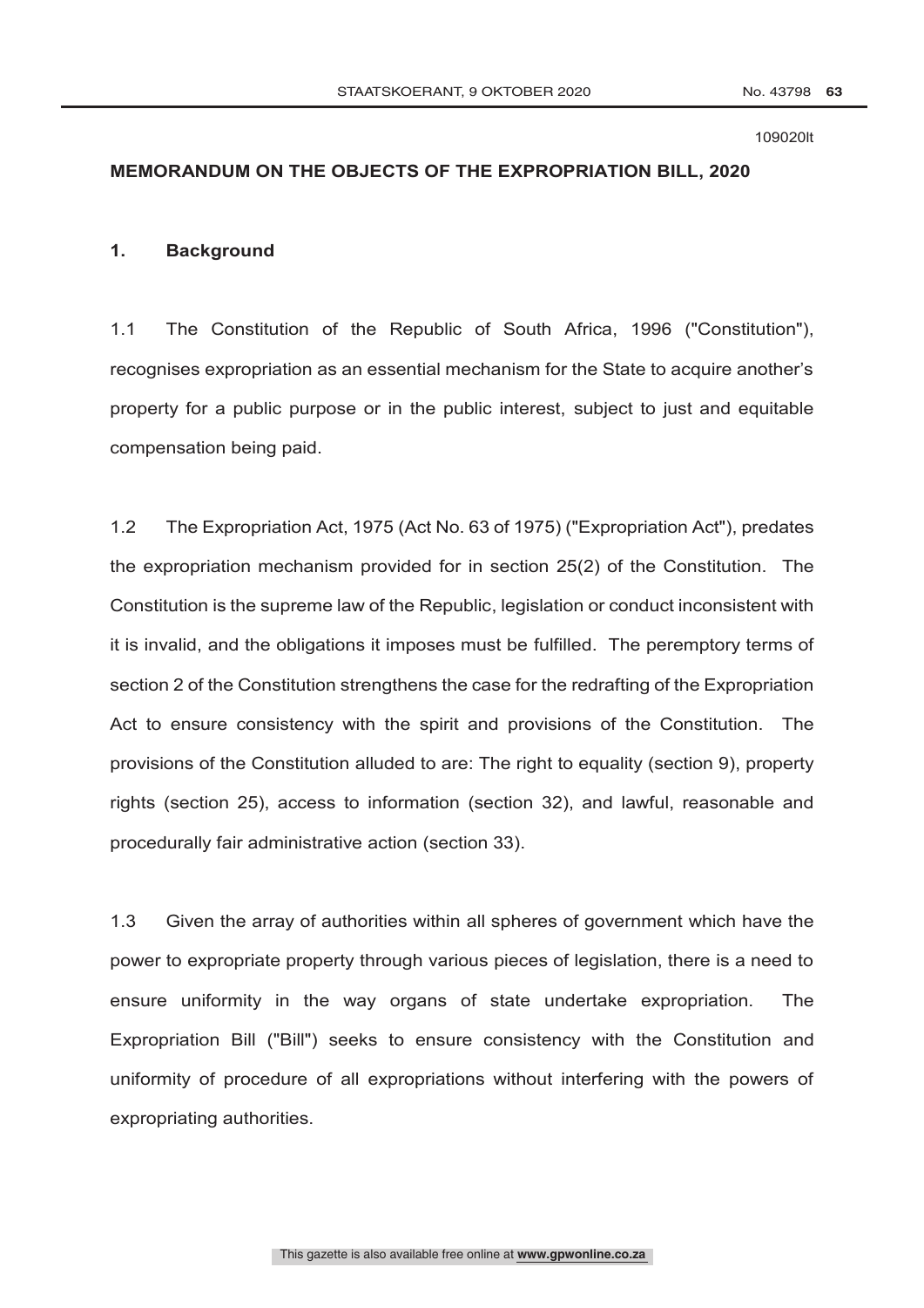109020lt

## MEMORANDUM ON THE OBJECTS OF THE EXPROPRIATION BILL, 2020

### 1. Background

1.1 The Constitution of the Republic of South Africa, 1996 ("Constitution"), recognises expropriation as an essential mechanism for the State to acquire another's property for a public purpose or in the public interest, subject to just and equitable compensation being paid.

1.2 The Expropriation Act, 1975 (Act No. 63 of 1975) ("Expropriation Act"), predates the expropriation mechanism provided for in section 25(2) of the Constitution. The Constitution is the supreme law of the Republic, legislation or conduct inconsistent with it is invalid, and the obligations it imposes must be fulfilled. The peremptory terms of section 2 of the Constitution strengthens the case for the redrafting of the Expropriation Act to ensure consistency with the spirit and provisions of the Constitution. The provisions of the Constitution alluded to are: The right to equality (section 9), property rights (section 25), access to information (section 32), and lawful, reasonable and procedurally fair administrative action (section 33).

1.3 Given the array of authorities within all spheres of government which have the power to expropriate property through various pieces of legislation, there is a need to ensure uniformity in the way organs of state undertake expropriation. The Expropriation Bill ("Bill") seeks to ensure consistency with the Constitution and uniformity of procedure of all expropriations without interfering with the powers of expropriating authorities.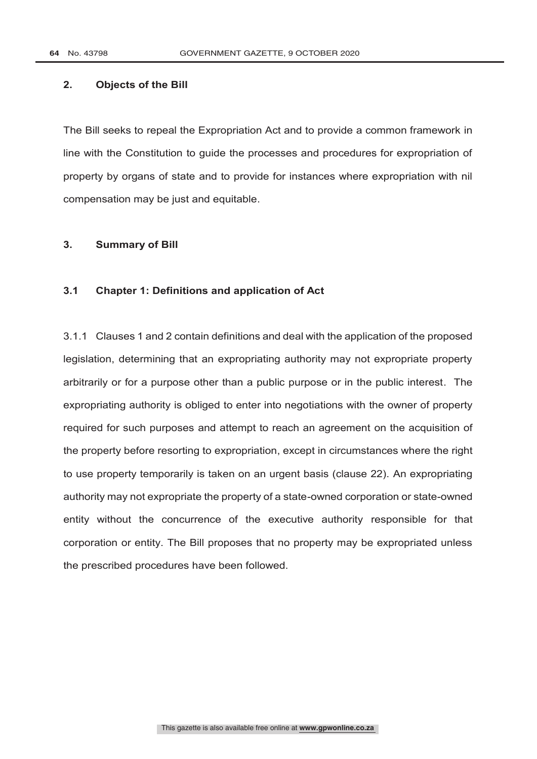## 2. Objects of the Bill

The Bill seeks to repeal the Expropriation Act and to provide a common framework in line with the Constitution to guide the processes and procedures for expropriation of property by organs of state and to provide for instances where expropriation with nil compensation may be just and equitable.

## 3. Summary of Bill

### 3.1 Chapter 1: Definitions and application of Act

3.1.1 Clauses 1 and 2 contain definitions and deal with the application of the proposed legislation, determining that an expropriating authority may not expropriate property arbitrarily or for a purpose other than a public purpose or in the public interest. The expropriating authority is obliged to enter into negotiations with the owner of property required for such purposes and attempt to reach an agreement on the acquisition of the property before resorting to expropriation, except in circumstances where the right to use property temporarily is taken on an urgent basis (clause 22). An expropriating authority may not expropriate the property of a state-owned corporation or state-owned entity without the concurrence of the executive authority responsible for that corporation or entity. The Bill proposes that no property may be expropriated unless the prescribed procedures have been followed.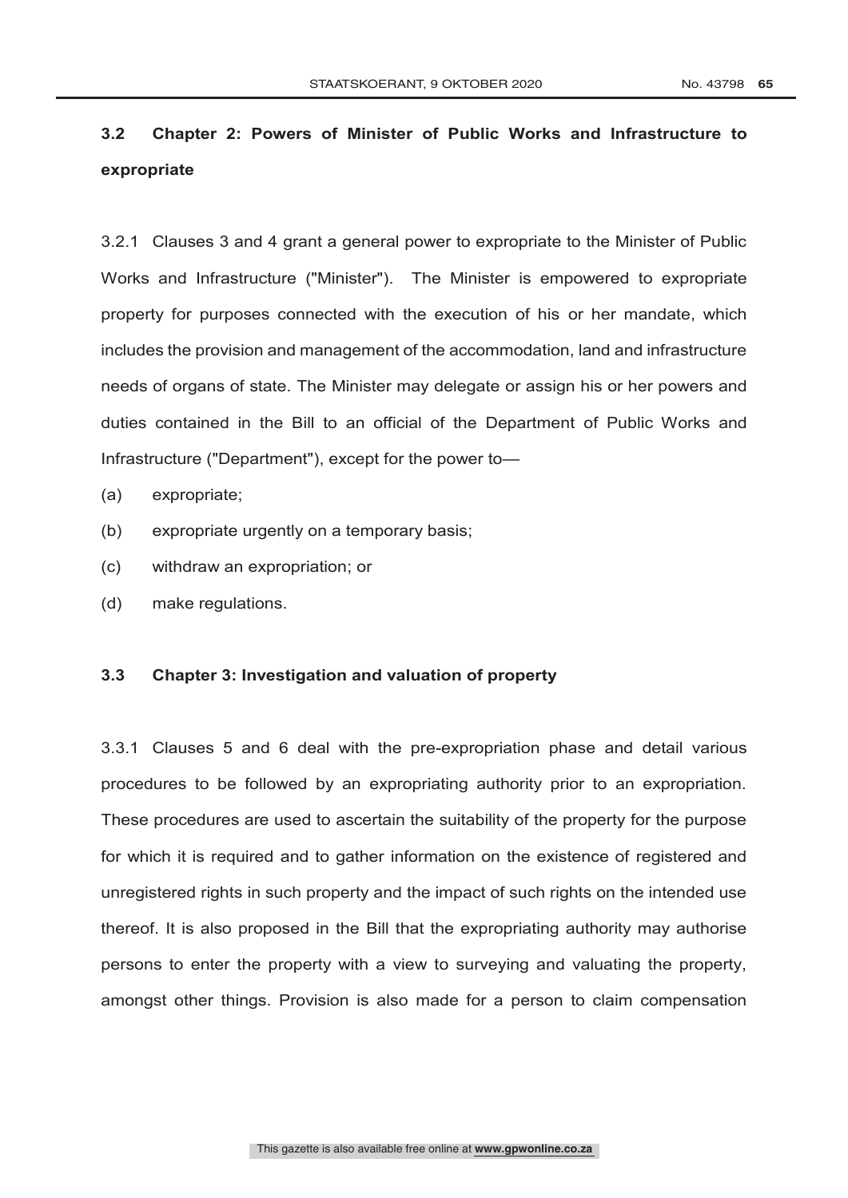### 3.2 Chapter 2: Powers of Minister of Public Works and Infrastructure to expropriate

3.2.1 Clauses 3 and 4 grant a general power to expropriate to the Minister of Public Works and Infrastructure ("Minister"). The Minister is empowered to expropriate property for purposes connected with the execution of his or her mandate, which includes the provision and management of the accommodation, land and infrastructure needs of organs of state. The Minister may delegate or assign his or her powers and duties contained in the Bill to an official of the Department of Public Works and Infrastructure ("Department"), except for the power to—

(a) expropriate;

(b) expropriate urgently on a temporary basis;

(c) withdraw an expropriation; or

(d) make regulations.

### 3.3 Chapter 3: Investigation and valuation of property

3.3.1 Clauses 5 and 6 deal with the pre-expropriation phase and detail various procedures to be followed by an expropriating authority prior to an expropriation. These procedures are used to ascertain the suitability of the property for the purpose for which it is required and to gather information on the existence of registered and unregistered rights in such property and the impact of such rights on the intended use thereof. It is also proposed in the Bill that the expropriating authority may authorise persons to enter the property with a view to surveying and valuating the property, amongst other things. Provision is also made for a person to claim compensation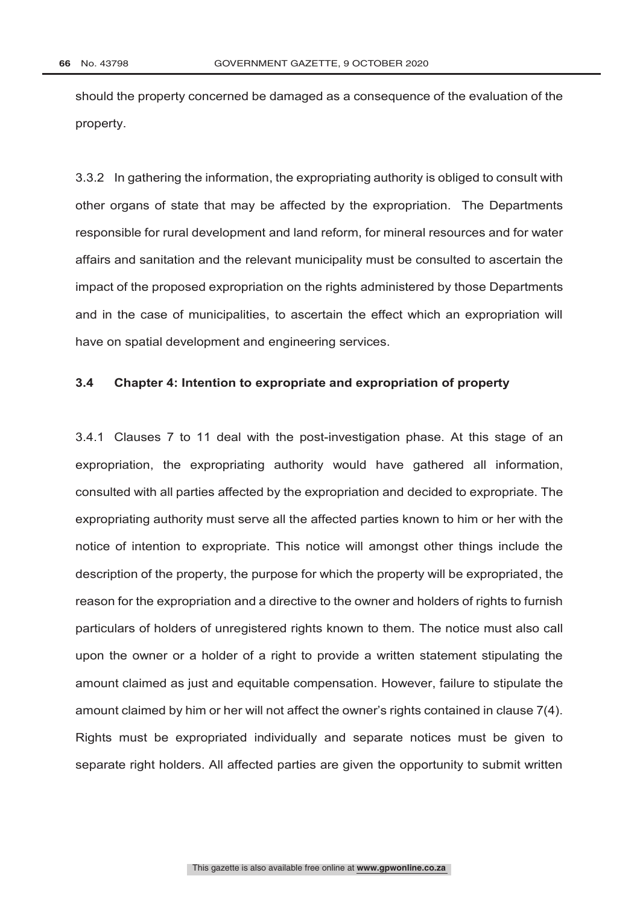should the property concerned be damaged as a consequence of the evaluation of the property.

3.3.2 In gathering the information, the expropriating authority is obliged to consult with other organs of state that may be affected by the expropriation. The Departments responsible for rural development and land reform, for mineral resources and for water affairs and sanitation and the relevant municipality must be consulted to ascertain the impact of the proposed expropriation on the rights administered by those Departments and in the case of municipalities, to ascertain the effect which an expropriation will have on spatial development and engineering services.

### 3.4 Chapter 4: Intention to expropriate and expropriation of property

3.4.1 Clauses 7 to 11 deal with the post-investigation phase. At this stage of an expropriation, the expropriating authority would have gathered all information, consulted with all parties affected by the expropriation and decided to expropriate. The expropriating authority must serve all the affected parties known to him or her with the notice of intention to expropriate. This notice will amongst other things include the description of the property, the purpose for which the property will be expropriated, the reason for the expropriation and a directive to the owner and holders of rights to furnish particulars of holders of unregistered rights known to them. The notice must also call upon the owner or a holder of a right to provide a written statement stipulating the amount claimed as just and equitable compensation. However, failure to stipulate the amount claimed by him or her will not affect the owner's rights contained in clause 7(4). Rights must be expropriated individually and separate notices must be given to separate right holders. All affected parties are given the opportunity to submit written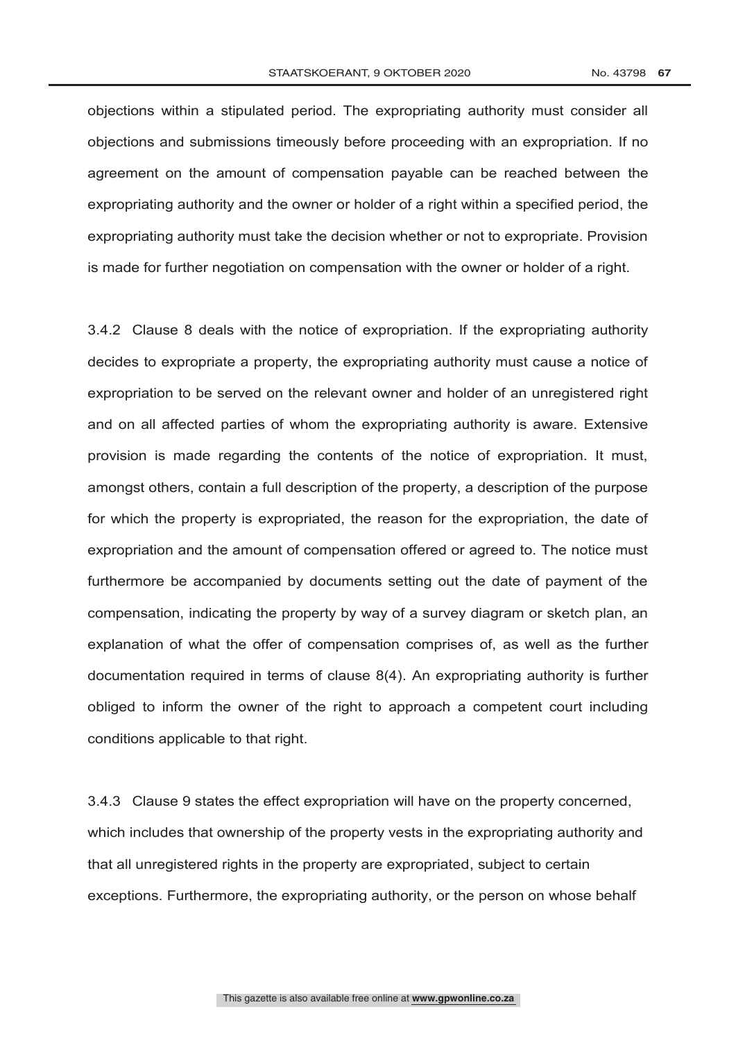objections within a stipulated period. The expropriating authority must consider all objections and submissions timeously before proceeding with an expropriation. If no agreement on the amount of compensation payable can be reached between the expropriating authority and the owner or holder of a right within a specified period, the expropriating authority must take the decision whether or not to expropriate. Provision is made for further negotiation on compensation with the owner or holder of a right.

3.4.2 Clause 8 deals with the notice of expropriation. If the expropriating authority decides to expropriate a property, the expropriating authority must cause a notice of expropriation to be served on the relevant owner and holder of an unregistered right and on all affected parties of whom the expropriating authority is aware. Extensive provision is made regarding the contents of the notice of expropriation. It must, amongst others, contain a full description of the property, a description of the purpose for which the property is expropriated, the reason for the expropriation, the date of expropriation and the amount of compensation offered or agreed to. The notice must furthermore be accompanied by documents setting out the date of payment of the compensation, indicating the property by way of a survey diagram or sketch plan, an explanation of what the offer of compensation comprises of, as well as the further documentation required in terms of clause 8(4). An expropriating authority is further obliged to inform the owner of the right to approach a competent court including conditions applicable to that right.

3.4.3 Clause 9 states the effect expropriation will have on the property concerned, which includes that ownership of the property vests in the expropriating authority and that all unregistered rights in the property are expropriated, subject to certain exceptions. Furthermore, the expropriating authority, or the person on whose behalf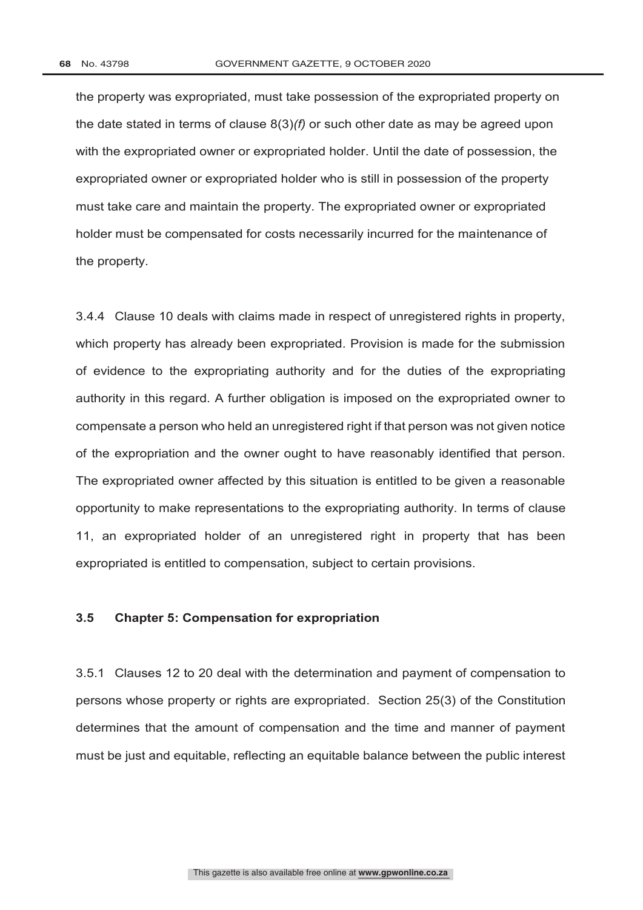the property was expropriated, must take possession of the expropriated property on the date stated in terms of clause 8(3)*(f)* or such other date as may be agreed upon with the expropriated owner or expropriated holder. Until the date of possession, the expropriated owner or expropriated holder who is still in possession of the property must take care and maintain the property. The expropriated owner or expropriated holder must be compensated for costs necessarily incurred for the maintenance of the property.

3.4.4 Clause 10 deals with claims made in respect of unregistered rights in property, which property has already been expropriated. Provision is made for the submission of evidence to the expropriating authority and for the duties of the expropriating authority in this regard. A further obligation is imposed on the expropriated owner to compensate a person who held an unregistered right if that person was not given notice of the expropriation and the owner ought to have reasonably identified that person. The expropriated owner affected by this situation is entitled to be given a reasonable opportunity to make representations to the expropriating authority. In terms of clause 11, an expropriated holder of an unregistered right in property that has been expropriated is entitled to compensation, subject to certain provisions.

### 3.5 Chapter 5: Compensation for expropriation

3.5.1 Clauses 12 to 20 deal with the determination and payment of compensation to persons whose property or rights are expropriated. Section 25(3) of the Constitution determines that the amount of compensation and the time and manner of payment must be just and equitable, reflecting an equitable balance between the public interest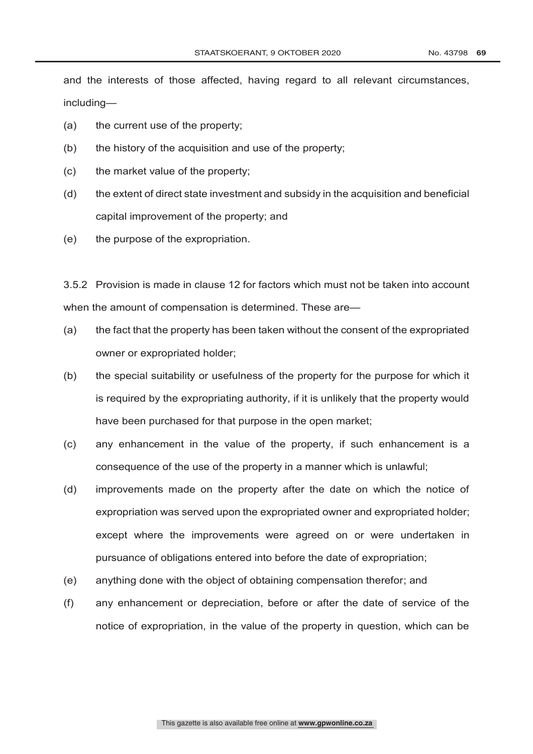and the interests of those affected, having regard to all relevant circumstances, including—

(a) the current use of the property;

(b) the history of the acquisition and use of the property;

(c) the market value of the property;

(d) the extent of direct state investment and subsidy in the acquisition and beneficial capital improvement of the property; and

(e) the purpose of the expropriation.

3.5.2 Provision is made in clause 12 for factors which must not be taken into account when the amount of compensation is determined. These are—

(a) the fact that the property has been taken without the consent of the expropriated owner or expropriated holder;

(b) the special suitability or usefulness of the property for the purpose for which it is required by the expropriating authority, if it is unlikely that the property would have been purchased for that purpose in the open market;

(c) any enhancement in the value of the property, if such enhancement is a consequence of the use of the property in a manner which is unlawful;

(d) improvements made on the property after the date on which the notice of expropriation was served upon the expropriated owner and expropriated holder; except where the improvements were agreed on or were undertaken in pursuance of obligations entered into before the date of expropriation;

(e) anything done with the object of obtaining compensation therefor; and

(f) any enhancement or depreciation, before or after the date of service of the notice of expropriation, in the value of the property in question, which can be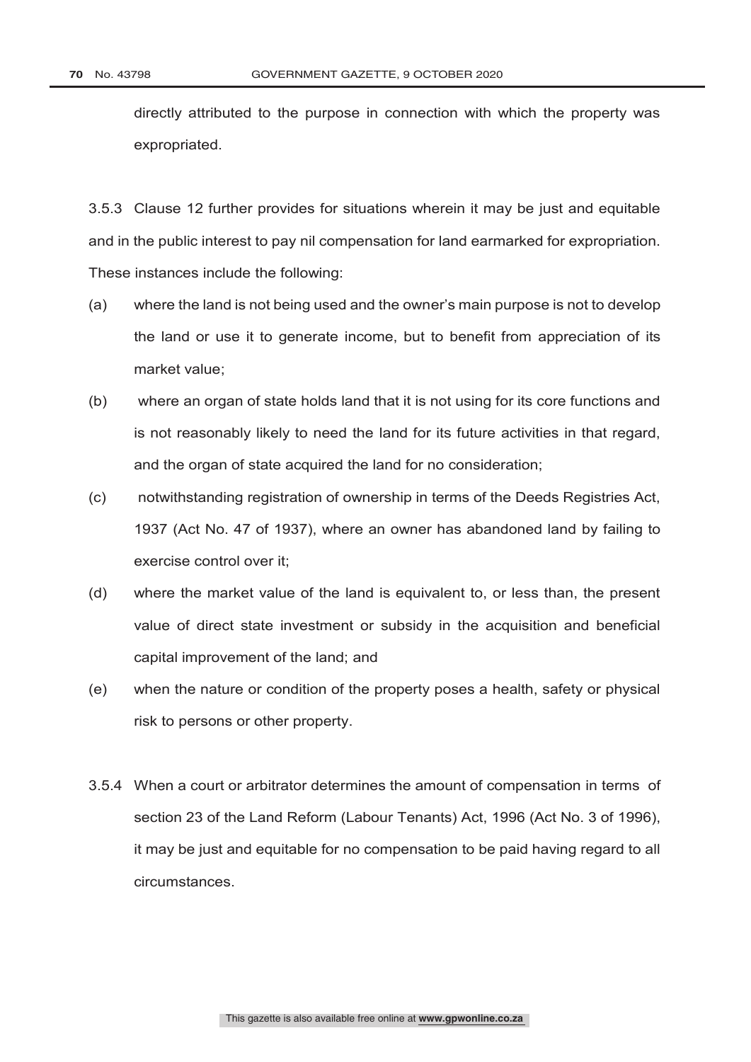directly attributed to the purpose in connection with which the property was expropriated.

3.5.3 Clause 12 further provides for situations wherein it may be just and equitable and in the public interest to pay nil compensation for land earmarked for expropriation. These instances include the following:

(a) where the land is not being used and the owner's main purpose is not to develop the land or use it to generate income, but to benefit from appreciation of its market value;

(b) where an organ of state holds land that it is not using for its core functions and is not reasonably likely to need the land for its future activities in that regard, and the organ of state acquired the land for no consideration;

(c) notwithstanding registration of ownership in terms of the Deeds Registries Act, 1937 (Act No. 47 of 1937), where an owner has abandoned land by failing to exercise control over it;

(d) where the market value of the land is equivalent to, or less than, the present value of direct state investment or subsidy in the acquisition and beneficial capital improvement of the land; and

(e) when the nature or condition of the property poses a health, safety or physical risk to persons or other property.

3.5.4 When a court or arbitrator determines the amount of compensation in terms of section 23 of the Land Reform (Labour Tenants) Act, 1996 (Act No. 3 of 1996), it may be just and equitable for no compensation to be paid having regard to all circumstances.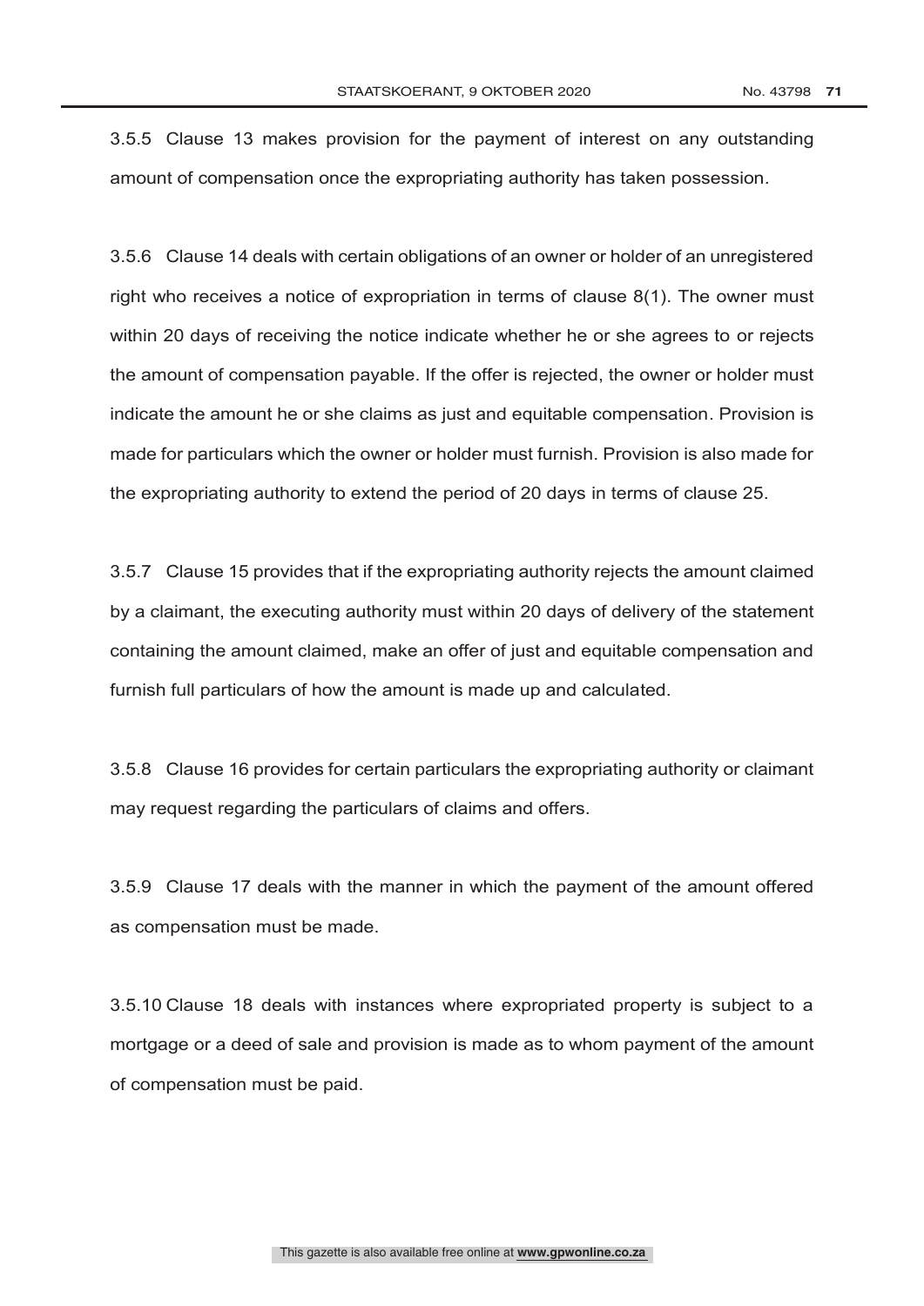3.5.5 Clause 13 makes provision for the payment of interest on any outstanding amount of compensation once the expropriating authority has taken possession.

3.5.6 Clause 14 deals with certain obligations of an owner or holder of an unregistered right who receives a notice of expropriation in terms of clause 8(1). The owner must within 20 days of receiving the notice indicate whether he or she agrees to or rejects the amount of compensation payable. If the offer is rejected, the owner or holder must indicate the amount he or she claims as just and equitable compensation. Provision is made for particulars which the owner or holder must furnish. Provision is also made for the expropriating authority to extend the period of 20 days in terms of clause 25.

3.5.7 Clause 15 provides that if the expropriating authority rejects the amount claimed by a claimant, the executing authority must within 20 days of delivery of the statement containing the amount claimed, make an offer of just and equitable compensation and furnish full particulars of how the amount is made up and calculated.

3.5.8 Clause 16 provides for certain particulars the expropriating authority or claimant may request regarding the particulars of claims and offers.

3.5.9 Clause 17 deals with the manner in which the payment of the amount offered as compensation must be made.

3.5.10 Clause 18 deals with instances where expropriated property is subject to a mortgage or a deed of sale and provision is made as to whom payment of the amount of compensation must be paid.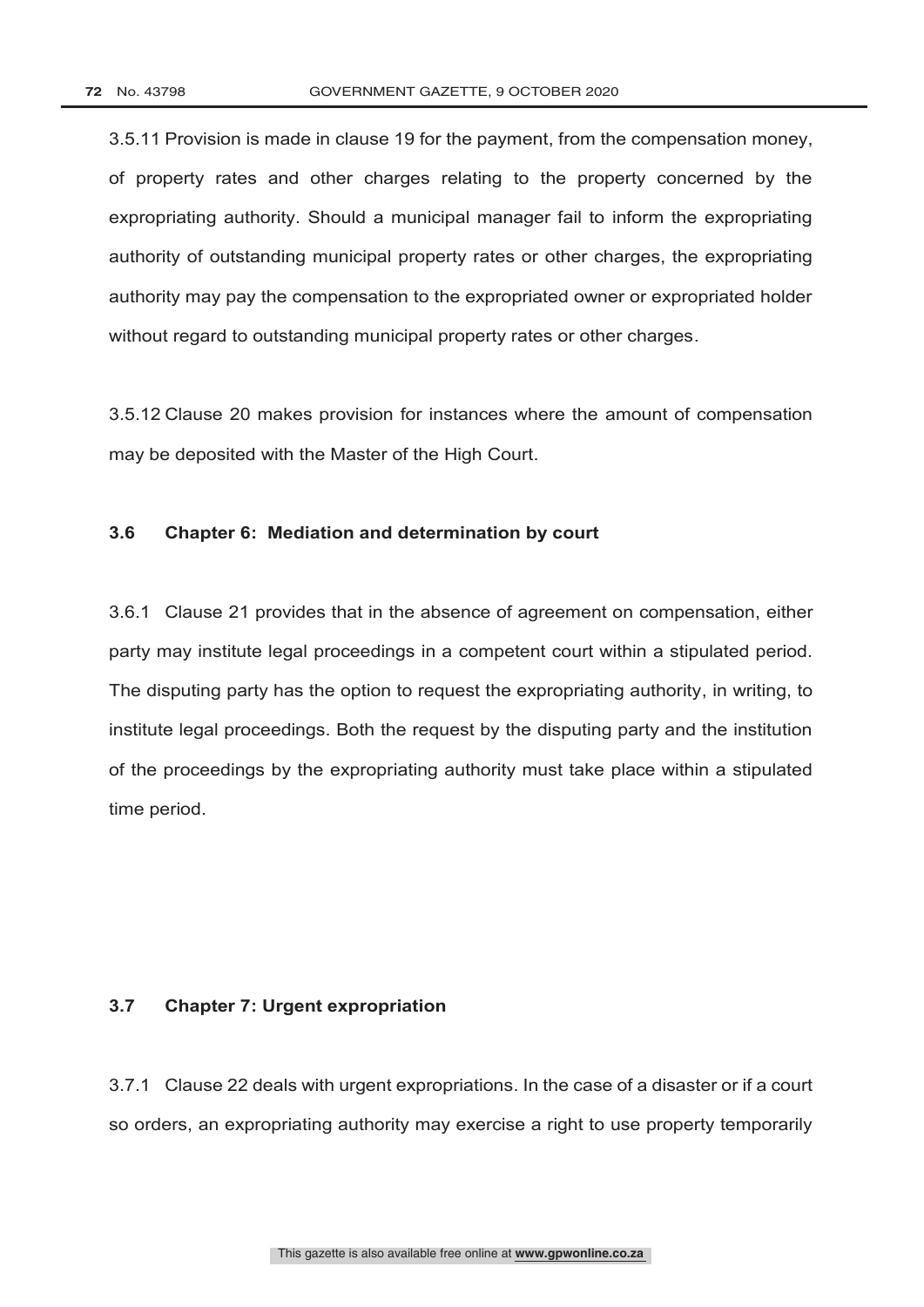3.5.11 Provision is made in clause 19 for the payment, from the compensation money, of property rates and other charges relating to the property concerned by the expropriating authority. Should a municipal manager fail to inform the expropriating authority of outstanding municipal property rates or other charges, the expropriating authority may pay the compensation to the expropriated owner or expropriated holder without regard to outstanding municipal property rates or other charges.

3.5.12 Clause 20 makes provision for instances where the amount of compensation may be deposited with the Master of the High Court.

### 3.6 Chapter 6: Mediation and determination by court

3.6.1 Clause 21 provides that in the absence of agreement on compensation, either party may institute legal proceedings in a competent court within a stipulated period. The disputing party has the option to request the expropriating authority, in writing, to institute legal proceedings. Both the request by the disputing party and the institution of the proceedings by the expropriating authority must take place within a stipulated time period.

### 3.7 Chapter 7: Urgent expropriation

3.7.1 Clause 22 deals with urgent expropriations. In the case of a disaster or if a court so orders, an expropriating authority may exercise a right to use property temporarily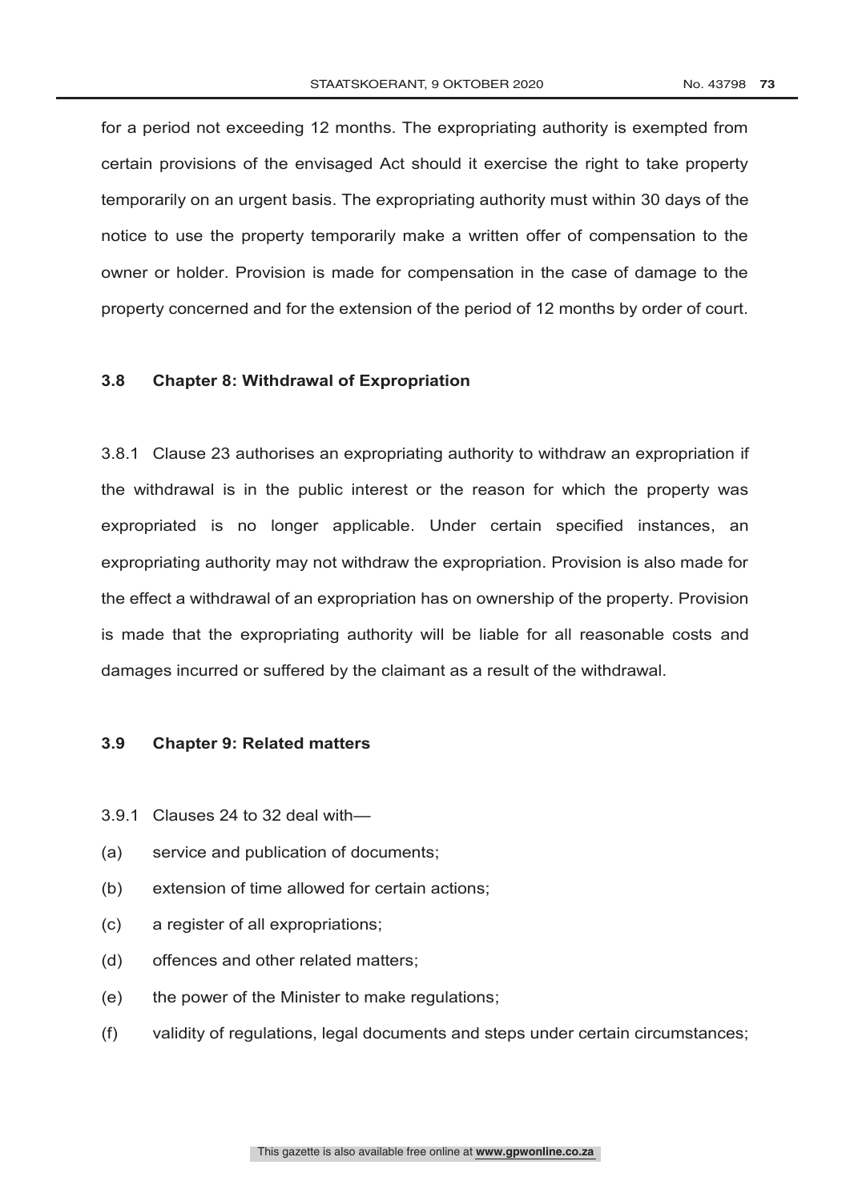for a period not exceeding 12 months. The expropriating authority is exempted from certain provisions of the envisaged Act should it exercise the right to take property temporarily on an urgent basis. The expropriating authority must within 30 days of the notice to use the property temporarily make a written offer of compensation to the owner or holder. Provision is made for compensation in the case of damage to the property concerned and for the extension of the period of 12 months by order of court.

### 3.8 Chapter 8: Withdrawal of Expropriation

3.8.1 Clause 23 authorises an expropriating authority to withdraw an expropriation if the withdrawal is in the public interest or the reason for which the property was expropriated is no longer applicable. Under certain specified instances, an expropriating authority may not withdraw the expropriation. Provision is also made for the effect a withdrawal of an expropriation has on ownership of the property. Provision is made that the expropriating authority will be liable for all reasonable costs and damages incurred or suffered by the claimant as a result of the withdrawal.

### 3.9 Chapter 9: Related matters

3.9.1 Clauses 24 to 32 deal with—

(a) service and publication of documents;

(b) extension of time allowed for certain actions;

(c) a register of all expropriations;

(d) offences and other related matters;

(e) the power of the Minister to make regulations;

(f) validity of regulations, legal documents and steps under certain circumstances;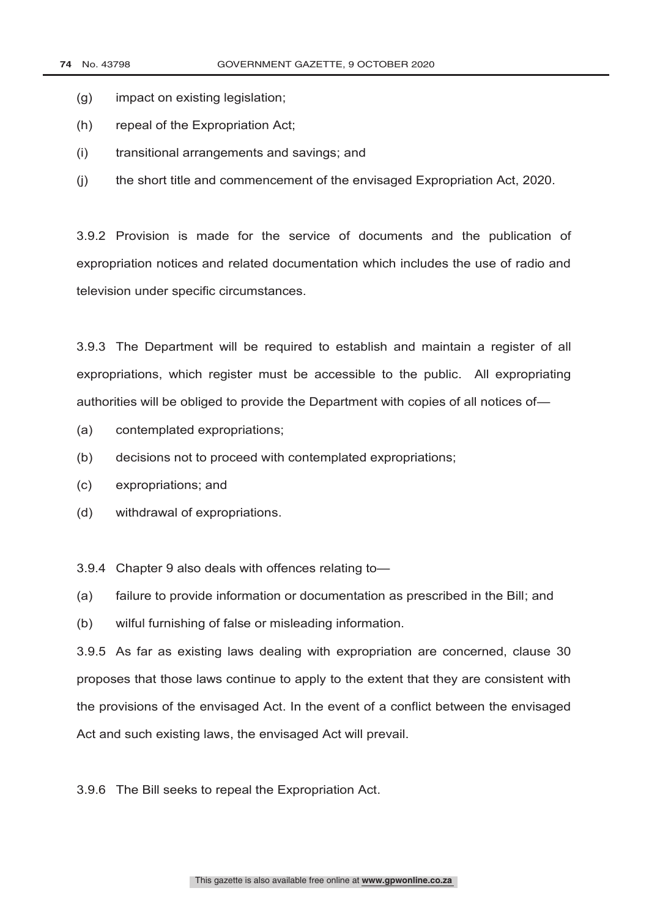(g) impact on existing legislation;

(h) repeal of the Expropriation Act;

(i) transitional arrangements and savings; and

(j) the short title and commencement of the envisaged Expropriation Act, 2020.

3.9.2 Provision is made for the service of documents and the publication of expropriation notices and related documentation which includes the use of radio and television under specific circumstances.

3.9.3 The Department will be required to establish and maintain a register of all expropriations, which register must be accessible to the public. All expropriating authorities will be obliged to provide the Department with copies of all notices of—

(a) contemplated expropriations;

(b) decisions not to proceed with contemplated expropriations;

(c) expropriations; and

(d) withdrawal of expropriations.

3.9.4 Chapter 9 also deals with offences relating to—

(a) failure to provide information or documentation as prescribed in the Bill; and

(b) wilful furnishing of false or misleading information.

3.9.5 As far as existing laws dealing with expropriation are concerned, clause 30 proposes that those laws continue to apply to the extent that they are consistent with the provisions of the envisaged Act. In the event of a conflict between the envisaged Act and such existing laws, the envisaged Act will prevail.

3.9.6 The Bill seeks to repeal the Expropriation Act.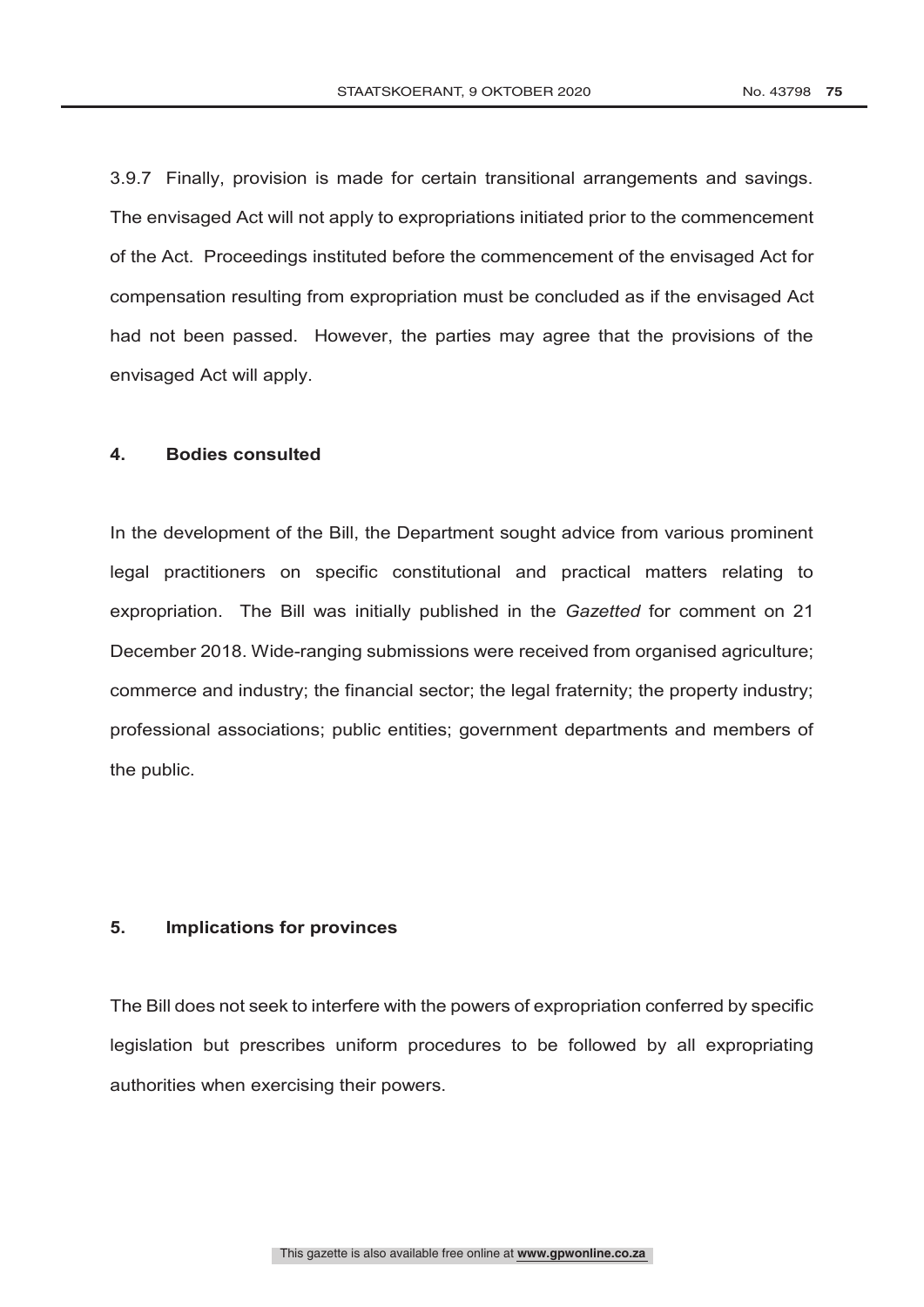3.9.7 Finally, provision is made for certain transitional arrangements and savings. The envisaged Act will not apply to expropriations initiated prior to the commencement of the Act. Proceedings instituted before the commencement of the envisaged Act for compensation resulting from expropriation must be concluded as if the envisaged Act had not been passed. However, the parties may agree that the provisions of the envisaged Act will apply.

## 4. Bodies consulted

In the development of the Bill, the Department sought advice from various prominent legal practitioners on specific constitutional and practical matters relating to expropriation. The Bill was initially published in the *Gazetted* for comment on 21 December 2018. Wide-ranging submissions were received from organised agriculture; commerce and industry; the financial sector; the legal fraternity; the property industry; professional associations; public entities; government departments and members of the public.

## 5. Implications for provinces

The Bill does not seek to interfere with the powers of expropriation conferred by specific legislation but prescribes uniform procedures to be followed by all expropriating authorities when exercising their powers.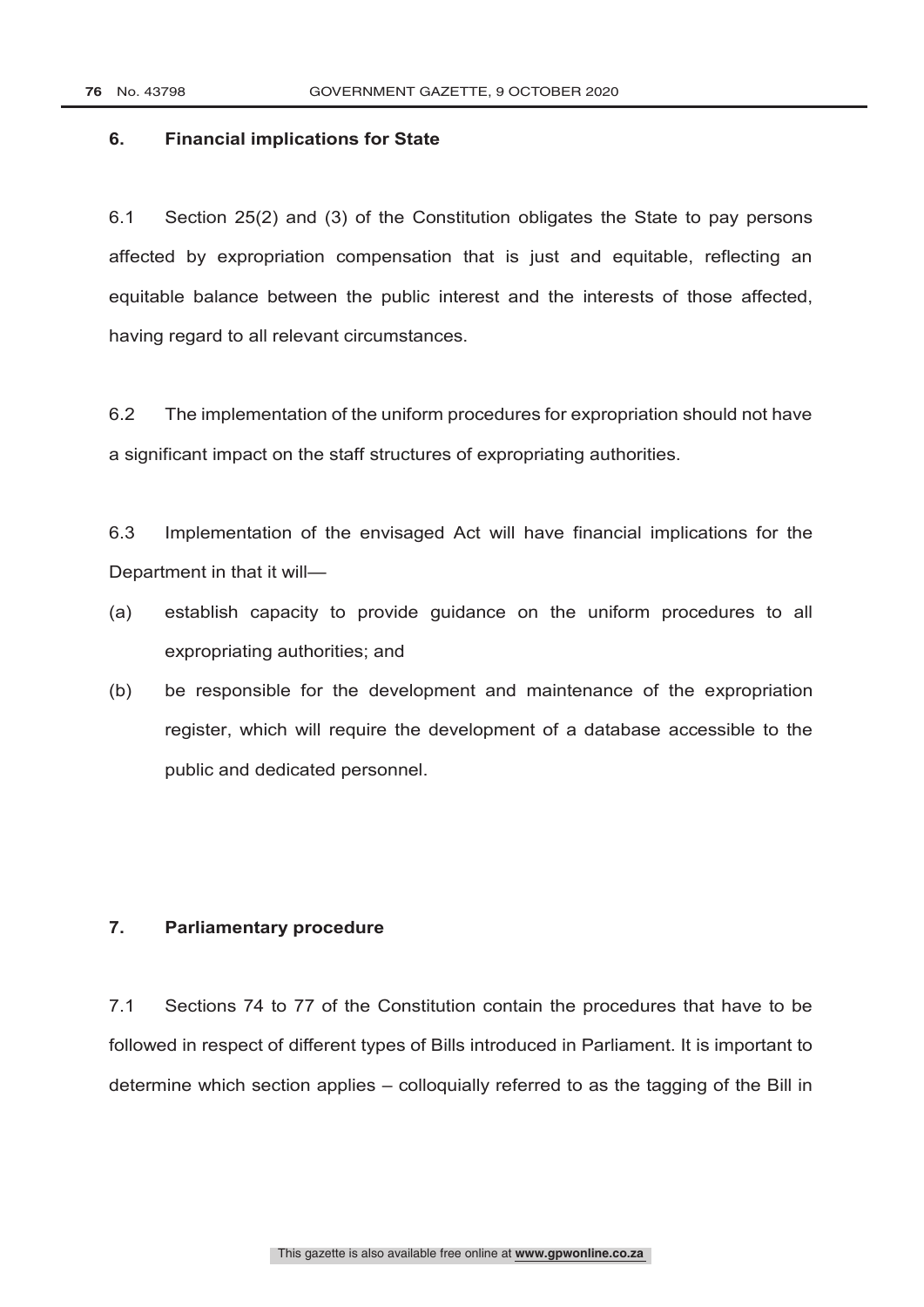## 6. Financial implications for State

6.1 Section 25(2) and (3) of the Constitution obligates the State to pay persons affected by expropriation compensation that is just and equitable, reflecting an equitable balance between the public interest and the interests of those affected, having regard to all relevant circumstances.

6.2 The implementation of the uniform procedures for expropriation should not have a significant impact on the staff structures of expropriating authorities.

6.3 Implementation of the envisaged Act will have financial implications for the Department in that it will—

(a) establish capacity to provide guidance on the uniform procedures to all expropriating authorities; and

(b) be responsible for the development and maintenance of the expropriation register, which will require the development of a database accessible to the public and dedicated personnel.

## 7. Parliamentary procedure

7.1 Sections 74 to 77 of the Constitution contain the procedures that have to be followed in respect of different types of Bills introduced in Parliament. It is important to determine which section applies – colloquially referred to as the tagging of the Bill in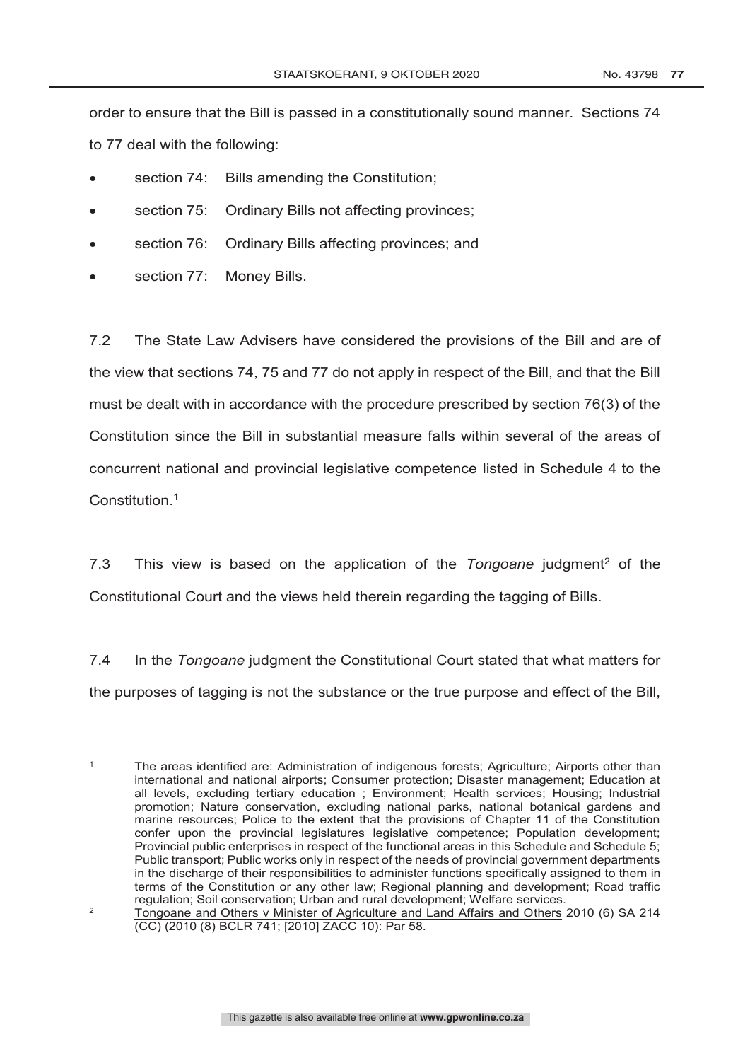order to ensure that the Bill is passed in a constitutionally sound manner. Sections 74 to 77 deal with the following:

- section 74: Bills amending the Constitution;
- section 75: Ordinary Bills not affecting provinces;
- section 76: Ordinary Bills affecting provinces; and
- section 77: Money Bills.

7.2 The State Law Advisers have considered the provisions of the Bill and are of the view that sections 74, 75 and 77 do not apply in respect of the Bill, and that the Bill must be dealt with in accordance with the procedure prescribed by section 76(3) of the Constitution since the Bill in substantial measure falls within several of the areas of concurrent national and provincial legislative competence listed in Schedule 4 to the Constitution.[1]

7.3 This view is based on the application of the *Tongoane* judgment[2] of the Constitutional Court and the views held therein regarding the tagging of Bills.

7.4 In the *Tongoane* judgment the Constitutional Court stated that what matters for the purposes of tagging is not the substance or the true purpose and effect of the Bill,

---

[1] The areas identified are: Administration of indigenous forests; Agriculture; Airports other than international and national airports; Consumer protection; Disaster management; Education at all levels, excluding tertiary education ; Environment; Health services; Housing; Industrial promotion; Nature conservation, excluding national parks, national botanical gardens and marine resources; Police to the extent that the provisions of Chapter 11 of the Constitution confer upon the provincial legislatures legislative competence; Population development; Provincial public enterprises in respect of the functional areas in this Schedule and Schedule 5; Public transport; Public works only in respect of the needs of provincial government departments in the discharge of their responsibilities to administer functions specifically assigned to them in terms of the Constitution or any other law; Regional planning and development; Road traffic regulation; Soil conservation; Urban and rural development; Welfare services.

[2] Tongoane and Others v Minister of Agriculture and Land Affairs and Others 2010 (6) SA 214 (CC) (2010 (8) BCLR 741; [2010] ZACC 10): Par 58.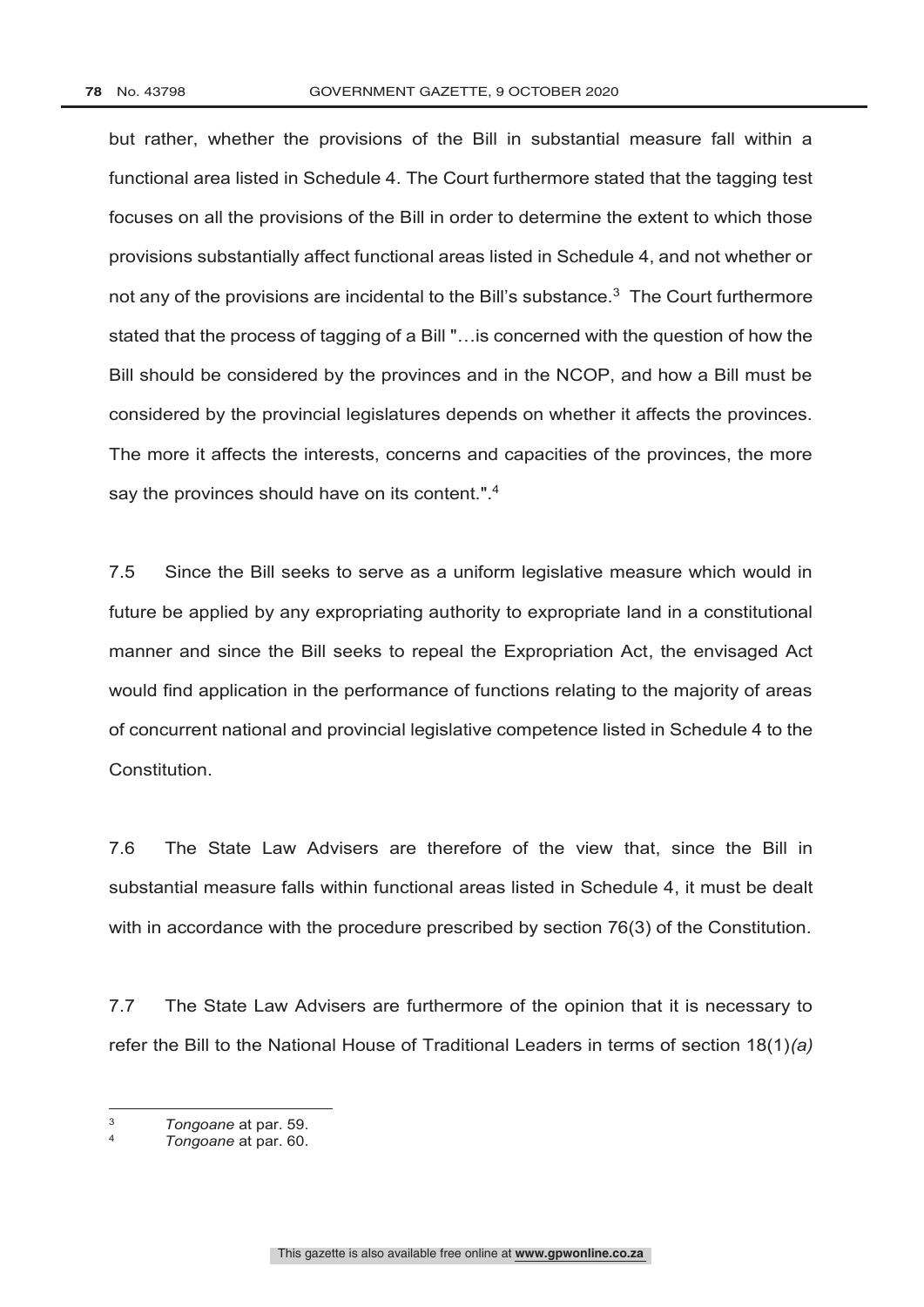but rather, whether the provisions of the Bill in substantial measure fall within a functional area listed in Schedule 4. The Court furthermore stated that the tagging test focuses on all the provisions of the Bill in order to determine the extent to which those provisions substantially affect functional areas listed in Schedule 4, and not whether or not any of the provisions are incidental to the Bill's substance.[3] The Court furthermore stated that the process of tagging of a Bill "…is concerned with the question of how the Bill should be considered by the provinces and in the NCOP, and how a Bill must be considered by the provincial legislatures depends on whether it affects the provinces. The more it affects the interests, concerns and capacities of the provinces, the more say the provinces should have on its content.".[4]

7.5 Since the Bill seeks to serve as a uniform legislative measure which would in future be applied by any expropriating authority to expropriate land in a constitutional manner and since the Bill seeks to repeal the Expropriation Act, the envisaged Act would find application in the performance of functions relating to the majority of areas of concurrent national and provincial legislative competence listed in Schedule 4 to the Constitution.

7.6 The State Law Advisers are therefore of the view that, since the Bill in substantial measure falls within functional areas listed in Schedule 4, it must be dealt with in accordance with the procedure prescribed by section 76(3) of the Constitution.

7.7 The State Law Advisers are furthermore of the opinion that it is necessary to refer the Bill to the National House of Traditional Leaders in terms of section 18(1)*(a)*

---

[3] *Tongoane* at par. 59.

[4] *Tongoane* at par. 60.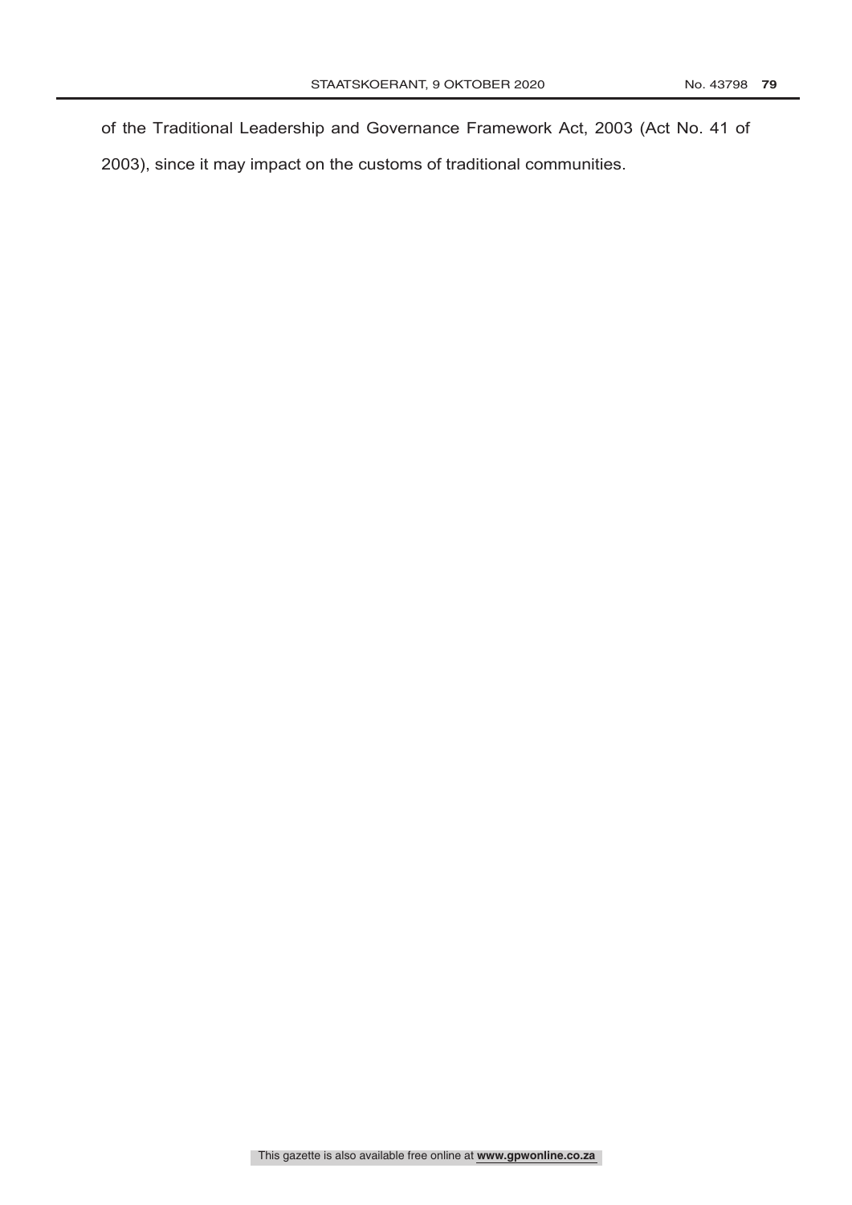of the Traditional Leadership and Governance Framework Act, 2003 (Act No. 41 of 2003), since it may impact on the customs of traditional communities.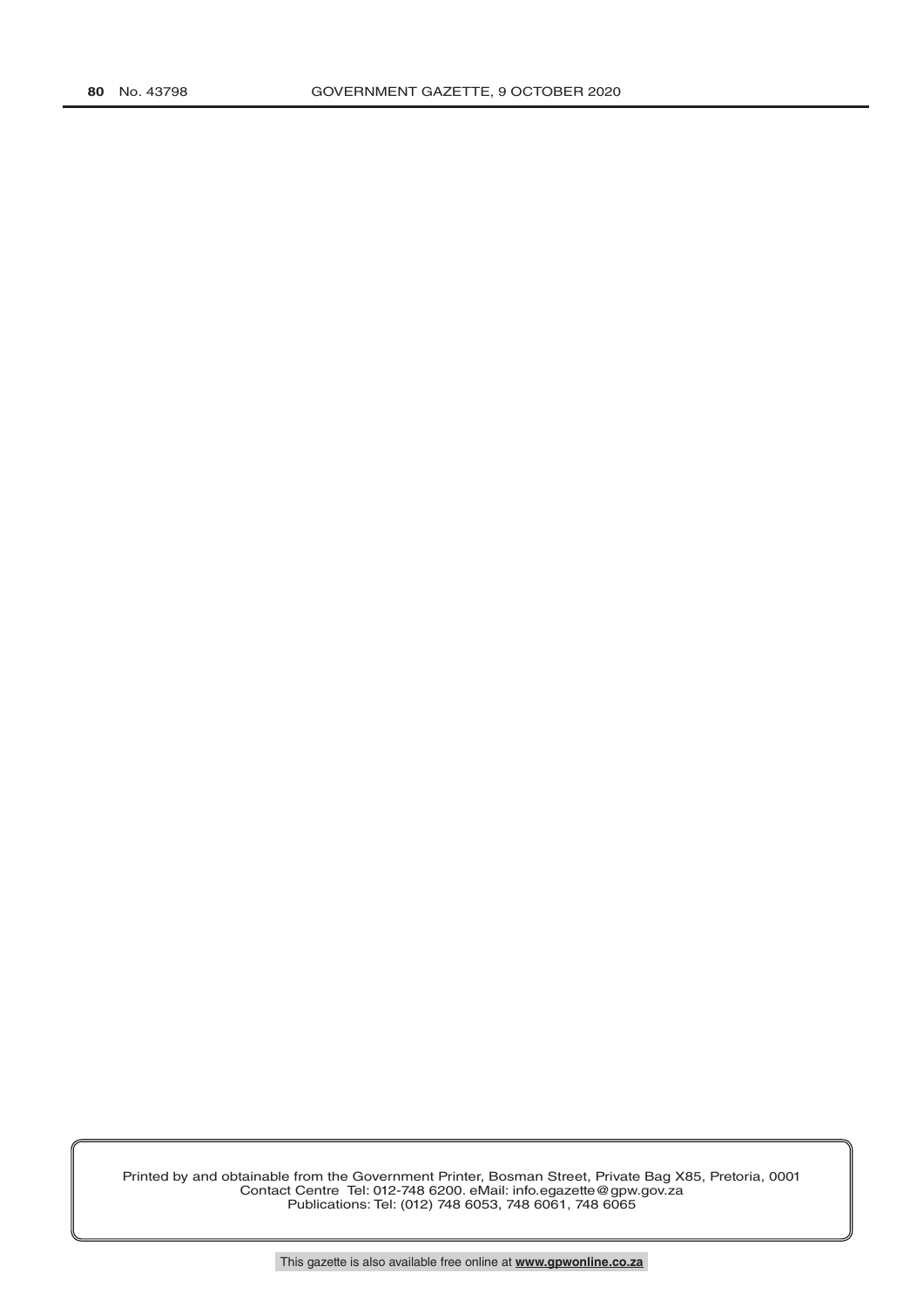Printed by and obtainable from the Government Printer, Bosman Street, Private Bag X85, Pretoria, 0001
Contact Centre Tel: 012-748 6200. eMail: info.egazette@gpw.gov.za
Publications: Tel: (012) 748 6053, 748 6061, 748 6065